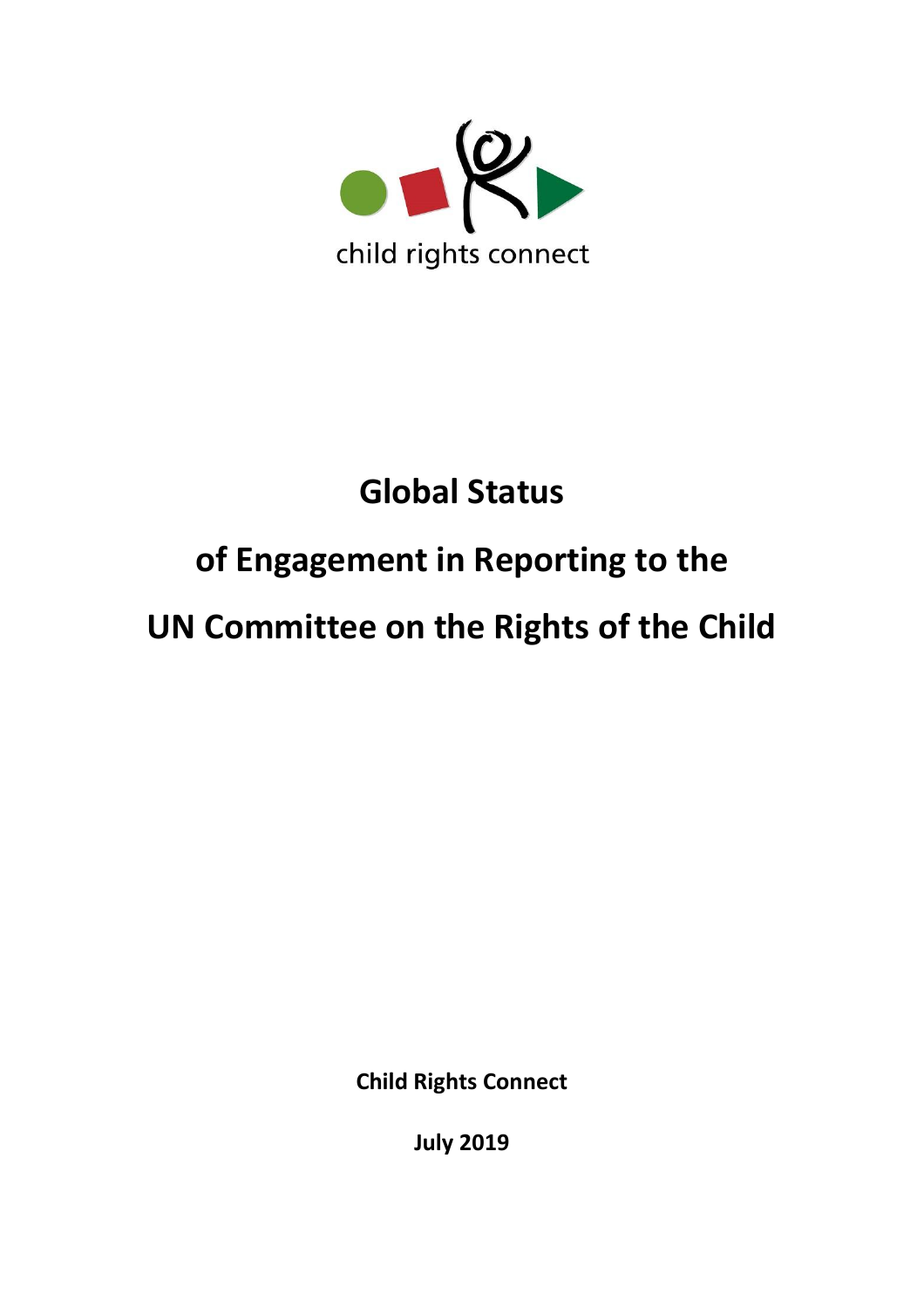child rights connect

# Global Status of Engagement in Reporting to the UN Committee on the Rights of the Child

**Child Rights Connect**

**July 2019**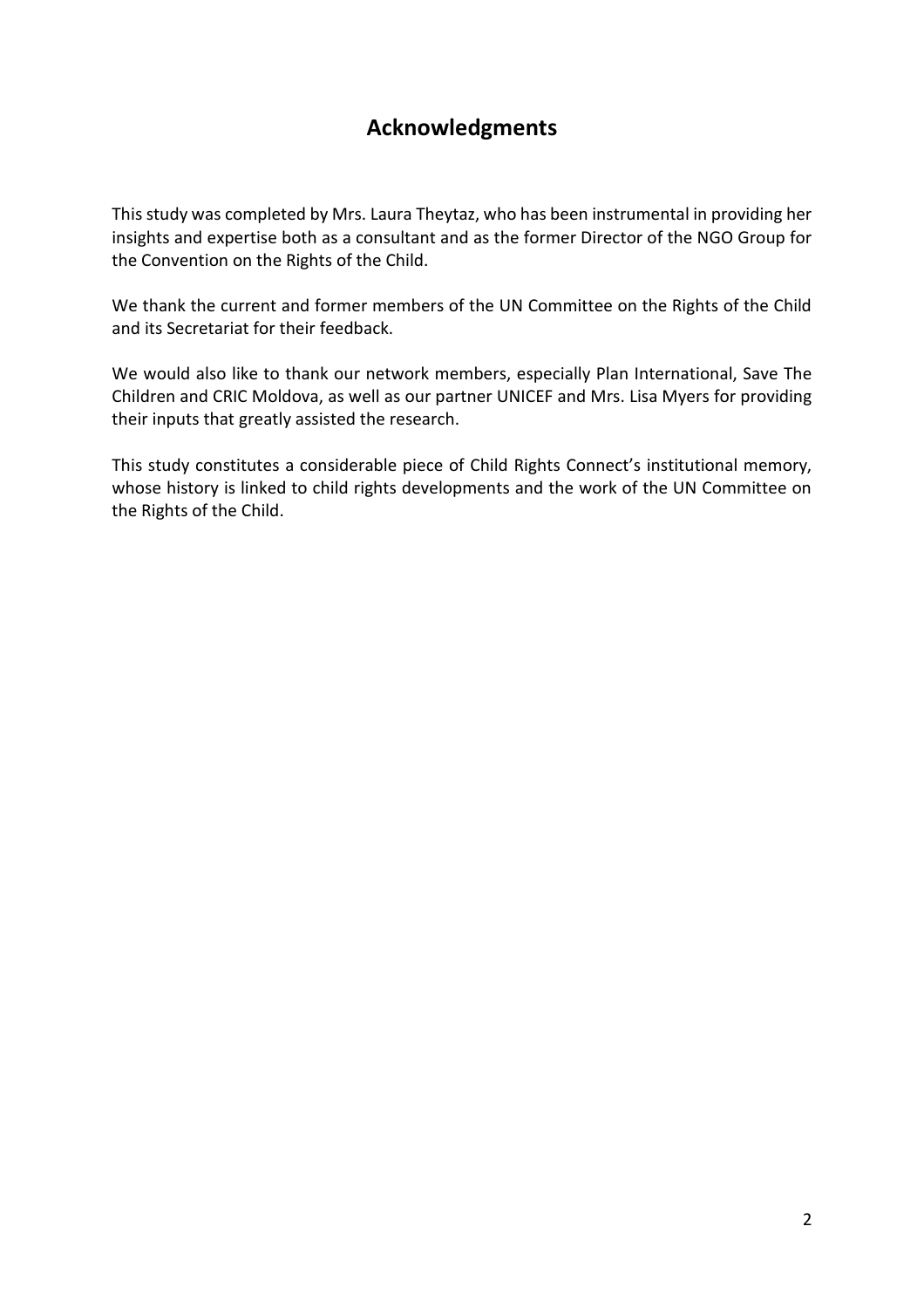## Acknowledgments

This study was completed by Mrs. Laura Theytaz, who has been instrumental in providing her insights and expertise both as a consultant and as the former Director of the NGO Group for the Convention on the Rights of the Child.

We thank the current and former members of the UN Committee on the Rights of the Child and its Secretariat for their feedback.

We would also like to thank our network members, especially Plan International, Save The Children and CRIC Moldova, as well as our partner UNICEF and Mrs. Lisa Myers for providing their inputs that greatly assisted the research.

This study constitutes a considerable piece of Child Rights Connect's institutional memory, whose history is linked to child rights developments and the work of the UN Committee on the Rights of the Child.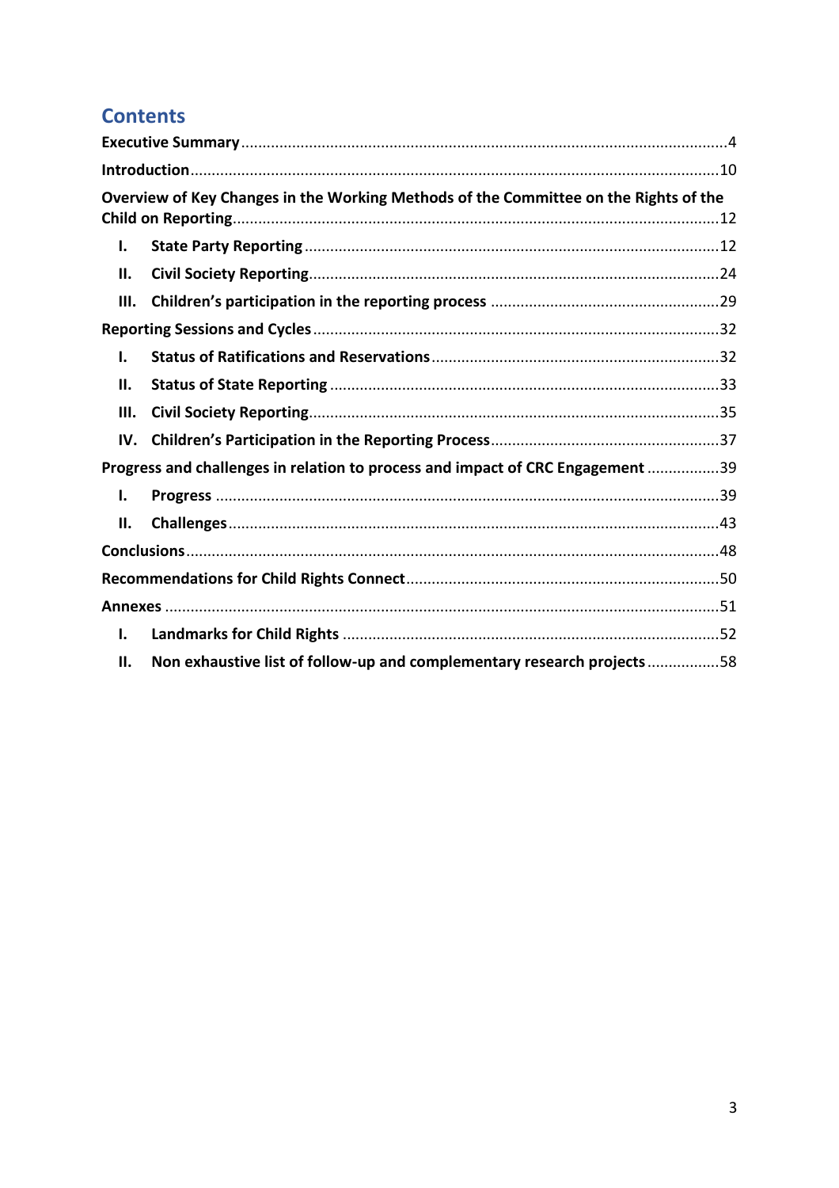# Contents

**Executive Summary**.....4

**Introduction**.....10

**Overview of Key Changes in the Working Methods of the Committee on the Rights of the Child on Reporting**.....12

- **I. State Party Reporting**.....12
- **II. Civil Society Reporting**.....24
- **III. Children's participation in the reporting process**.....29

**Reporting Sessions and Cycles**.....32

- **I. Status of Ratifications and Reservations**.....32
- **II. Status of State Reporting**.....33
- **III. Civil Society Reporting**.....35
- **IV. Children's Participation in the Reporting Process**.....37

**Progress and challenges in relation to process and impact of CRC Engagement**.....39

- **I. Progress**.....39
- **II. Challenges**.....43

**Conclusions**.....48

**Recommendations for Child Rights Connect**.....50

**Annexes**.....51

- **I. Landmarks for Child Rights**.....52
- **II. Non exhaustive list of follow-up and complementary research projects**.....58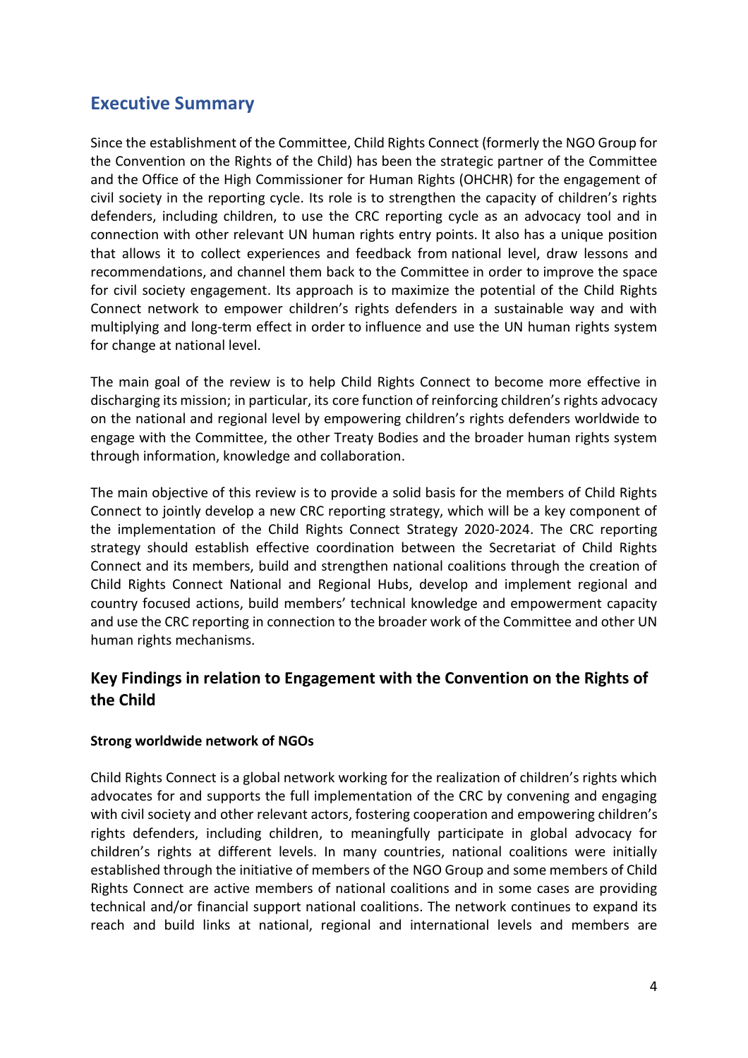## Executive Summary

Since the establishment of the Committee, Child Rights Connect (formerly the NGO Group for the Convention on the Rights of the Child) has been the strategic partner of the Committee and the Office of the High Commissioner for Human Rights (OHCHR) for the engagement of civil society in the reporting cycle. Its role is to strengthen the capacity of children's rights defenders, including children, to use the CRC reporting cycle as an advocacy tool and in connection with other relevant UN human rights entry points. It also has a unique position that allows it to collect experiences and feedback from national level, draw lessons and recommendations, and channel them back to the Committee in order to improve the space for civil society engagement. Its approach is to maximize the potential of the Child Rights Connect network to empower children's rights defenders in a sustainable way and with multiplying and long-term effect in order to influence and use the UN human rights system for change at national level.

The main goal of the review is to help Child Rights Connect to become more effective in discharging its mission; in particular, its core function of reinforcing children's rights advocacy on the national and regional level by empowering children's rights defenders worldwide to engage with the Committee, the other Treaty Bodies and the broader human rights system through information, knowledge and collaboration.

The main objective of this review is to provide a solid basis for the members of Child Rights Connect to jointly develop a new CRC reporting strategy, which will be a key component of the implementation of the Child Rights Connect Strategy 2020-2024. The CRC reporting strategy should establish effective coordination between the Secretariat of Child Rights Connect and its members, build and strengthen national coalitions through the creation of Child Rights Connect National and Regional Hubs, develop and implement regional and country focused actions, build members' technical knowledge and empowerment capacity and use the CRC reporting in connection to the broader work of the Committee and other UN human rights mechanisms.

### Key Findings in relation to Engagement with the Convention on the Rights of the Child

**Strong worldwide network of NGOs**

Child Rights Connect is a global network working for the realization of children's rights which advocates for and supports the full implementation of the CRC by convening and engaging with civil society and other relevant actors, fostering cooperation and empowering children's rights defenders, including children, to meaningfully participate in global advocacy for children's rights at different levels. In many countries, national coalitions were initially established through the initiative of members of the NGO Group and some members of Child Rights Connect are active members of national coalitions and in some cases are providing technical and/or financial support national coalitions. The network continues to expand its reach and build links at national, regional and international levels and members are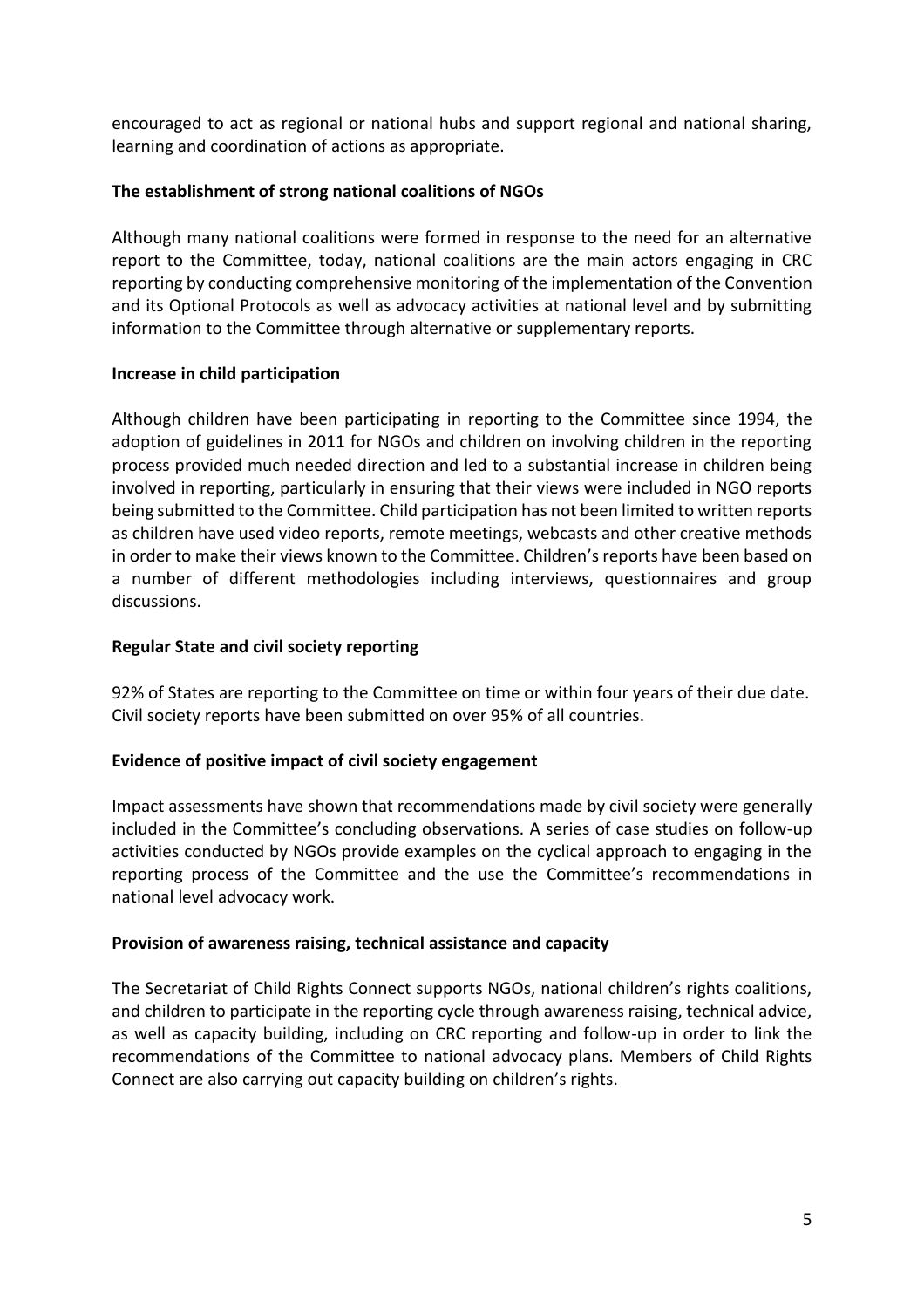encouraged to act as regional or national hubs and support regional and national sharing, learning and coordination of actions as appropriate.

**The establishment of strong national coalitions of NGOs**

Although many national coalitions were formed in response to the need for an alternative report to the Committee, today, national coalitions are the main actors engaging in CRC reporting by conducting comprehensive monitoring of the implementation of the Convention and its Optional Protocols as well as advocacy activities at national level and by submitting information to the Committee through alternative or supplementary reports.

**Increase in child participation**

Although children have been participating in reporting to the Committee since 1994, the adoption of guidelines in 2011 for NGOs and children on involving children in the reporting process provided much needed direction and led to a substantial increase in children being involved in reporting, particularly in ensuring that their views were included in NGO reports being submitted to the Committee. Child participation has not been limited to written reports as children have used video reports, remote meetings, webcasts and other creative methods in order to make their views known to the Committee. Children's reports have been based on a number of different methodologies including interviews, questionnaires and group discussions.

**Regular State and civil society reporting**

92% of States are reporting to the Committee on time or within four years of their due date. Civil society reports have been submitted on over 95% of all countries.

**Evidence of positive impact of civil society engagement**

Impact assessments have shown that recommendations made by civil society were generally included in the Committee's concluding observations. A series of case studies on follow-up activities conducted by NGOs provide examples on the cyclical approach to engaging in the reporting process of the Committee and the use the Committee's recommendations in national level advocacy work.

**Provision of awareness raising, technical assistance and capacity**

The Secretariat of Child Rights Connect supports NGOs, national children's rights coalitions, and children to participate in the reporting cycle through awareness raising, technical advice, as well as capacity building, including on CRC reporting and follow-up in order to link the recommendations of the Committee to national advocacy plans. Members of Child Rights Connect are also carrying out capacity building on children's rights.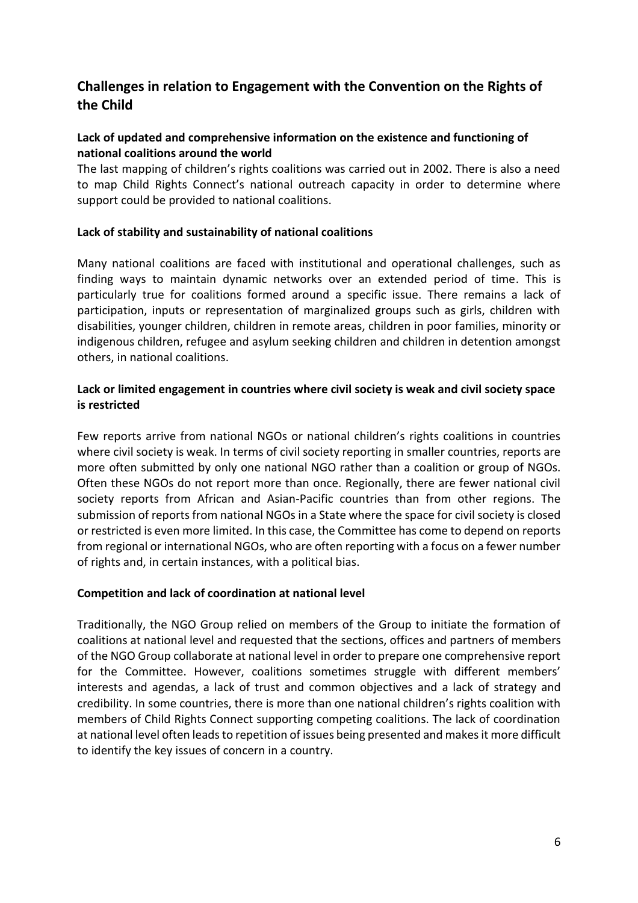## Challenges in relation to Engagement with the Convention on the Rights of the Child

### Lack of updated and comprehensive information on the existence and functioning of national coalitions around the world

The last mapping of children's rights coalitions was carried out in 2002. There is also a need to map Child Rights Connect's national outreach capacity in order to determine where support could be provided to national coalitions.

### Lack of stability and sustainability of national coalitions

Many national coalitions are faced with institutional and operational challenges, such as finding ways to maintain dynamic networks over an extended period of time. This is particularly true for coalitions formed around a specific issue. There remains a lack of participation, inputs or representation of marginalized groups such as girls, children with disabilities, younger children, children in remote areas, children in poor families, minority or indigenous children, refugee and asylum seeking children and children in detention amongst others, in national coalitions.

### Lack or limited engagement in countries where civil society is weak and civil society space is restricted

Few reports arrive from national NGOs or national children's rights coalitions in countries where civil society is weak. In terms of civil society reporting in smaller countries, reports are more often submitted by only one national NGO rather than a coalition or group of NGOs. Often these NGOs do not report more than once. Regionally, there are fewer national civil society reports from African and Asian-Pacific countries than from other regions. The submission of reports from national NGOs in a State where the space for civil society is closed or restricted is even more limited. In this case, the Committee has come to depend on reports from regional or international NGOs, who are often reporting with a focus on a fewer number of rights and, in certain instances, with a political bias.

### Competition and lack of coordination at national level

Traditionally, the NGO Group relied on members of the Group to initiate the formation of coalitions at national level and requested that the sections, offices and partners of members of the NGO Group collaborate at national level in order to prepare one comprehensive report for the Committee. However, coalitions sometimes struggle with different members' interests and agendas, a lack of trust and common objectives and a lack of strategy and credibility. In some countries, there is more than one national children's rights coalition with members of Child Rights Connect supporting competing coalitions. The lack of coordination at national level often leads to repetition of issues being presented and makes it more difficult to identify the key issues of concern in a country.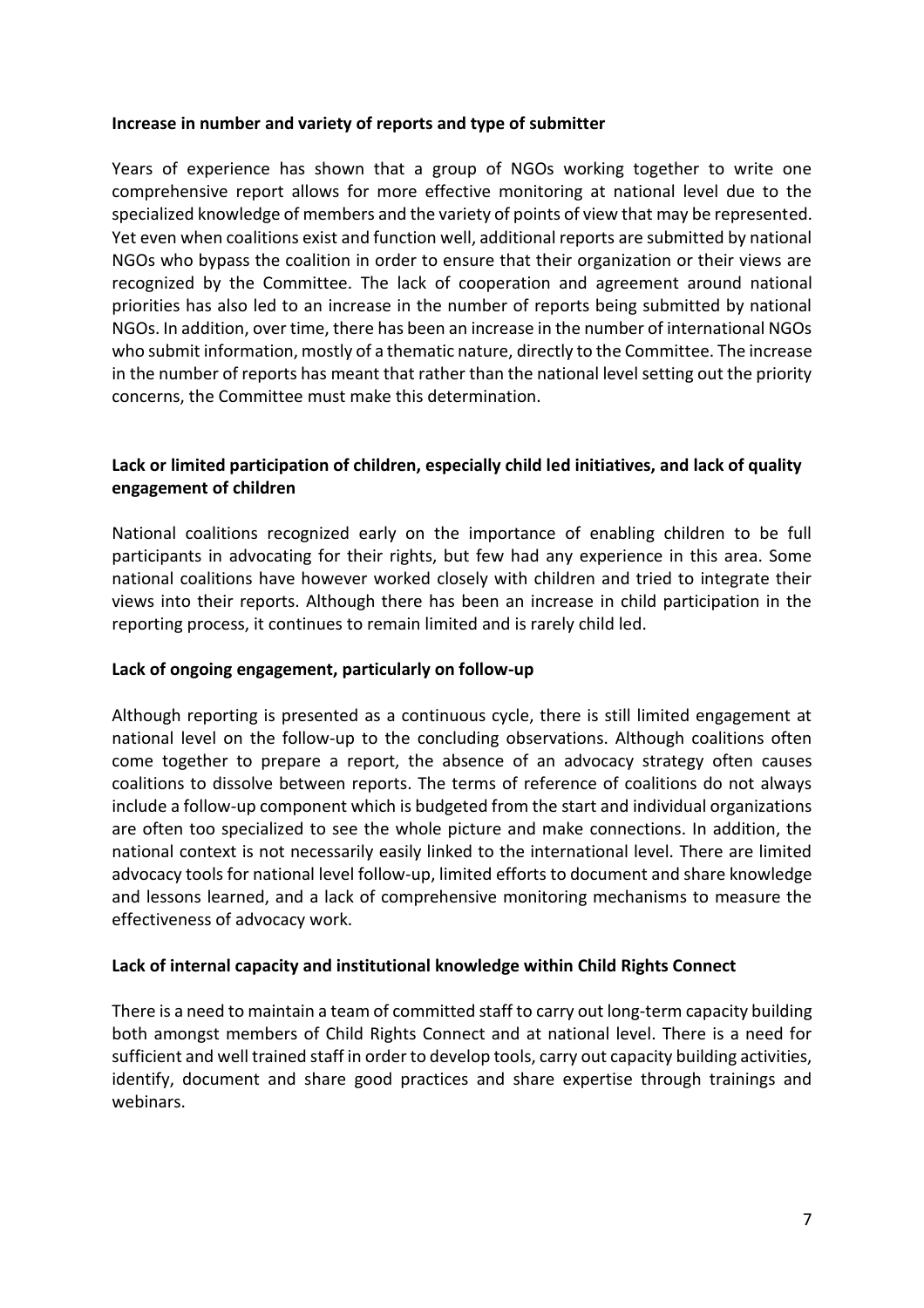**Increase in number and variety of reports and type of submitter**

Years of experience has shown that a group of NGOs working together to write one comprehensive report allows for more effective monitoring at national level due to the specialized knowledge of members and the variety of points of view that may be represented. Yet even when coalitions exist and function well, additional reports are submitted by national NGOs who bypass the coalition in order to ensure that their organization or their views are recognized by the Committee. The lack of cooperation and agreement around national priorities has also led to an increase in the number of reports being submitted by national NGOs. In addition, over time, there has been an increase in the number of international NGOs who submit information, mostly of a thematic nature, directly to the Committee. The increase in the number of reports has meant that rather than the national level setting out the priority concerns, the Committee must make this determination.

**Lack or limited participation of children, especially child led initiatives, and lack of quality engagement of children**

National coalitions recognized early on the importance of enabling children to be full participants in advocating for their rights, but few had any experience in this area. Some national coalitions have however worked closely with children and tried to integrate their views into their reports. Although there has been an increase in child participation in the reporting process, it continues to remain limited and is rarely child led.

**Lack of ongoing engagement, particularly on follow-up**

Although reporting is presented as a continuous cycle, there is still limited engagement at national level on the follow-up to the concluding observations. Although coalitions often come together to prepare a report, the absence of an advocacy strategy often causes coalitions to dissolve between reports. The terms of reference of coalitions do not always include a follow-up component which is budgeted from the start and individual organizations are often too specialized to see the whole picture and make connections. In addition, the national context is not necessarily easily linked to the international level. There are limited advocacy tools for national level follow-up, limited efforts to document and share knowledge and lessons learned, and a lack of comprehensive monitoring mechanisms to measure the effectiveness of advocacy work.

**Lack of internal capacity and institutional knowledge within Child Rights Connect**

There is a need to maintain a team of committed staff to carry out long-term capacity building both amongst members of Child Rights Connect and at national level. There is a need for sufficient and well trained staff in order to develop tools, carry out capacity building activities, identify, document and share good practices and share expertise through trainings and webinars.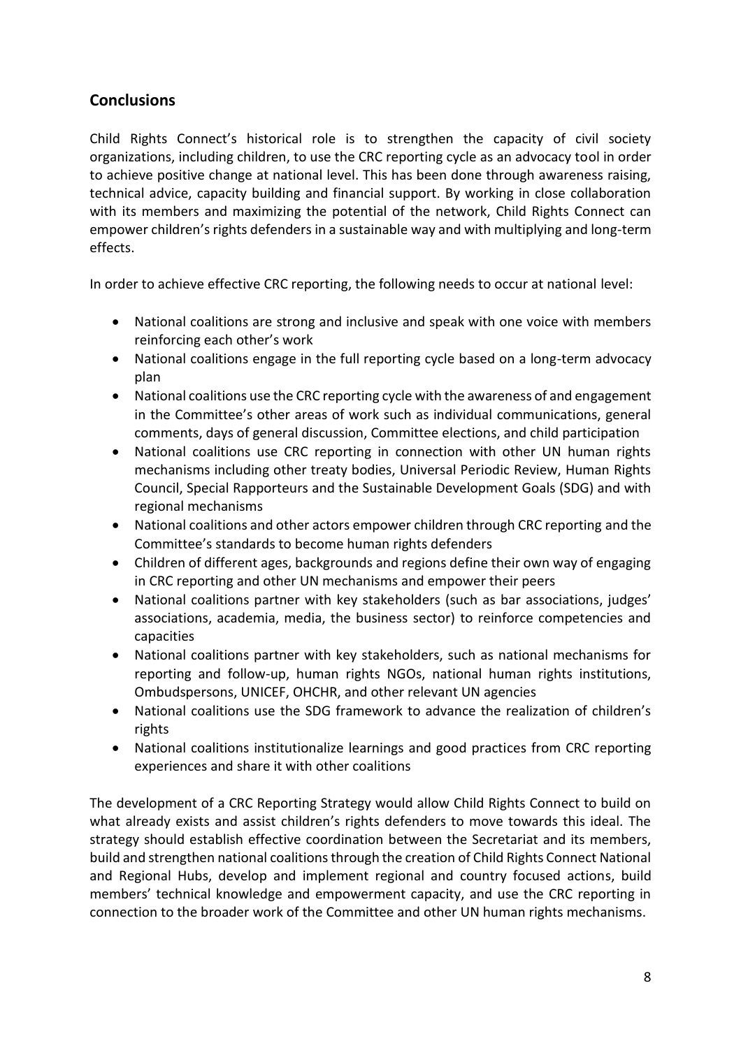## Conclusions

Child Rights Connect's historical role is to strengthen the capacity of civil society organizations, including children, to use the CRC reporting cycle as an advocacy tool in order to achieve positive change at national level. This has been done through awareness raising, technical advice, capacity building and financial support. By working in close collaboration with its members and maximizing the potential of the network, Child Rights Connect can empower children's rights defenders in a sustainable way and with multiplying and long-term effects.

In order to achieve effective CRC reporting, the following needs to occur at national level:

- National coalitions are strong and inclusive and speak with one voice with members reinforcing each other's work
- National coalitions engage in the full reporting cycle based on a long-term advocacy plan
- National coalitions use the CRC reporting cycle with the awareness of and engagement in the Committee's other areas of work such as individual communications, general comments, days of general discussion, Committee elections, and child participation
- National coalitions use CRC reporting in connection with other UN human rights mechanisms including other treaty bodies, Universal Periodic Review, Human Rights Council, Special Rapporteurs and the Sustainable Development Goals (SDG) and with regional mechanisms
- National coalitions and other actors empower children through CRC reporting and the Committee's standards to become human rights defenders
- Children of different ages, backgrounds and regions define their own way of engaging in CRC reporting and other UN mechanisms and empower their peers
- National coalitions partner with key stakeholders (such as bar associations, judges' associations, academia, media, the business sector) to reinforce competencies and capacities
- National coalitions partner with key stakeholders, such as national mechanisms for reporting and follow-up, human rights NGOs, national human rights institutions, Ombudspersons, UNICEF, OHCHR, and other relevant UN agencies
- National coalitions use the SDG framework to advance the realization of children's rights
- National coalitions institutionalize learnings and good practices from CRC reporting experiences and share it with other coalitions

The development of a CRC Reporting Strategy would allow Child Rights Connect to build on what already exists and assist children's rights defenders to move towards this ideal. The strategy should establish effective coordination between the Secretariat and its members, build and strengthen national coalitions through the creation of Child Rights Connect National and Regional Hubs, develop and implement regional and country focused actions, build members' technical knowledge and empowerment capacity, and use the CRC reporting in connection to the broader work of the Committee and other UN human rights mechanisms.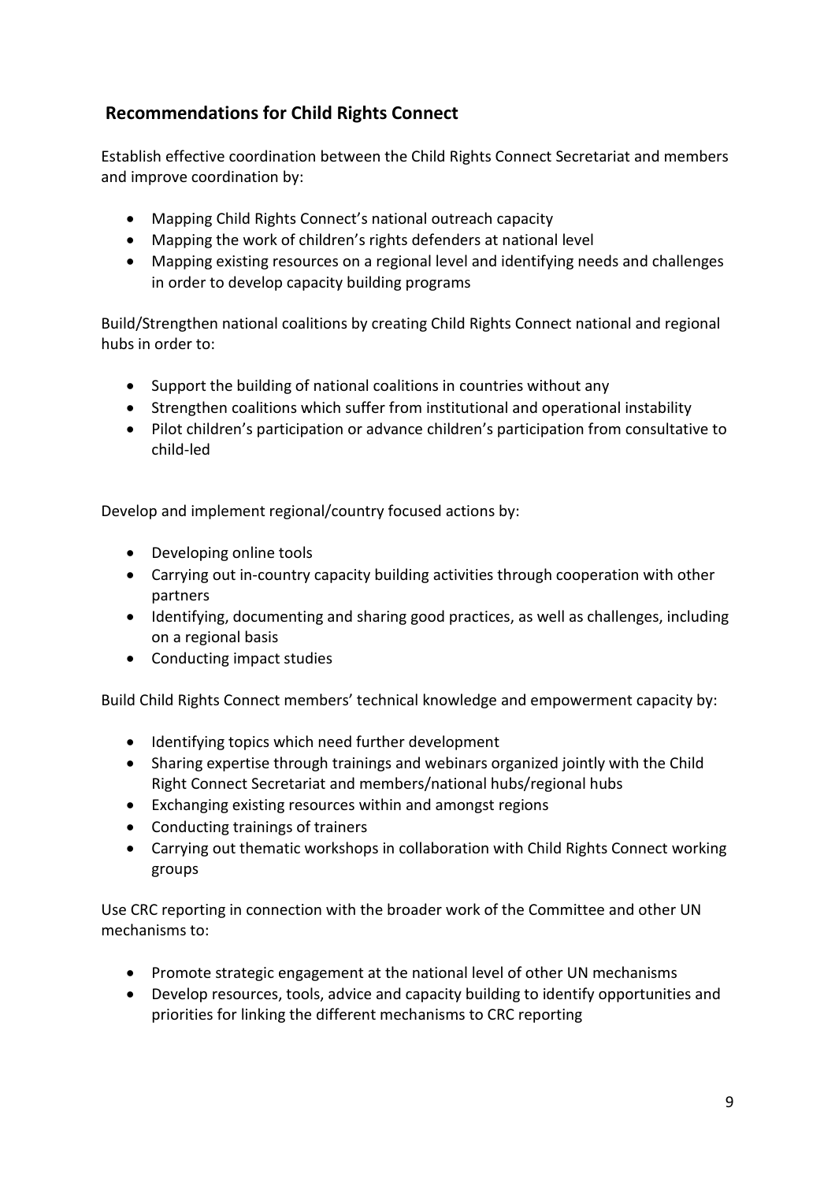## Recommendations for Child Rights Connect

Establish effective coordination between the Child Rights Connect Secretariat and members and improve coordination by:

- Mapping Child Rights Connect's national outreach capacity
- Mapping the work of children's rights defenders at national level
- Mapping existing resources on a regional level and identifying needs and challenges in order to develop capacity building programs

Build/Strengthen national coalitions by creating Child Rights Connect national and regional hubs in order to:

- Support the building of national coalitions in countries without any
- Strengthen coalitions which suffer from institutional and operational instability
- Pilot children's participation or advance children's participation from consultative to child-led

Develop and implement regional/country focused actions by:

- Developing online tools
- Carrying out in-country capacity building activities through cooperation with other partners
- Identifying, documenting and sharing good practices, as well as challenges, including on a regional basis
- Conducting impact studies

Build Child Rights Connect members' technical knowledge and empowerment capacity by:

- Identifying topics which need further development
- Sharing expertise through trainings and webinars organized jointly with the Child Right Connect Secretariat and members/national hubs/regional hubs
- Exchanging existing resources within and amongst regions
- Conducting trainings of trainers
- Carrying out thematic workshops in collaboration with Child Rights Connect working groups

Use CRC reporting in connection with the broader work of the Committee and other UN mechanisms to:

- Promote strategic engagement at the national level of other UN mechanisms
- Develop resources, tools, advice and capacity building to identify opportunities and priorities for linking the different mechanisms to CRC reporting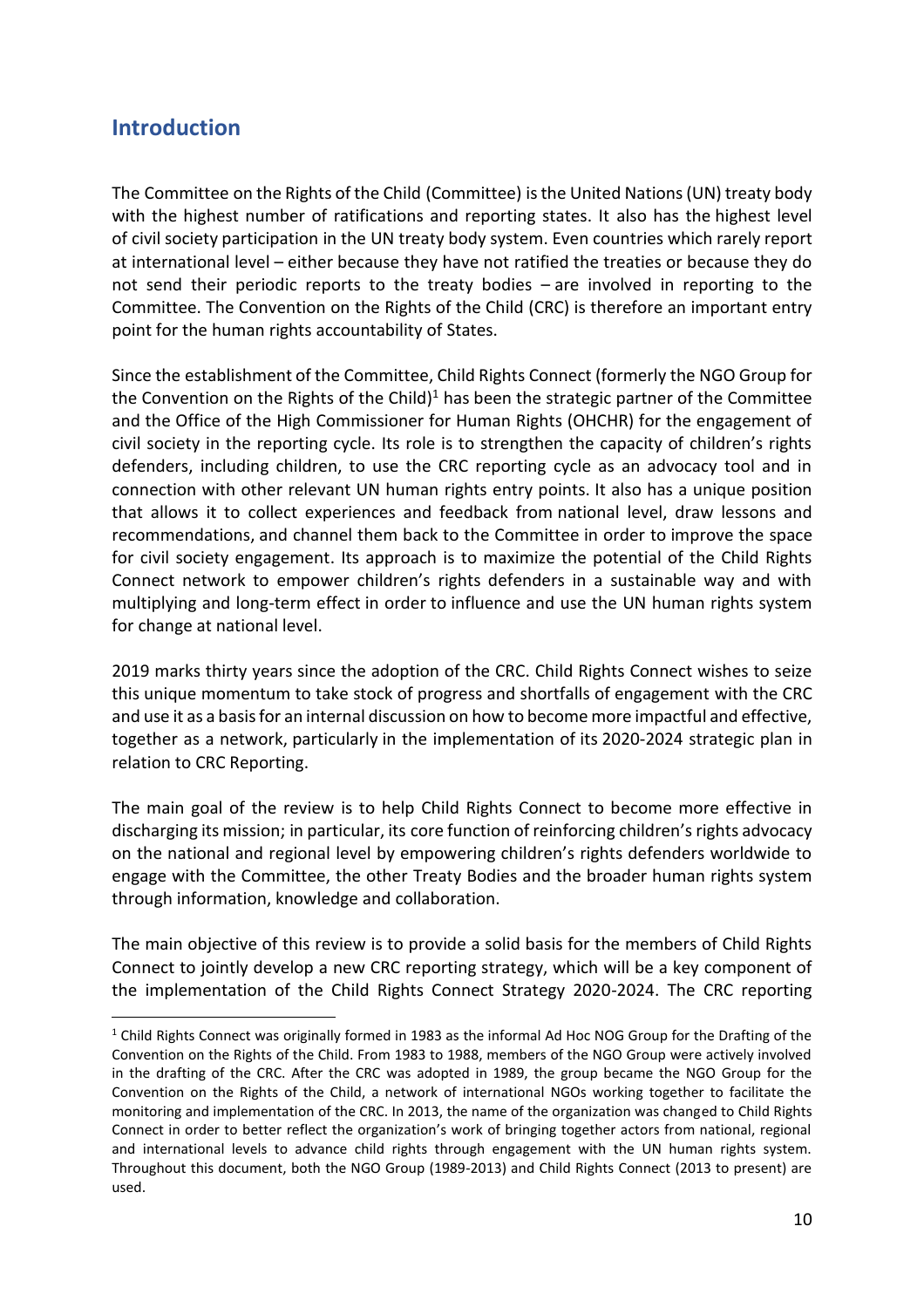## Introduction

The Committee on the Rights of the Child (Committee) is the United Nations (UN) treaty body with the highest number of ratifications and reporting states. It also has the highest level of civil society participation in the UN treaty body system. Even countries which rarely report at international level – either because they have not ratified the treaties or because they do not send their periodic reports to the treaty bodies – are involved in reporting to the Committee. The Convention on the Rights of the Child (CRC) is therefore an important entry point for the human rights accountability of States.

Since the establishment of the Committee, Child Rights Connect (formerly the NGO Group for the Convention on the Rights of the Child)[1] has been the strategic partner of the Committee and the Office of the High Commissioner for Human Rights (OHCHR) for the engagement of civil society in the reporting cycle. Its role is to strengthen the capacity of children's rights defenders, including children, to use the CRC reporting cycle as an advocacy tool and in connection with other relevant UN human rights entry points. It also has a unique position that allows it to collect experiences and feedback from national level, draw lessons and recommendations, and channel them back to the Committee in order to improve the space for civil society engagement. Its approach is to maximize the potential of the Child Rights Connect network to empower children's rights defenders in a sustainable way and with multiplying and long-term effect in order to influence and use the UN human rights system for change at national level.

2019 marks thirty years since the adoption of the CRC. Child Rights Connect wishes to seize this unique momentum to take stock of progress and shortfalls of engagement with the CRC and use it as a basis for an internal discussion on how to become more impactful and effective, together as a network, particularly in the implementation of its 2020-2024 strategic plan in relation to CRC Reporting.

The main goal of the review is to help Child Rights Connect to become more effective in discharging its mission; in particular, its core function of reinforcing children's rights advocacy on the national and regional level by empowering children's rights defenders worldwide to engage with the Committee, the other Treaty Bodies and the broader human rights system through information, knowledge and collaboration.

The main objective of this review is to provide a solid basis for the members of Child Rights Connect to jointly develop a new CRC reporting strategy, which will be a key component of the implementation of the Child Rights Connect Strategy 2020-2024. The CRC reporting

---

[1] Child Rights Connect was originally formed in 1983 as the informal Ad Hoc NOG Group for the Drafting of the Convention on the Rights of the Child. From 1983 to 1988, members of the NGO Group were actively involved in the drafting of the CRC. After the CRC was adopted in 1989, the group became the NGO Group for the Convention on the Rights of the Child, a network of international NGOs working together to facilitate the monitoring and implementation of the CRC. In 2013, the name of the organization was changed to Child Rights Connect in order to better reflect the organization's work of bringing together actors from national, regional and international levels to advance child rights through engagement with the UN human rights system. Throughout this document, both the NGO Group (1989-2013) and Child Rights Connect (2013 to present) are used.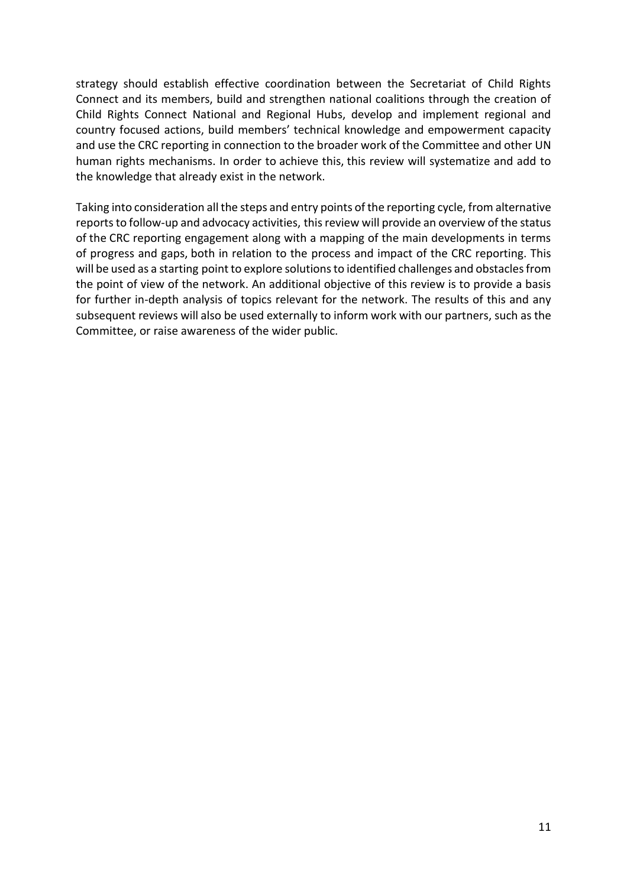strategy should establish effective coordination between the Secretariat of Child Rights Connect and its members, build and strengthen national coalitions through the creation of Child Rights Connect National and Regional Hubs, develop and implement regional and country focused actions, build members' technical knowledge and empowerment capacity and use the CRC reporting in connection to the broader work of the Committee and other UN human rights mechanisms. In order to achieve this, this review will systematize and add to the knowledge that already exist in the network.

Taking into consideration all the steps and entry points of the reporting cycle, from alternative reports to follow-up and advocacy activities, this review will provide an overview of the status of the CRC reporting engagement along with a mapping of the main developments in terms of progress and gaps, both in relation to the process and impact of the CRC reporting. This will be used as a starting point to explore solutions to identified challenges and obstacles from the point of view of the network. An additional objective of this review is to provide a basis for further in-depth analysis of topics relevant for the network. The results of this and any subsequent reviews will also be used externally to inform work with our partners, such as the Committee, or raise awareness of the wider public.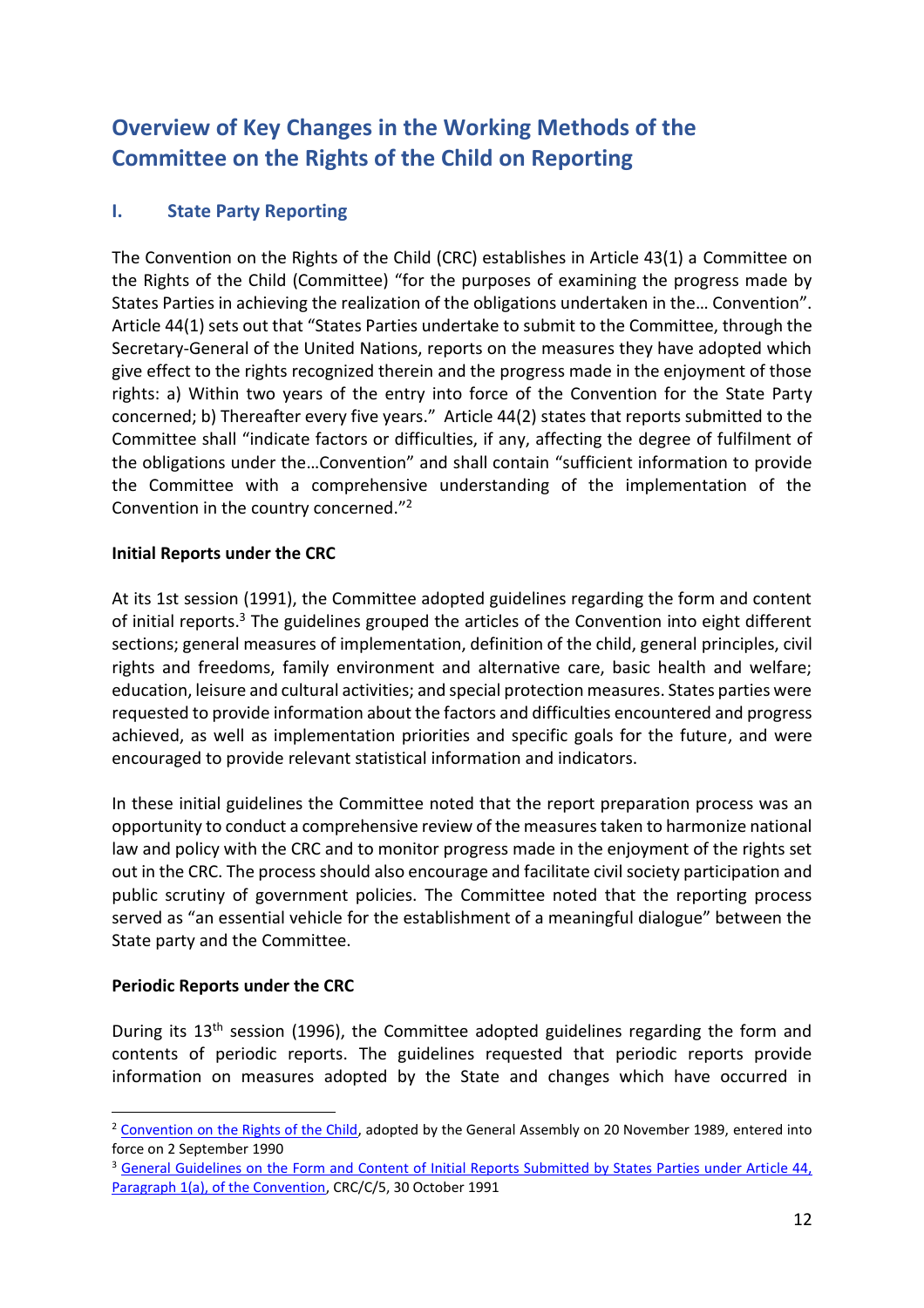# Overview of Key Changes in the Working Methods of the Committee on the Rights of the Child on Reporting

## I. State Party Reporting

The Convention on the Rights of the Child (CRC) establishes in Article 43(1) a Committee on the Rights of the Child (Committee) "for the purposes of examining the progress made by States Parties in achieving the realization of the obligations undertaken in the… Convention". Article 44(1) sets out that "States Parties undertake to submit to the Committee, through the Secretary-General of the United Nations, reports on the measures they have adopted which give effect to the rights recognized therein and the progress made in the enjoyment of those rights: a) Within two years of the entry into force of the Convention for the State Party concerned; b) Thereafter every five years." Article 44(2) states that reports submitted to the Committee shall "indicate factors or difficulties, if any, affecting the degree of fulfilment of the obligations under the…Convention" and shall contain "sufficient information to provide the Committee with a comprehensive understanding of the implementation of the Convention in the country concerned."[2]

**Initial Reports under the CRC**

At its 1st session (1991), the Committee adopted guidelines regarding the form and content of initial reports.[3] The guidelines grouped the articles of the Convention into eight different sections; general measures of implementation, definition of the child, general principles, civil rights and freedoms, family environment and alternative care, basic health and welfare; education, leisure and cultural activities; and special protection measures. States parties were requested to provide information about the factors and difficulties encountered and progress achieved, as well as implementation priorities and specific goals for the future, and were encouraged to provide relevant statistical information and indicators.

In these initial guidelines the Committee noted that the report preparation process was an opportunity to conduct a comprehensive review of the measures taken to harmonize national law and policy with the CRC and to monitor progress made in the enjoyment of the rights set out in the CRC. The process should also encourage and facilitate civil society participation and public scrutiny of government policies. The Committee noted that the reporting process served as "an essential vehicle for the establishment of a meaningful dialogue" between the State party and the Committee.

**Periodic Reports under the CRC**

During its 13th session (1996), the Committee adopted guidelines regarding the form and contents of periodic reports. The guidelines requested that periodic reports provide information on measures adopted by the State and changes which have occurred in

---

[2] Convention on the Rights of the Child, adopted by the General Assembly on 20 November 1989, entered into force on 2 September 1990

[3] General Guidelines on the Form and Content of Initial Reports Submitted by States Parties under Article 44, Paragraph 1(a), of the Convention, CRC/C/5, 30 October 1991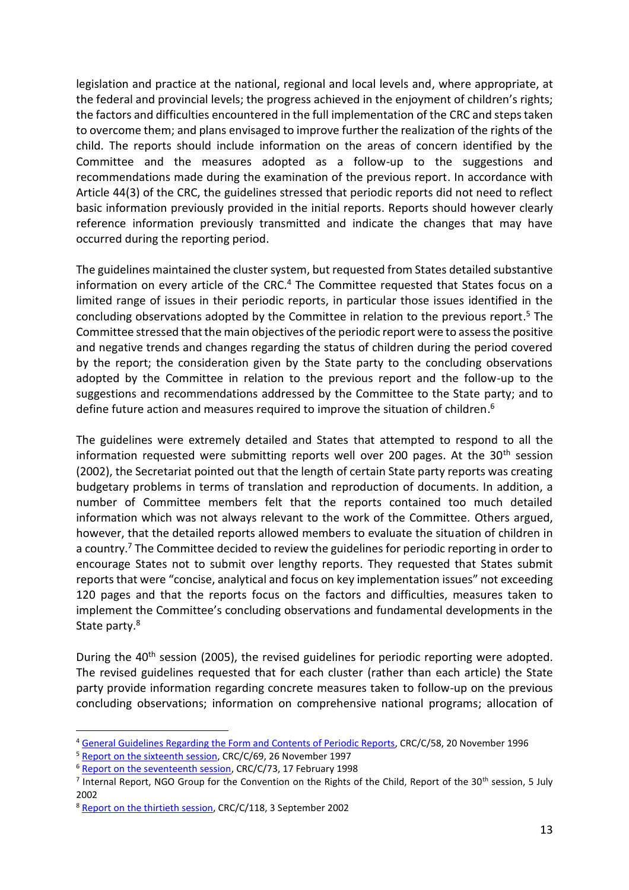legislation and practice at the national, regional and local levels and, where appropriate, at the federal and provincial levels; the progress achieved in the enjoyment of children's rights; the factors and difficulties encountered in the full implementation of the CRC and steps taken to overcome them; and plans envisaged to improve further the realization of the rights of the child. The reports should include information on the areas of concern identified by the Committee and the measures adopted as a follow-up to the suggestions and recommendations made during the examination of the previous report. In accordance with Article 44(3) of the CRC, the guidelines stressed that periodic reports did not need to reflect basic information previously provided in the initial reports. Reports should however clearly reference information previously transmitted and indicate the changes that may have occurred during the reporting period.

The guidelines maintained the cluster system, but requested from States detailed substantive information on every article of the CRC.[4] The Committee requested that States focus on a limited range of issues in their periodic reports, in particular those issues identified in the concluding observations adopted by the Committee in relation to the previous report.[5] The Committee stressed that the main objectives of the periodic report were to assess the positive and negative trends and changes regarding the status of children during the period covered by the report; the consideration given by the State party to the concluding observations adopted by the Committee in relation to the previous report and the follow-up to the suggestions and recommendations addressed by the Committee to the State party; and to define future action and measures required to improve the situation of children.[6]

The guidelines were extremely detailed and States that attempted to respond to all the information requested were submitting reports well over 200 pages. At the 30th session (2002), the Secretariat pointed out that the length of certain State party reports was creating budgetary problems in terms of translation and reproduction of documents. In addition, a number of Committee members felt that the reports contained too much detailed information which was not always relevant to the work of the Committee. Others argued, however, that the detailed reports allowed members to evaluate the situation of children in a country.[7] The Committee decided to review the guidelines for periodic reporting in order to encourage States not to submit over lengthy reports. They requested that States submit reports that were "concise, analytical and focus on key implementation issues" not exceeding 120 pages and that the reports focus on the factors and difficulties, measures taken to implement the Committee's concluding observations and fundamental developments in the State party.[8]

During the 40th session (2005), the revised guidelines for periodic reporting were adopted. The revised guidelines requested that for each cluster (rather than each article) the State party provide information regarding concrete measures taken to follow-up on the previous concluding observations; information on comprehensive national programs; allocation of

---

[4] General Guidelines Regarding the Form and Contents of Periodic Reports, CRC/C/58, 20 November 1996

[5] Report on the sixteenth session, CRC/C/69, 26 November 1997

[6] Report on the seventeenth session, CRC/C/73, 17 February 1998

[7] Internal Report, NGO Group for the Convention on the Rights of the Child, Report of the 30th session, 5 July 2002

[8] Report on the thirtieth session, CRC/C/118, 3 September 2002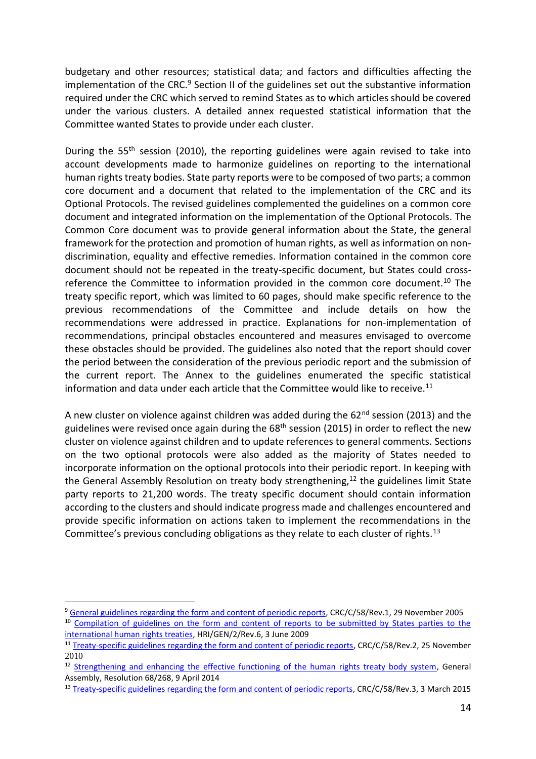budgetary and other resources; statistical data; and factors and difficulties affecting the implementation of the CRC.[9] Section II of the guidelines set out the substantive information required under the CRC which served to remind States as to which articles should be covered under the various clusters. A detailed annex requested statistical information that the Committee wanted States to provide under each cluster.

During the 55th session (2010), the reporting guidelines were again revised to take into account developments made to harmonize guidelines on reporting to the international human rights treaty bodies. State party reports were to be composed of two parts; a common core document and a document that related to the implementation of the CRC and its Optional Protocols. The revised guidelines complemented the guidelines on a common core document and integrated information on the implementation of the Optional Protocols. The Common Core document was to provide general information about the State, the general framework for the protection and promotion of human rights, as well as information on non-discrimination, equality and effective remedies. Information contained in the common core document should not be repeated in the treaty-specific document, but States could cross-reference the Committee to information provided in the common core document.[10] The treaty specific report, which was limited to 60 pages, should make specific reference to the previous recommendations of the Committee and include details on how the recommendations were addressed in practice. Explanations for non-implementation of recommendations, principal obstacles encountered and measures envisaged to overcome these obstacles should be provided. The guidelines also noted that the report should cover the period between the consideration of the previous periodic report and the submission of the current report. The Annex to the guidelines enumerated the specific statistical information and data under each article that the Committee would like to receive.[11]

A new cluster on violence against children was added during the 62nd session (2013) and the guidelines were revised once again during the 68th session (2015) in order to reflect the new cluster on violence against children and to update references to general comments. Sections on the two optional protocols were also added as the majority of States needed to incorporate information on the optional protocols into their periodic report. In keeping with the General Assembly Resolution on treaty body strengthening,[12] the guidelines limit State party reports to 21,200 words. The treaty specific document should contain information according to the clusters and should indicate progress made and challenges encountered and provide specific information on actions taken to implement the recommendations in the Committee's previous concluding obligations as they relate to each cluster of rights.[13]

---

[9] General guidelines regarding the form and content of periodic reports, CRC/C/58/Rev.1, 29 November 2005

[10] Compilation of guidelines on the form and content of reports to be submitted by States parties to the international human rights treaties, HRI/GEN/2/Rev.6, 3 June 2009

[11] Treaty-specific guidelines regarding the form and content of periodic reports, CRC/C/58/Rev.2, 25 November 2010

[12] Strengthening and enhancing the effective functioning of the human rights treaty body system, General Assembly, Resolution 68/268, 9 April 2014

[13] Treaty-specific guidelines regarding the form and content of periodic reports, CRC/C/58/Rev.3, 3 March 2015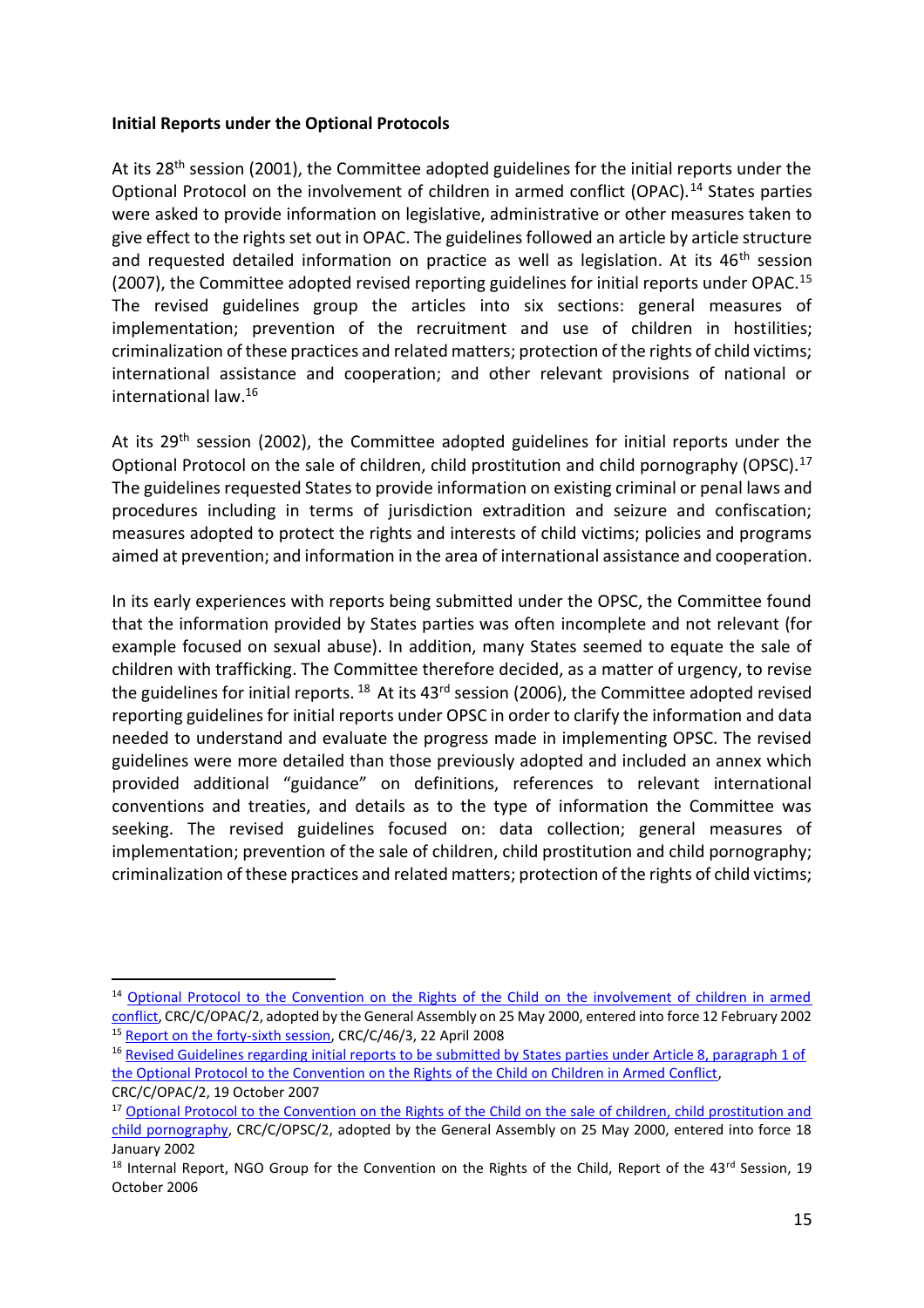**Initial Reports under the Optional Protocols**

At its 28th session (2001), the Committee adopted guidelines for the initial reports under the Optional Protocol on the involvement of children in armed conflict (OPAC).[14] States parties were asked to provide information on legislative, administrative or other measures taken to give effect to the rights set out in OPAC. The guidelines followed an article by article structure and requested detailed information on practice as well as legislation. At its 46th session (2007), the Committee adopted revised reporting guidelines for initial reports under OPAC.[15] The revised guidelines group the articles into six sections: general measures of implementation; prevention of the recruitment and use of children in hostilities; criminalization of these practices and related matters; protection of the rights of child victims; international assistance and cooperation; and other relevant provisions of national or international law.[16]

At its 29th session (2002), the Committee adopted guidelines for initial reports under the Optional Protocol on the sale of children, child prostitution and child pornography (OPSC).[17] The guidelines requested States to provide information on existing criminal or penal laws and procedures including in terms of jurisdiction extradition and seizure and confiscation; measures adopted to protect the rights and interests of child victims; policies and programs aimed at prevention; and information in the area of international assistance and cooperation.

In its early experiences with reports being submitted under the OPSC, the Committee found that the information provided by States parties was often incomplete and not relevant (for example focused on sexual abuse). In addition, many States seemed to equate the sale of children with trafficking. The Committee therefore decided, as a matter of urgency, to revise the guidelines for initial reports.[18] At its 43rd session (2006), the Committee adopted revised reporting guidelines for initial reports under OPSC in order to clarify the information and data needed to understand and evaluate the progress made in implementing OPSC. The revised guidelines were more detailed than those previously adopted and included an annex which provided additional "guidance" on definitions, references to relevant international conventions and treaties, and details as to the type of information the Committee was seeking. The revised guidelines focused on: data collection; general measures of implementation; prevention of the sale of children, child prostitution and child pornography; criminalization of these practices and related matters; protection of the rights of child victims;

---

[14] Optional Protocol to the Convention on the Rights of the Child on the involvement of children in armed conflict, CRC/C/OPAC/2, adopted by the General Assembly on 25 May 2000, entered into force 12 February 2002

[15] Report on the forty-sixth session, CRC/C/46/3, 22 April 2008

[16] Revised Guidelines regarding initial reports to be submitted by States parties under Article 8, paragraph 1 of the Optional Protocol to the Convention on the Rights of the Child on Children in Armed Conflict, CRC/C/OPAC/2, 19 October 2007

[17] Optional Protocol to the Convention on the Rights of the Child on the sale of children, child prostitution and child pornography, CRC/C/OPSC/2, adopted by the General Assembly on 25 May 2000, entered into force 18 January 2002

[18] Internal Report, NGO Group for the Convention on the Rights of the Child, Report of the 43rd Session, 19 October 2006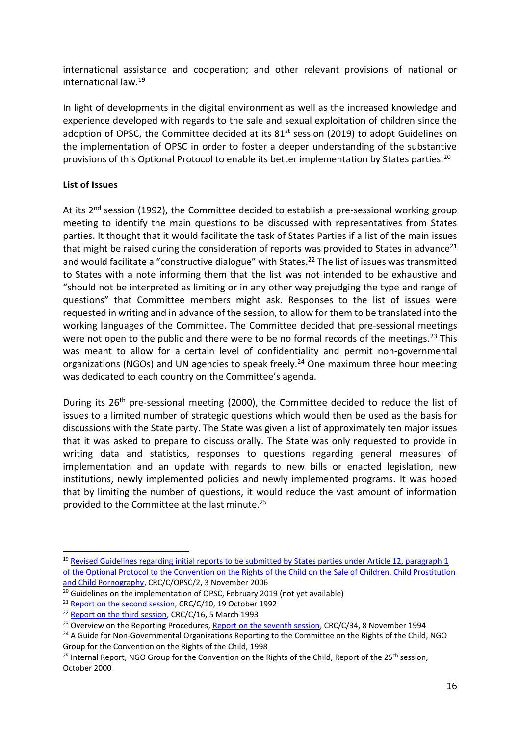international assistance and cooperation; and other relevant provisions of national or international law.[19]

In light of developments in the digital environment as well as the increased knowledge and experience developed with regards to the sale and sexual exploitation of children since the adoption of OPSC, the Committee decided at its 81st session (2019) to adopt Guidelines on the implementation of OPSC in order to foster a deeper understanding of the substantive provisions of this Optional Protocol to enable its better implementation by States parties.[20]

**List of Issues**

At its 2nd session (1992), the Committee decided to establish a pre-sessional working group meeting to identify the main questions to be discussed with representatives from States parties. It thought that it would facilitate the task of States Parties if a list of the main issues that might be raised during the consideration of reports was provided to States in advance[21] and would facilitate a "constructive dialogue" with States.[22] The list of issues was transmitted to States with a note informing them that the list was not intended to be exhaustive and "should not be interpreted as limiting or in any other way prejudging the type and range of questions" that Committee members might ask. Responses to the list of issues were requested in writing and in advance of the session, to allow for them to be translated into the working languages of the Committee. The Committee decided that pre-sessional meetings were not open to the public and there were to be no formal records of the meetings.[23] This was meant to allow for a certain level of confidentiality and permit non-governmental organizations (NGOs) and UN agencies to speak freely.[24] One maximum three hour meeting was dedicated to each country on the Committee's agenda.

During its 26th pre-sessional meeting (2000), the Committee decided to reduce the list of issues to a limited number of strategic questions which would then be used as the basis for discussions with the State party. The State was given a list of approximately ten major issues that it was asked to prepare to discuss orally. The State was only requested to provide in writing data and statistics, responses to questions regarding general measures of implementation and an update with regards to new bills or enacted legislation, new institutions, newly implemented policies and newly implemented programs. It was hoped that by limiting the number of questions, it would reduce the vast amount of information provided to the Committee at the last minute.[25]

---

[19] Revised Guidelines regarding initial reports to be submitted by States parties under Article 12, paragraph 1 of the Optional Protocol to the Convention on the Rights of the Child on the Sale of Children, Child Prostitution and Child Pornography, CRC/C/OPSC/2, 3 November 2006

[20] Guidelines on the implementation of OPSC, February 2019 (not yet available)

[21] Report on the second session, CRC/C/10, 19 October 1992

[22] Report on the third session, CRC/C/16, 5 March 1993

[23] Overview on the Reporting Procedures, Report on the seventh session, CRC/C/34, 8 November 1994

[24] A Guide for Non-Governmental Organizations Reporting to the Committee on the Rights of the Child, NGO Group for the Convention on the Rights of the Child, 1998

[25] Internal Report, NGO Group for the Convention on the Rights of the Child, Report of the 25th session, October 2000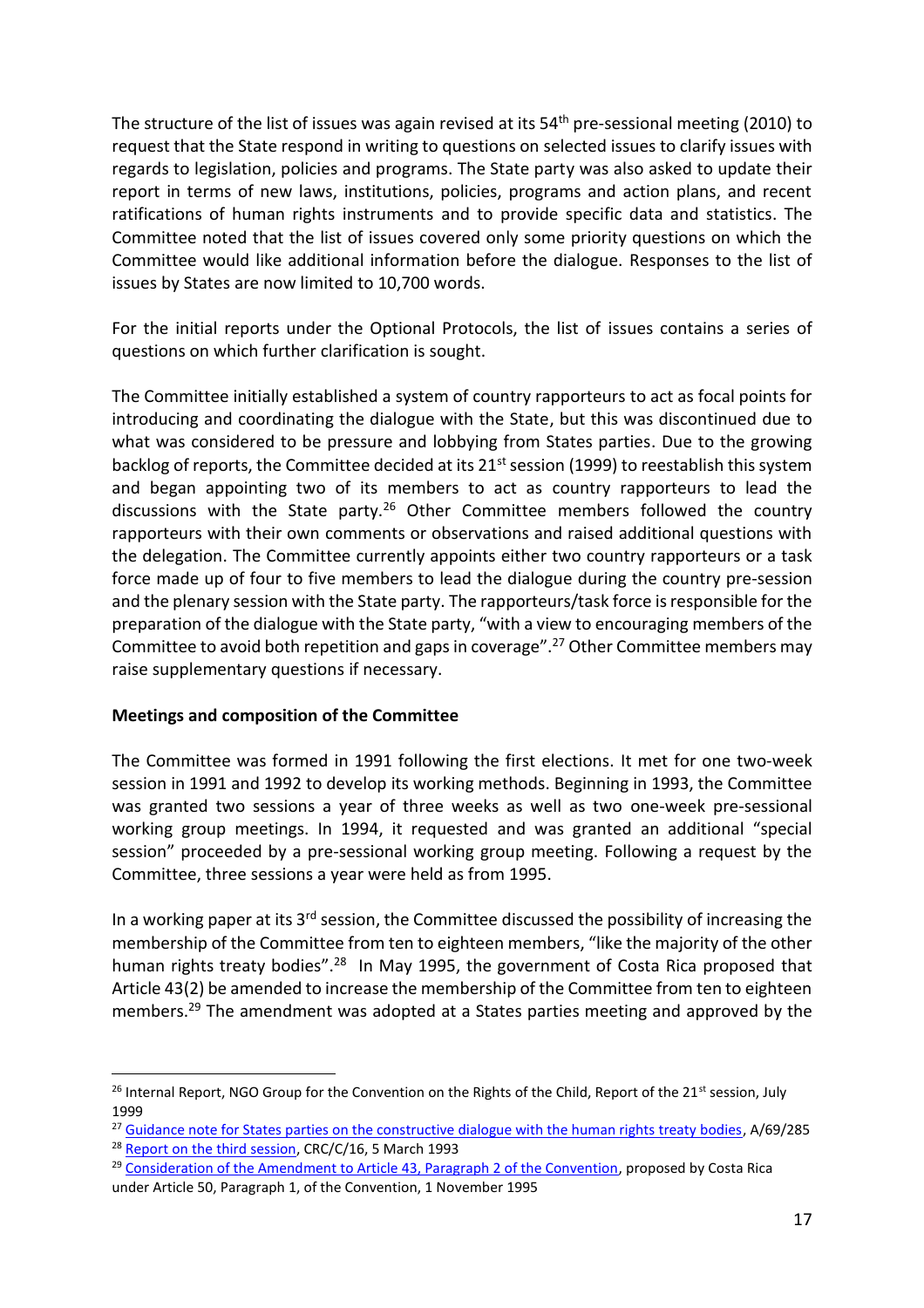The structure of the list of issues was again revised at its 54th pre-sessional meeting (2010) to request that the State respond in writing to questions on selected issues to clarify issues with regards to legislation, policies and programs. The State party was also asked to update their report in terms of new laws, institutions, policies, programs and action plans, and recent ratifications of human rights instruments and to provide specific data and statistics. The Committee noted that the list of issues covered only some priority questions on which the Committee would like additional information before the dialogue. Responses to the list of issues by States are now limited to 10,700 words.

For the initial reports under the Optional Protocols, the list of issues contains a series of questions on which further clarification is sought.

The Committee initially established a system of country rapporteurs to act as focal points for introducing and coordinating the dialogue with the State, but this was discontinued due to what was considered to be pressure and lobbying from States parties. Due to the growing backlog of reports, the Committee decided at its 21st session (1999) to reestablish this system and began appointing two of its members to act as country rapporteurs to lead the discussions with the State party.[26] Other Committee members followed the country rapporteurs with their own comments or observations and raised additional questions with the delegation. The Committee currently appoints either two country rapporteurs or a task force made up of four to five members to lead the dialogue during the country pre-session and the plenary session with the State party. The rapporteurs/task force is responsible for the preparation of the dialogue with the State party, "with a view to encouraging members of the Committee to avoid both repetition and gaps in coverage".[27] Other Committee members may raise supplementary questions if necessary.

**Meetings and composition of the Committee**

The Committee was formed in 1991 following the first elections. It met for one two-week session in 1991 and 1992 to develop its working methods. Beginning in 1993, the Committee was granted two sessions a year of three weeks as well as two one-week pre-sessional working group meetings. In 1994, it requested and was granted an additional "special session" proceeded by a pre-sessional working group meeting. Following a request by the Committee, three sessions a year were held as from 1995.

In a working paper at its 3rd session, the Committee discussed the possibility of increasing the membership of the Committee from ten to eighteen members, "like the majority of the other human rights treaty bodies".[28] In May 1995, the government of Costa Rica proposed that Article 43(2) be amended to increase the membership of the Committee from ten to eighteen members.[29] The amendment was adopted at a States parties meeting and approved by the

---

[26] Internal Report, NGO Group for the Convention on the Rights of the Child, Report of the 21st session, July 1999

[27] Guidance note for States parties on the constructive dialogue with the human rights treaty bodies, A/69/285

[28] Report on the third session, CRC/C/16, 5 March 1993

[29] Consideration of the Amendment to Article 43, Paragraph 2 of the Convention, proposed by Costa Rica under Article 50, Paragraph 1, of the Convention, 1 November 1995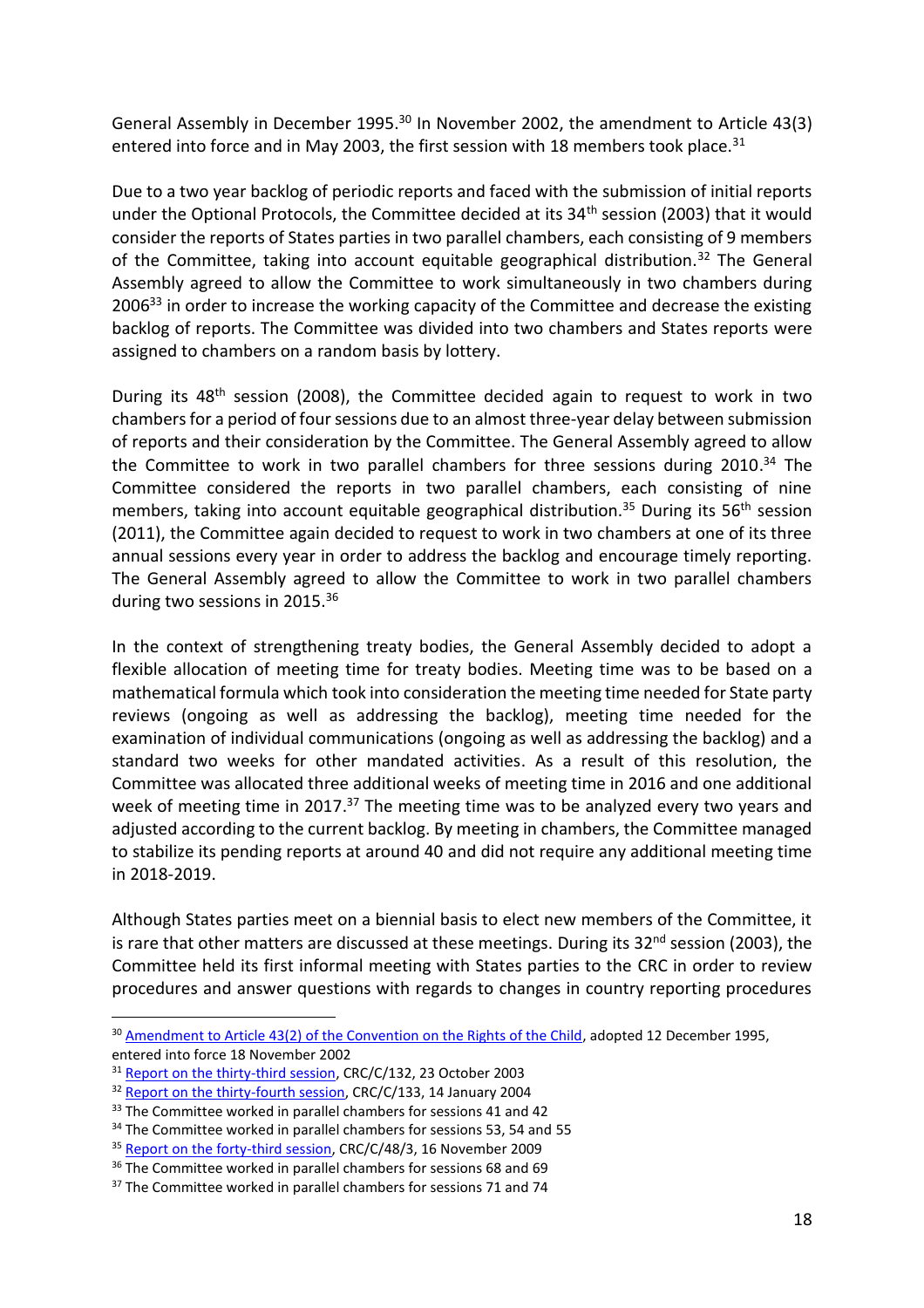General Assembly in December 1995.[30] In November 2002, the amendment to Article 43(3) entered into force and in May 2003, the first session with 18 members took place.[31]

Due to a two year backlog of periodic reports and faced with the submission of initial reports under the Optional Protocols, the Committee decided at its 34th session (2003) that it would consider the reports of States parties in two parallel chambers, each consisting of 9 members of the Committee, taking into account equitable geographical distribution.[32] The General Assembly agreed to allow the Committee to work simultaneously in two chambers during 2006[33] in order to increase the working capacity of the Committee and decrease the existing backlog of reports. The Committee was divided into two chambers and States reports were assigned to chambers on a random basis by lottery.

During its 48th session (2008), the Committee decided again to request to work in two chambers for a period of four sessions due to an almost three-year delay between submission of reports and their consideration by the Committee. The General Assembly agreed to allow the Committee to work in two parallel chambers for three sessions during 2010.[34] The Committee considered the reports in two parallel chambers, each consisting of nine members, taking into account equitable geographical distribution.[35] During its 56th session (2011), the Committee again decided to request to work in two chambers at one of its three annual sessions every year in order to address the backlog and encourage timely reporting. The General Assembly agreed to allow the Committee to work in two parallel chambers during two sessions in 2015.[36]

In the context of strengthening treaty bodies, the General Assembly decided to adopt a flexible allocation of meeting time for treaty bodies. Meeting time was to be based on a mathematical formula which took into consideration the meeting time needed for State party reviews (ongoing as well as addressing the backlog), meeting time needed for the examination of individual communications (ongoing as well as addressing the backlog) and a standard two weeks for other mandated activities. As a result of this resolution, the Committee was allocated three additional weeks of meeting time in 2016 and one additional week of meeting time in 2017.[37] The meeting time was to be analyzed every two years and adjusted according to the current backlog. By meeting in chambers, the Committee managed to stabilize its pending reports at around 40 and did not require any additional meeting time in 2018-2019.

Although States parties meet on a biennial basis to elect new members of the Committee, it is rare that other matters are discussed at these meetings. During its 32nd session (2003), the Committee held its first informal meeting with States parties to the CRC in order to review procedures and answer questions with regards to changes in country reporting procedures

---

[30] Amendment to Article 43(2) of the Convention on the Rights of the Child, adopted 12 December 1995, entered into force 18 November 2002

[31] Report on the thirty-third session, CRC/C/132, 23 October 2003

[32] Report on the thirty-fourth session, CRC/C/133, 14 January 2004

[33] The Committee worked in parallel chambers for sessions 41 and 42

[34] The Committee worked in parallel chambers for sessions 53, 54 and 55

[35] Report on the forty-third session, CRC/C/48/3, 16 November 2009

[36] The Committee worked in parallel chambers for sessions 68 and 69

[37] The Committee worked in parallel chambers for sessions 71 and 74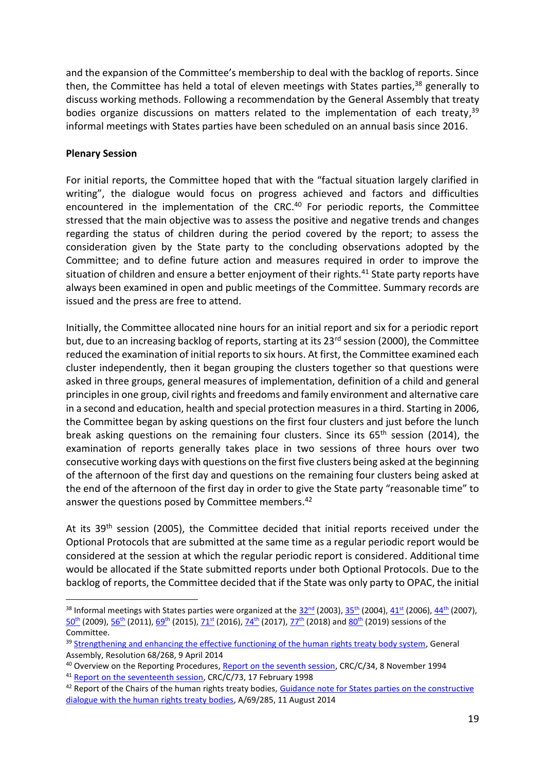and the expansion of the Committee's membership to deal with the backlog of reports. Since then, the Committee has held a total of eleven meetings with States parties,[38] generally to discuss working methods. Following a recommendation by the General Assembly that treaty bodies organize discussions on matters related to the implementation of each treaty,[39] informal meetings with States parties have been scheduled on an annual basis since 2016.

**Plenary Session**

For initial reports, the Committee hoped that with the "factual situation largely clarified in writing", the dialogue would focus on progress achieved and factors and difficulties encountered in the implementation of the CRC.[40] For periodic reports, the Committee stressed that the main objective was to assess the positive and negative trends and changes regarding the status of children during the period covered by the report; to assess the consideration given by the State party to the concluding observations adopted by the Committee; and to define future action and measures required in order to improve the situation of children and ensure a better enjoyment of their rights.[41] State party reports have always been examined in open and public meetings of the Committee. Summary records are issued and the press are free to attend.

Initially, the Committee allocated nine hours for an initial report and six for a periodic report but, due to an increasing backlog of reports, starting at its 23rd session (2000), the Committee reduced the examination of initial reports to six hours. At first, the Committee examined each cluster independently, then it began grouping the clusters together so that questions were asked in three groups, general measures of implementation, definition of a child and general principles in one group, civil rights and freedoms and family environment and alternative care in a second and education, health and special protection measures in a third. Starting in 2006, the Committee began by asking questions on the first four clusters and just before the lunch break asking questions on the remaining four clusters. Since its 65th session (2014), the examination of reports generally takes place in two sessions of three hours over two consecutive working days with questions on the first five clusters being asked at the beginning of the afternoon of the first day and questions on the remaining four clusters being asked at the end of the afternoon of the first day in order to give the State party "reasonable time" to answer the questions posed by Committee members.[42]

At its 39th session (2005), the Committee decided that initial reports received under the Optional Protocols that are submitted at the same time as a regular periodic report would be considered at the session at which the regular periodic report is considered. Additional time would be allocated if the State submitted reports under both Optional Protocols. Due to the backlog of reports, the Committee decided that if the State was only party to OPAC, the initial

---

[38] Informal meetings with States parties were organized at the 32nd (2003), 35th (2004), 41st (2006), 44th (2007), 50th (2009), 56th (2011), 69th (2015), 71st (2016), 74th (2017), 77th (2018) and 80th (2019) sessions of the Committee.

[39] Strengthening and enhancing the effective functioning of the human rights treaty body system, General Assembly, Resolution 68/268, 9 April 2014

[40] Overview on the Reporting Procedures, Report on the seventh session, CRC/C/34, 8 November 1994

[41] Report on the seventeenth session, CRC/C/73, 17 February 1998

[42] Report of the Chairs of the human rights treaty bodies, Guidance note for States parties on the constructive dialogue with the human rights treaty bodies, A/69/285, 11 August 2014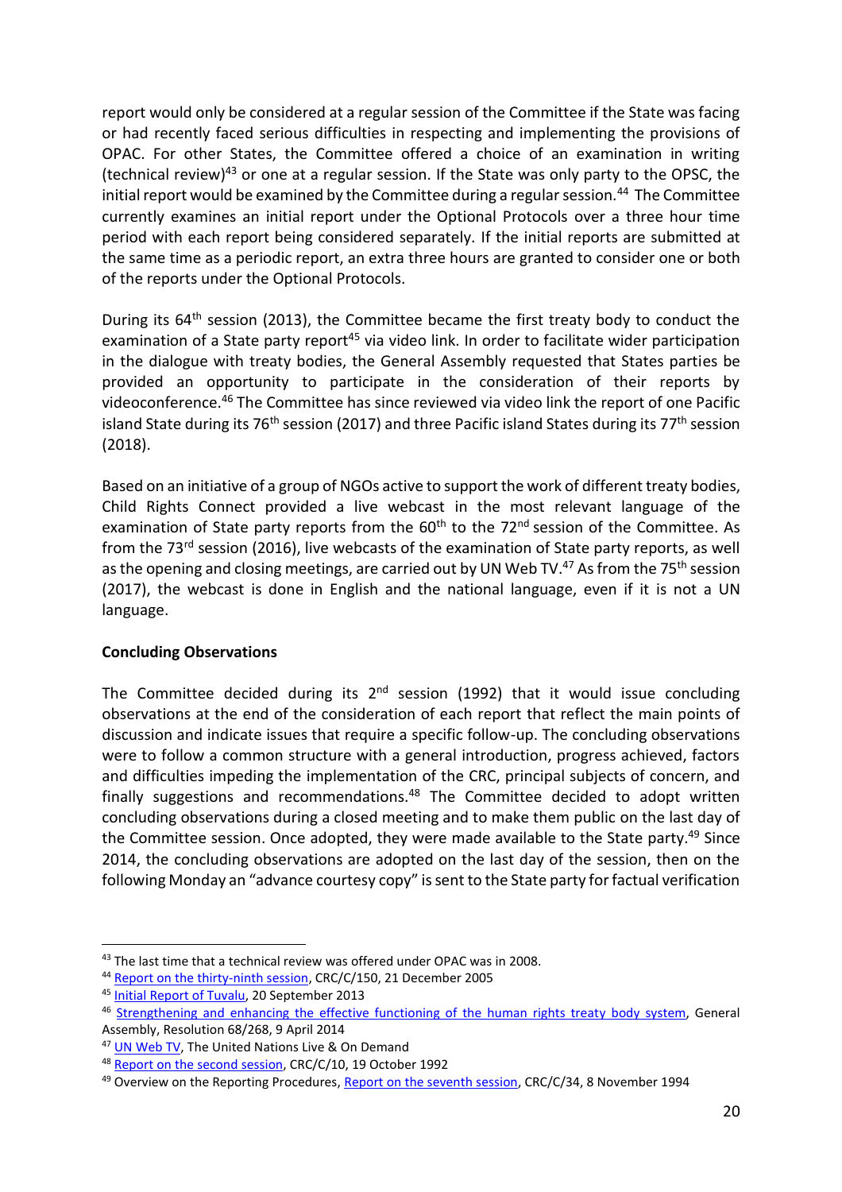report would only be considered at a regular session of the Committee if the State was facing or had recently faced serious difficulties in respecting and implementing the provisions of OPAC. For other States, the Committee offered a choice of an examination in writing (technical review)[43] or one at a regular session. If the State was only party to the OPSC, the initial report would be examined by the Committee during a regular session.[44] The Committee currently examines an initial report under the Optional Protocols over a three hour time period with each report being considered separately. If the initial reports are submitted at the same time as a periodic report, an extra three hours are granted to consider one or both of the reports under the Optional Protocols.

During its 64th session (2013), the Committee became the first treaty body to conduct the examination of a State party report[45] via video link. In order to facilitate wider participation in the dialogue with treaty bodies, the General Assembly requested that States parties be provided an opportunity to participate in the consideration of their reports by videoconference.[46] The Committee has since reviewed via video link the report of one Pacific island State during its 76th session (2017) and three Pacific island States during its 77th session (2018).

Based on an initiative of a group of NGOs active to support the work of different treaty bodies, Child Rights Connect provided a live webcast in the most relevant language of the examination of State party reports from the 60th to the 72nd session of the Committee. As from the 73rd session (2016), live webcasts of the examination of State party reports, as well as the opening and closing meetings, are carried out by UN Web TV.[47] As from the 75th session (2017), the webcast is done in English and the national language, even if it is not a UN language.

**Concluding Observations**

The Committee decided during its 2nd session (1992) that it would issue concluding observations at the end of the consideration of each report that reflect the main points of discussion and indicate issues that require a specific follow-up. The concluding observations were to follow a common structure with a general introduction, progress achieved, factors and difficulties impeding the implementation of the CRC, principal subjects of concern, and finally suggestions and recommendations.[48] The Committee decided to adopt written concluding observations during a closed meeting and to make them public on the last day of the Committee session. Once adopted, they were made available to the State party.[49] Since 2014, the concluding observations are adopted on the last day of the session, then on the following Monday an "advance courtesy copy" is sent to the State party for factual verification

---

[43] The last time that a technical review was offered under OPAC was in 2008.

[44] Report on the thirty-ninth session, CRC/C/150, 21 December 2005

[45] Initial Report of Tuvalu, 20 September 2013

[46] Strengthening and enhancing the effective functioning of the human rights treaty body system, General Assembly, Resolution 68/268, 9 April 2014

[47] UN Web TV, The United Nations Live & On Demand

[48] Report on the second session, CRC/C/10, 19 October 1992

[49] Overview on the Reporting Procedures, Report on the seventh session, CRC/C/34, 8 November 1994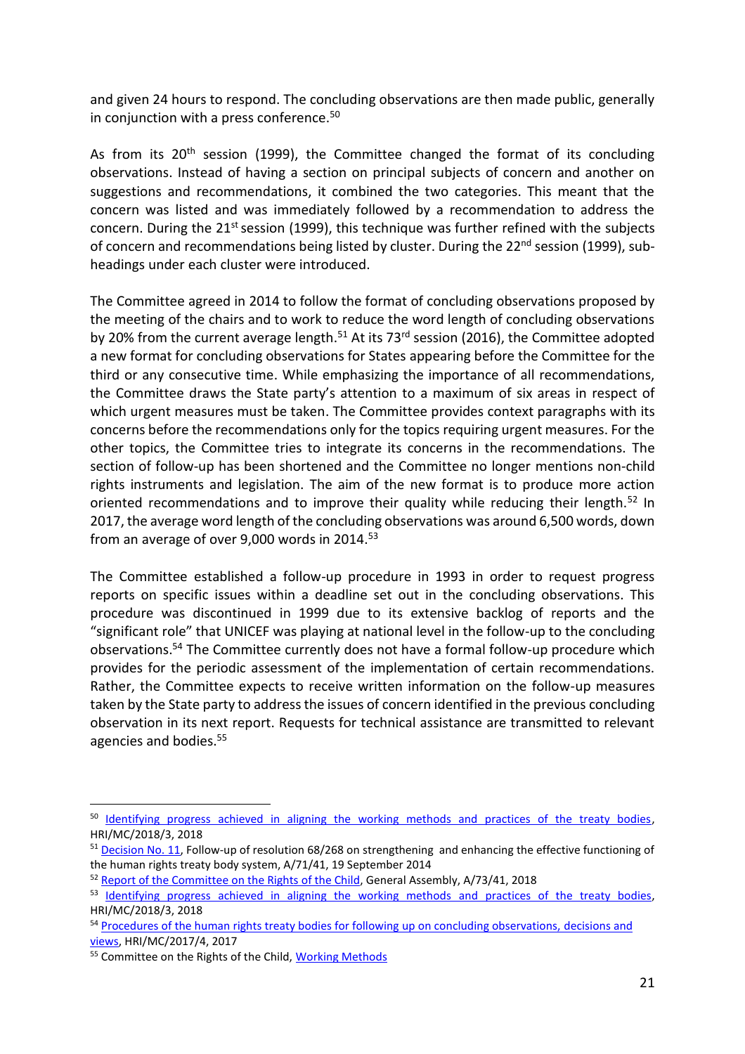and given 24 hours to respond. The concluding observations are then made public, generally in conjunction with a press conference.[50]

As from its 20th session (1999), the Committee changed the format of its concluding observations. Instead of having a section on principal subjects of concern and another on suggestions and recommendations, it combined the two categories. This meant that the concern was listed and was immediately followed by a recommendation to address the concern. During the 21st session (1999), this technique was further refined with the subjects of concern and recommendations being listed by cluster. During the 22nd session (1999), sub-headings under each cluster were introduced.

The Committee agreed in 2014 to follow the format of concluding observations proposed by the meeting of the chairs and to work to reduce the word length of concluding observations by 20% from the current average length.[51] At its 73rd session (2016), the Committee adopted a new format for concluding observations for States appearing before the Committee for the third or any consecutive time. While emphasizing the importance of all recommendations, the Committee draws the State party's attention to a maximum of six areas in respect of which urgent measures must be taken. The Committee provides context paragraphs with its concerns before the recommendations only for the topics requiring urgent measures. For the other topics, the Committee tries to integrate its concerns in the recommendations. The section of follow-up has been shortened and the Committee no longer mentions non-child rights instruments and legislation. The aim of the new format is to produce more action oriented recommendations and to improve their quality while reducing their length.[52] In 2017, the average word length of the concluding observations was around 6,500 words, down from an average of over 9,000 words in 2014.[53]

The Committee established a follow-up procedure in 1993 in order to request progress reports on specific issues within a deadline set out in the concluding observations. This procedure was discontinued in 1999 due to its extensive backlog of reports and the "significant role" that UNICEF was playing at national level in the follow-up to the concluding observations.[54] The Committee currently does not have a formal follow-up procedure which provides for the periodic assessment of the implementation of certain recommendations. Rather, the Committee expects to receive written information on the follow-up measures taken by the State party to address the issues of concern identified in the previous concluding observation in its next report. Requests for technical assistance are transmitted to relevant agencies and bodies.[55]

---

[50] Identifying progress achieved in aligning the working methods and practices of the treaty bodies, HRI/MC/2018/3, 2018

[51] Decision No. 11, Follow-up of resolution 68/268 on strengthening and enhancing the effective functioning of the human rights treaty body system, A/71/41, 19 September 2014

[52] Report of the Committee on the Rights of the Child, General Assembly, A/73/41, 2018

[53] Identifying progress achieved in aligning the working methods and practices of the treaty bodies, HRI/MC/2018/3, 2018

[54] Procedures of the human rights treaty bodies for following up on concluding observations, decisions and views, HRI/MC/2017/4, 2017

[55] Committee on the Rights of the Child, Working Methods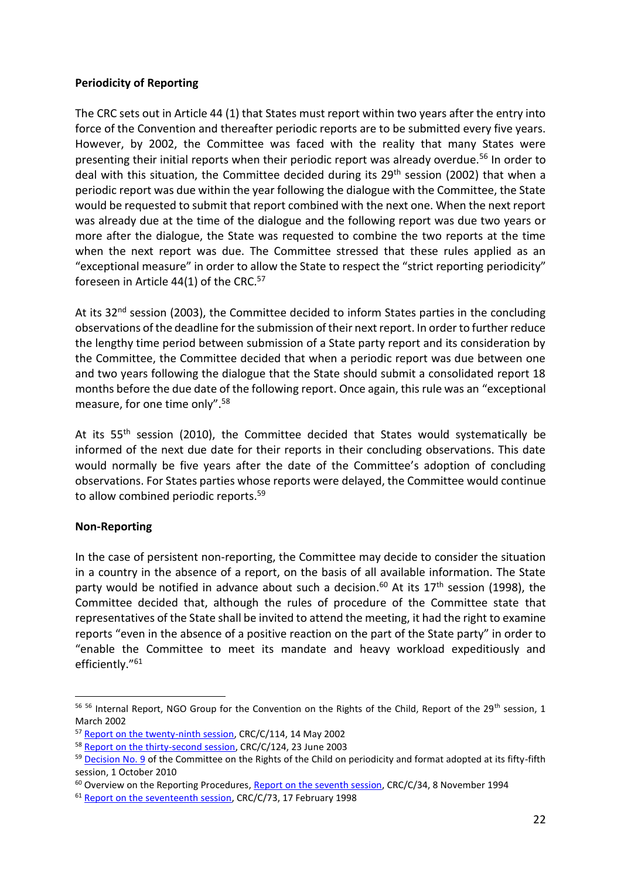**Periodicity of Reporting**

The CRC sets out in Article 44 (1) that States must report within two years after the entry into force of the Convention and thereafter periodic reports are to be submitted every five years. However, by 2002, the Committee was faced with the reality that many States were presenting their initial reports when their periodic report was already overdue.[56] In order to deal with this situation, the Committee decided during its 29th session (2002) that when a periodic report was due within the year following the dialogue with the Committee, the State would be requested to submit that report combined with the next one. When the next report was already due at the time of the dialogue and the following report was due two years or more after the dialogue, the State was requested to combine the two reports at the time when the next report was due. The Committee stressed that these rules applied as an "exceptional measure" in order to allow the State to respect the "strict reporting periodicity" foreseen in Article 44(1) of the CRC.[57]

At its 32nd session (2003), the Committee decided to inform States parties in the concluding observations of the deadline for the submission of their next report. In order to further reduce the lengthy time period between submission of a State party report and its consideration by the Committee, the Committee decided that when a periodic report was due between one and two years following the dialogue that the State should submit a consolidated report 18 months before the due date of the following report. Once again, this rule was an "exceptional measure, for one time only".[58]

At its 55th session (2010), the Committee decided that States would systematically be informed of the next due date for their reports in their concluding observations. This date would normally be five years after the date of the Committee's adoption of concluding observations. For States parties whose reports were delayed, the Committee would continue to allow combined periodic reports.[59]

**Non-Reporting**

In the case of persistent non-reporting, the Committee may decide to consider the situation in a country in the absence of a report, on the basis of all available information. The State party would be notified in advance about such a decision.[60] At its 17th session (1998), the Committee decided that, although the rules of procedure of the Committee state that representatives of the State shall be invited to attend the meeting, it had the right to examine reports "even in the absence of a positive reaction on the part of the State party" in order to "enable the Committee to meet its mandate and heavy workload expeditiously and efficiently."[61]

---

[56] [56] Internal Report, NGO Group for the Convention on the Rights of the Child, Report of the 29th session, 1 March 2002

[57] Report on the twenty-ninth session, CRC/C/114, 14 May 2002

[58] Report on the thirty-second session, CRC/C/124, 23 June 2003

[59] Decision No. 9 of the Committee on the Rights of the Child on periodicity and format adopted at its fifty-fifth session, 1 October 2010

[60] Overview on the Reporting Procedures, Report on the seventh session, CRC/C/34, 8 November 1994

[61] Report on the seventeenth session, CRC/C/73, 17 February 1998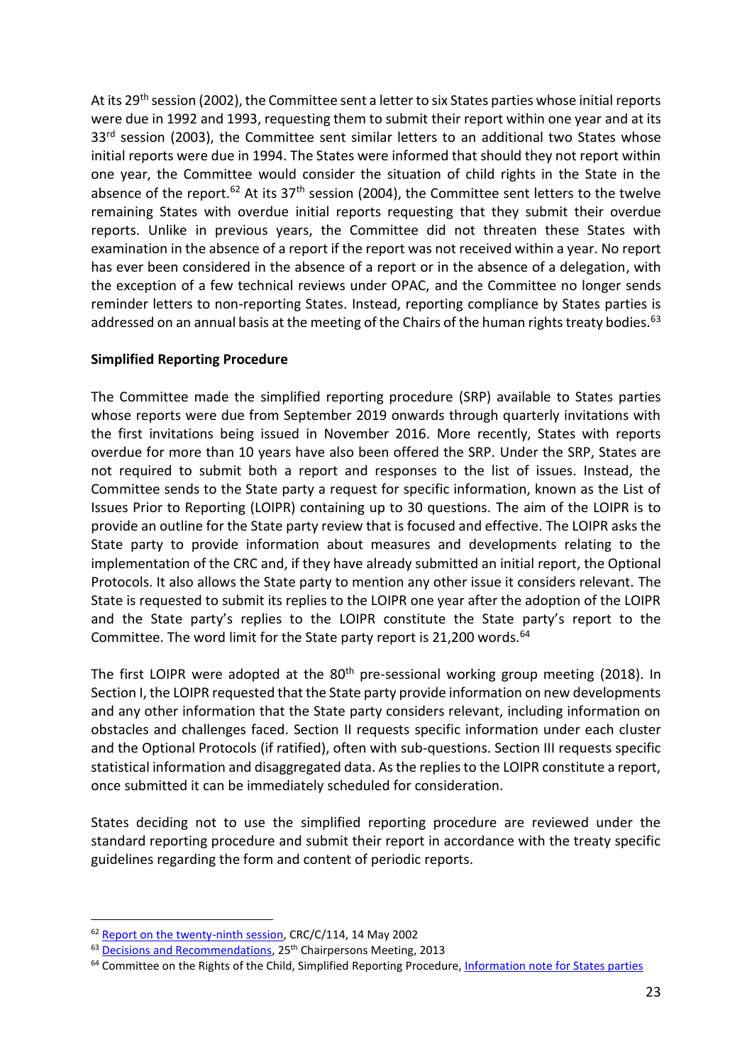At its 29th session (2002), the Committee sent a letter to six States parties whose initial reports were due in 1992 and 1993, requesting them to submit their report within one year and at its 33rd session (2003), the Committee sent similar letters to an additional two States whose initial reports were due in 1994. The States were informed that should they not report within one year, the Committee would consider the situation of child rights in the State in the absence of the report.[62] At its 37th session (2004), the Committee sent letters to the twelve remaining States with overdue initial reports requesting that they submit their overdue reports. Unlike in previous years, the Committee did not threaten these States with examination in the absence of a report if the report was not received within a year. No report has ever been considered in the absence of a report or in the absence of a delegation, with the exception of a few technical reviews under OPAC, and the Committee no longer sends reminder letters to non-reporting States. Instead, reporting compliance by States parties is addressed on an annual basis at the meeting of the Chairs of the human rights treaty bodies.[63]

**Simplified Reporting Procedure**

The Committee made the simplified reporting procedure (SRP) available to States parties whose reports were due from September 2019 onwards through quarterly invitations with the first invitations being issued in November 2016. More recently, States with reports overdue for more than 10 years have also been offered the SRP. Under the SRP, States are not required to submit both a report and responses to the list of issues. Instead, the Committee sends to the State party a request for specific information, known as the List of Issues Prior to Reporting (LOIPR) containing up to 30 questions. The aim of the LOIPR is to provide an outline for the State party review that is focused and effective. The LOIPR asks the State party to provide information about measures and developments relating to the implementation of the CRC and, if they have already submitted an initial report, the Optional Protocols. It also allows the State party to mention any other issue it considers relevant. The State is requested to submit its replies to the LOIPR one year after the adoption of the LOIPR and the State party's replies to the LOIPR constitute the State party's report to the Committee. The word limit for the State party report is 21,200 words.[64]

The first LOIPR were adopted at the 80th pre-sessional working group meeting (2018). In Section I, the LOIPR requested that the State party provide information on new developments and any other information that the State party considers relevant, including information on obstacles and challenges faced. Section II requests specific information under each cluster and the Optional Protocols (if ratified), often with sub-questions. Section III requests specific statistical information and disaggregated data. As the replies to the LOIPR constitute a report, once submitted it can be immediately scheduled for consideration.

States deciding not to use the simplified reporting procedure are reviewed under the standard reporting procedure and submit their report in accordance with the treaty specific guidelines regarding the form and content of periodic reports.

---

[62] Report on the twenty-ninth session, CRC/C/114, 14 May 2002

[63] Decisions and Recommendations, 25th Chairpersons Meeting, 2013

[64] Committee on the Rights of the Child, Simplified Reporting Procedure, Information note for States parties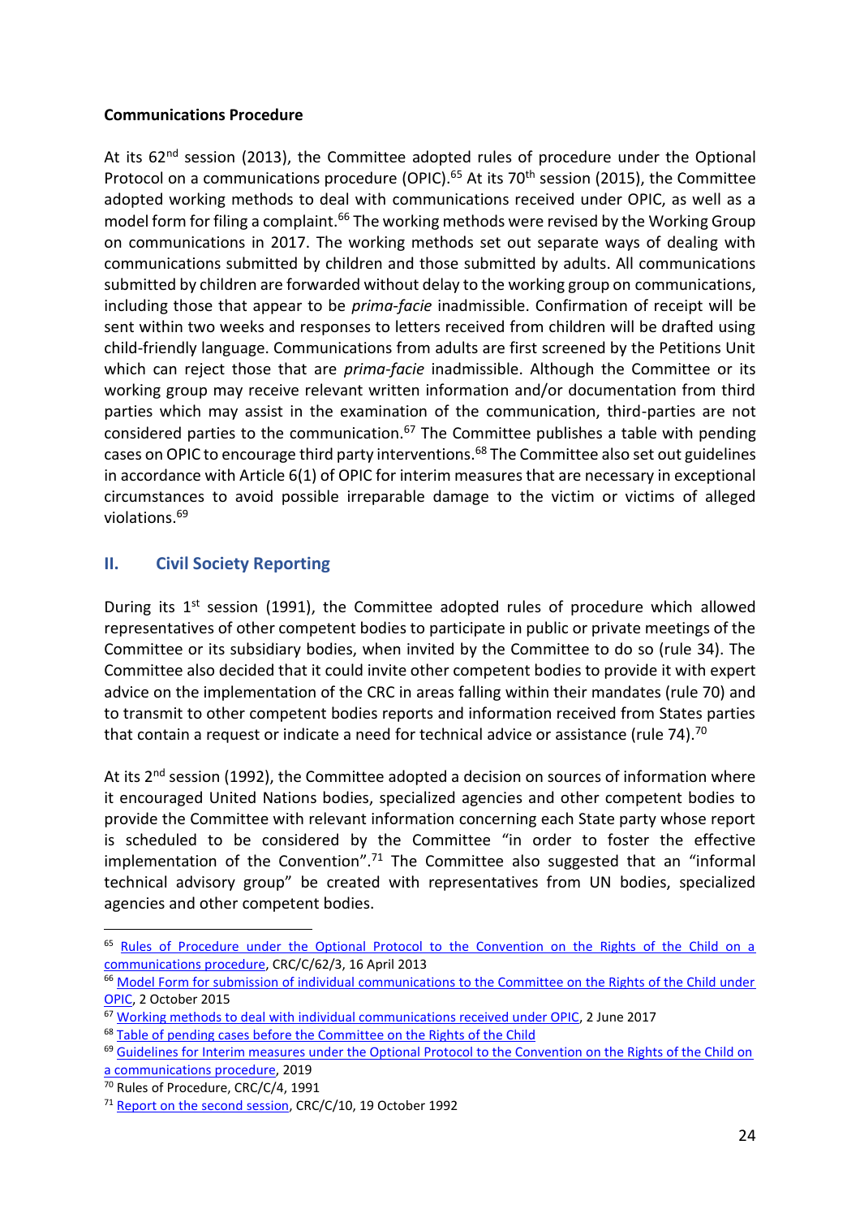**Communications Procedure**

At its 62nd session (2013), the Committee adopted rules of procedure under the Optional Protocol on a communications procedure (OPIC).[65] At its 70th session (2015), the Committee adopted working methods to deal with communications received under OPIC, as well as a model form for filing a complaint.[66] The working methods were revised by the Working Group on communications in 2017. The working methods set out separate ways of dealing with communications submitted by children and those submitted by adults. All communications submitted by children are forwarded without delay to the working group on communications, including those that appear to be *prima-facie* inadmissible. Confirmation of receipt will be sent within two weeks and responses to letters received from children will be drafted using child-friendly language. Communications from adults are first screened by the Petitions Unit which can reject those that are *prima-facie* inadmissible. Although the Committee or its working group may receive relevant written information and/or documentation from third parties which may assist in the examination of the communication, third-parties are not considered parties to the communication.[67] The Committee publishes a table with pending cases on OPIC to encourage third party interventions.[68] The Committee also set out guidelines in accordance with Article 6(1) of OPIC for interim measures that are necessary in exceptional circumstances to avoid possible irreparable damage to the victim or victims of alleged violations.[69]

## II. Civil Society Reporting

During its 1st session (1991), the Committee adopted rules of procedure which allowed representatives of other competent bodies to participate in public or private meetings of the Committee or its subsidiary bodies, when invited by the Committee to do so (rule 34). The Committee also decided that it could invite other competent bodies to provide it with expert advice on the implementation of the CRC in areas falling within their mandates (rule 70) and to transmit to other competent bodies reports and information received from States parties that contain a request or indicate a need for technical advice or assistance (rule 74).[70]

At its 2nd session (1992), the Committee adopted a decision on sources of information where it encouraged United Nations bodies, specialized agencies and other competent bodies to provide the Committee with relevant information concerning each State party whose report is scheduled to be considered by the Committee "in order to foster the effective implementation of the Convention".[71] The Committee also suggested that an "informal technical advisory group" be created with representatives from UN bodies, specialized agencies and other competent bodies.

---

[65] Rules of Procedure under the Optional Protocol to the Convention on the Rights of the Child on a communications procedure, CRC/C/62/3, 16 April 2013

[66] Model Form for submission of individual communications to the Committee on the Rights of the Child under OPIC, 2 October 2015

[67] Working methods to deal with individual communications received under OPIC, 2 June 2017

[68] Table of pending cases before the Committee on the Rights of the Child

[69] Guidelines for Interim measures under the Optional Protocol to the Convention on the Rights of the Child on a communications procedure, 2019

[70] Rules of Procedure, CRC/C/4, 1991

[71] Report on the second session, CRC/C/10, 19 October 1992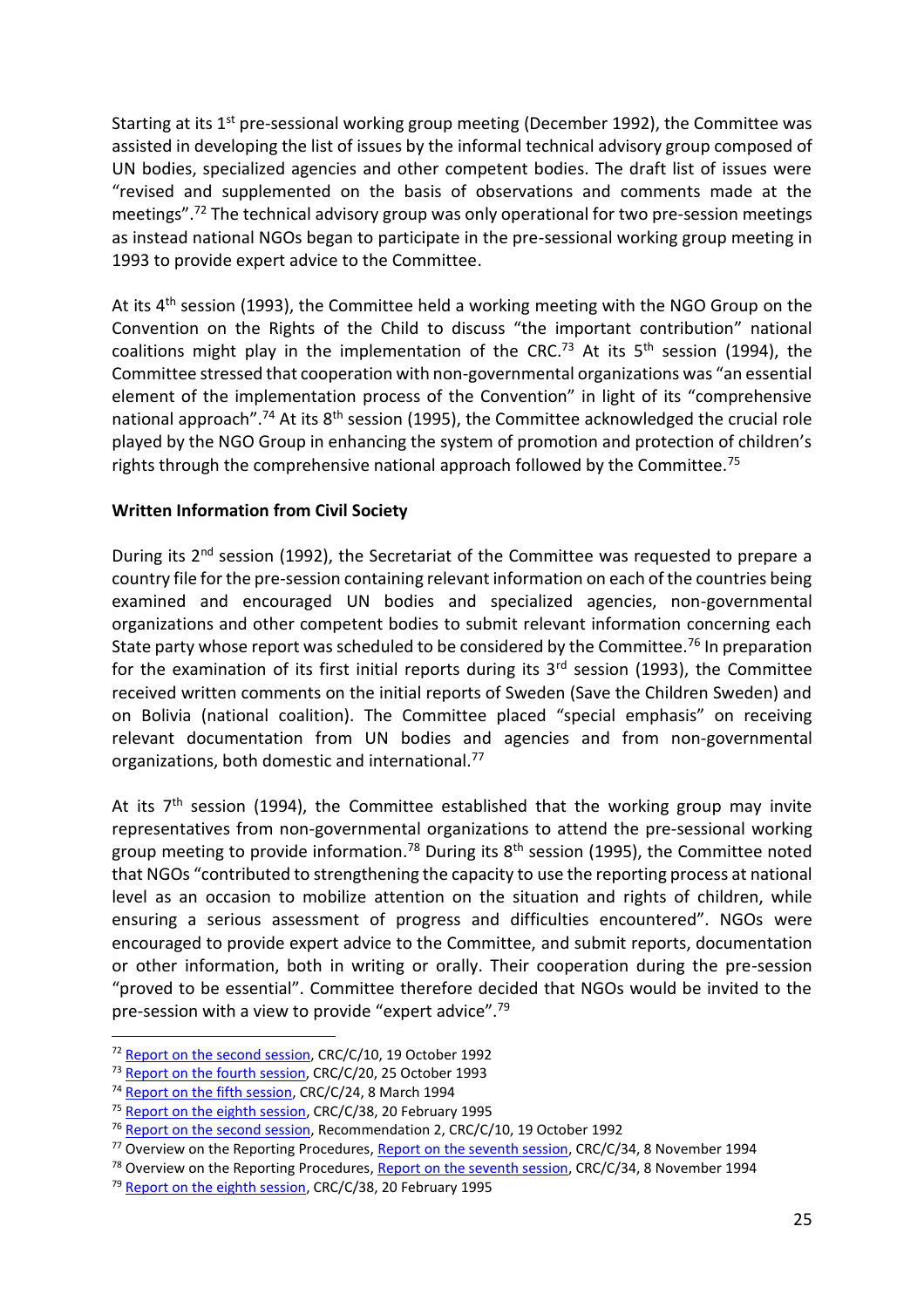Starting at its 1st pre-sessional working group meeting (December 1992), the Committee was assisted in developing the list of issues by the informal technical advisory group composed of UN bodies, specialized agencies and other competent bodies. The draft list of issues were "revised and supplemented on the basis of observations and comments made at the meetings".[72] The technical advisory group was only operational for two pre-session meetings as instead national NGOs began to participate in the pre-sessional working group meeting in 1993 to provide expert advice to the Committee.

At its 4th session (1993), the Committee held a working meeting with the NGO Group on the Convention on the Rights of the Child to discuss "the important contribution" national coalitions might play in the implementation of the CRC.[73] At its 5th session (1994), the Committee stressed that cooperation with non-governmental organizations was "an essential element of the implementation process of the Convention" in light of its "comprehensive national approach".[74] At its 8th session (1995), the Committee acknowledged the crucial role played by the NGO Group in enhancing the system of promotion and protection of children's rights through the comprehensive national approach followed by the Committee.[75]

**Written Information from Civil Society**

During its 2nd session (1992), the Secretariat of the Committee was requested to prepare a country file for the pre-session containing relevant information on each of the countries being examined and encouraged UN bodies and specialized agencies, non-governmental organizations and other competent bodies to submit relevant information concerning each State party whose report was scheduled to be considered by the Committee.[76] In preparation for the examination of its first initial reports during its 3rd session (1993), the Committee received written comments on the initial reports of Sweden (Save the Children Sweden) and on Bolivia (national coalition). The Committee placed "special emphasis" on receiving relevant documentation from UN bodies and agencies and from non-governmental organizations, both domestic and international.[77]

At its 7th session (1994), the Committee established that the working group may invite representatives from non-governmental organizations to attend the pre-sessional working group meeting to provide information.[78] During its 8th session (1995), the Committee noted that NGOs "contributed to strengthening the capacity to use the reporting process at national level as an occasion to mobilize attention on the situation and rights of children, while ensuring a serious assessment of progress and difficulties encountered". NGOs were encouraged to provide expert advice to the Committee, and submit reports, documentation or other information, both in writing or orally. Their cooperation during the pre-session "proved to be essential". Committee therefore decided that NGOs would be invited to the pre-session with a view to provide "expert advice".[79]

---

[72] Report on the second session, CRC/C/10, 19 October 1992

[73] Report on the fourth session, CRC/C/20, 25 October 1993

[74] Report on the fifth session, CRC/C/24, 8 March 1994

[75] Report on the eighth session, CRC/C/38, 20 February 1995

[76] Report on the second session, Recommendation 2, CRC/C/10, 19 October 1992

[77] Overview on the Reporting Procedures, Report on the seventh session, CRC/C/34, 8 November 1994

[78] Overview on the Reporting Procedures, Report on the seventh session, CRC/C/34, 8 November 1994

[79] Report on the eighth session, CRC/C/38, 20 February 1995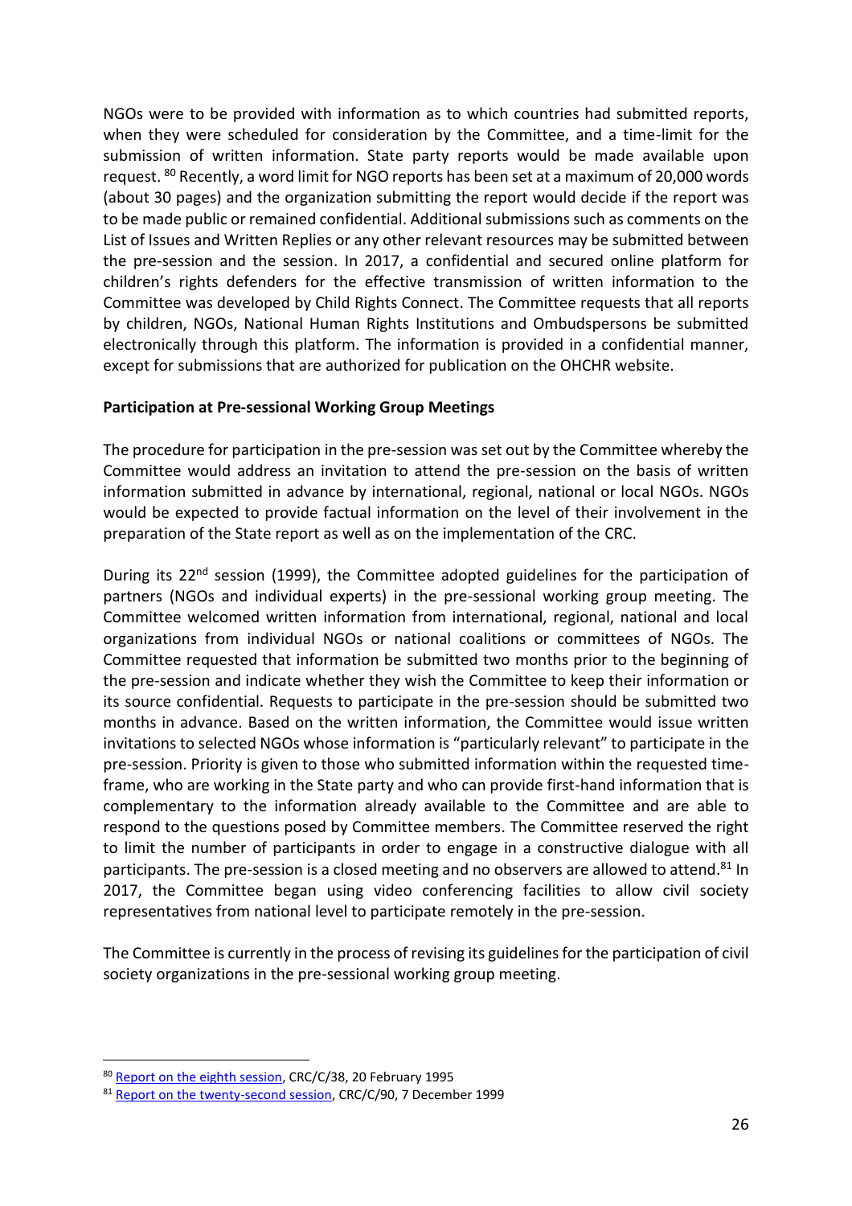NGOs were to be provided with information as to which countries had submitted reports, when they were scheduled for consideration by the Committee, and a time-limit for the submission of written information. State party reports would be made available upon request. [80] Recently, a word limit for NGO reports has been set at a maximum of 20,000 words (about 30 pages) and the organization submitting the report would decide if the report was to be made public or remained confidential. Additional submissions such as comments on the List of Issues and Written Replies or any other relevant resources may be submitted between the pre-session and the session. In 2017, a confidential and secured online platform for children's rights defenders for the effective transmission of written information to the Committee was developed by Child Rights Connect. The Committee requests that all reports by children, NGOs, National Human Rights Institutions and Ombudspersons be submitted electronically through this platform. The information is provided in a confidential manner, except for submissions that are authorized for publication on the OHCHR website.

**Participation at Pre-sessional Working Group Meetings**

The procedure for participation in the pre-session was set out by the Committee whereby the Committee would address an invitation to attend the pre-session on the basis of written information submitted in advance by international, regional, national or local NGOs. NGOs would be expected to provide factual information on the level of their involvement in the preparation of the State report as well as on the implementation of the CRC.

During its 22nd session (1999), the Committee adopted guidelines for the participation of partners (NGOs and individual experts) in the pre-sessional working group meeting. The Committee welcomed written information from international, regional, national and local organizations from individual NGOs or national coalitions or committees of NGOs. The Committee requested that information be submitted two months prior to the beginning of the pre-session and indicate whether they wish the Committee to keep their information or its source confidential. Requests to participate in the pre-session should be submitted two months in advance. Based on the written information, the Committee would issue written invitations to selected NGOs whose information is "particularly relevant" to participate in the pre-session. Priority is given to those who submitted information within the requested time-frame, who are working in the State party and who can provide first-hand information that is complementary to the information already available to the Committee and are able to respond to the questions posed by Committee members. The Committee reserved the right to limit the number of participants in order to engage in a constructive dialogue with all participants. The pre-session is a closed meeting and no observers are allowed to attend.[81] In 2017, the Committee began using video conferencing facilities to allow civil society representatives from national level to participate remotely in the pre-session.

The Committee is currently in the process of revising its guidelines for the participation of civil society organizations in the pre-sessional working group meeting.

---

[80] Report on the eighth session, CRC/C/38, 20 February 1995

[81] Report on the twenty-second session, CRC/C/90, 7 December 1999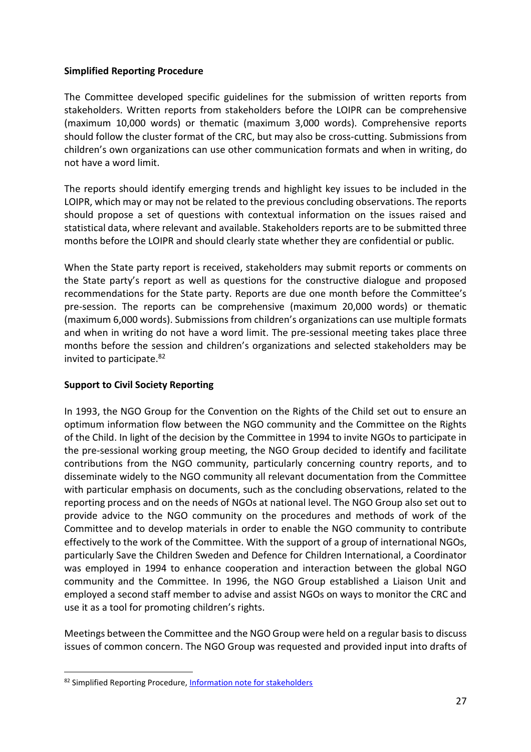**Simplified Reporting Procedure**

The Committee developed specific guidelines for the submission of written reports from stakeholders. Written reports from stakeholders before the LOIPR can be comprehensive (maximum 10,000 words) or thematic (maximum 3,000 words). Comprehensive reports should follow the cluster format of the CRC, but may also be cross-cutting. Submissions from children's own organizations can use other communication formats and when in writing, do not have a word limit.

The reports should identify emerging trends and highlight key issues to be included in the LOIPR, which may or may not be related to the previous concluding observations. The reports should propose a set of questions with contextual information on the issues raised and statistical data, where relevant and available. Stakeholders reports are to be submitted three months before the LOIPR and should clearly state whether they are confidential or public.

When the State party report is received, stakeholders may submit reports or comments on the State party's report as well as questions for the constructive dialogue and proposed recommendations for the State party. Reports are due one month before the Committee's pre-session. The reports can be comprehensive (maximum 20,000 words) or thematic (maximum 6,000 words). Submissions from children's organizations can use multiple formats and when in writing do not have a word limit. The pre-sessional meeting takes place three months before the session and children's organizations and selected stakeholders may be invited to participate.[82]

**Support to Civil Society Reporting**

In 1993, the NGO Group for the Convention on the Rights of the Child set out to ensure an optimum information flow between the NGO community and the Committee on the Rights of the Child. In light of the decision by the Committee in 1994 to invite NGOs to participate in the pre-sessional working group meeting, the NGO Group decided to identify and facilitate contributions from the NGO community, particularly concerning country reports, and to disseminate widely to the NGO community all relevant documentation from the Committee with particular emphasis on documents, such as the concluding observations, related to the reporting process and on the needs of NGOs at national level. The NGO Group also set out to provide advice to the NGO community on the procedures and methods of work of the Committee and to develop materials in order to enable the NGO community to contribute effectively to the work of the Committee. With the support of a group of international NGOs, particularly Save the Children Sweden and Defence for Children International, a Coordinator was employed in 1994 to enhance cooperation and interaction between the global NGO community and the Committee. In 1996, the NGO Group established a Liaison Unit and employed a second staff member to advise and assist NGOs on ways to monitor the CRC and use it as a tool for promoting children's rights.

Meetings between the Committee and the NGO Group were held on a regular basis to discuss issues of common concern. The NGO Group was requested and provided input into drafts of

---

[82] Simplified Reporting Procedure, Information note for stakeholders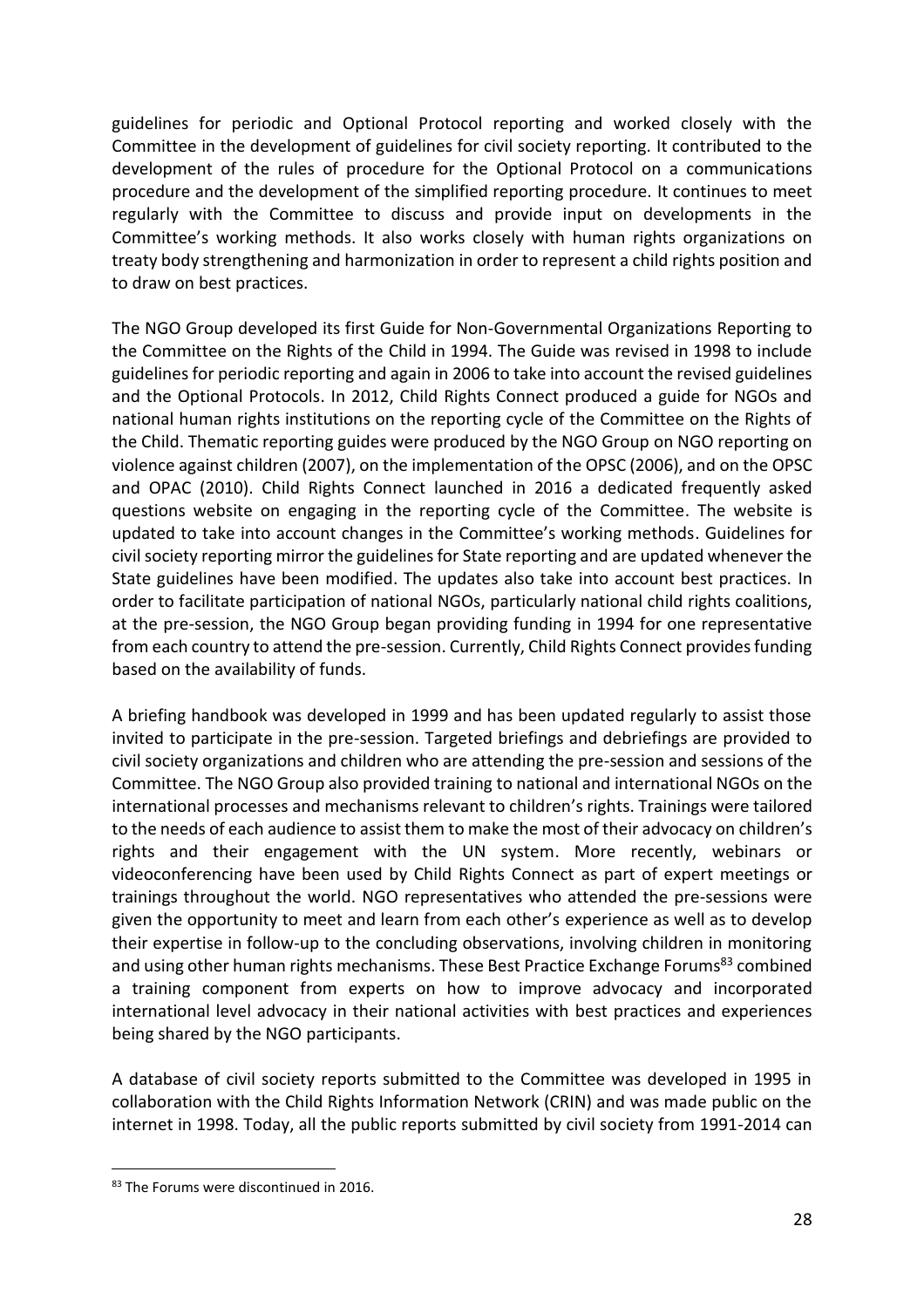guidelines for periodic and Optional Protocol reporting and worked closely with the Committee in the development of guidelines for civil society reporting. It contributed to the development of the rules of procedure for the Optional Protocol on a communications procedure and the development of the simplified reporting procedure. It continues to meet regularly with the Committee to discuss and provide input on developments in the Committee's working methods. It also works closely with human rights organizations on treaty body strengthening and harmonization in order to represent a child rights position and to draw on best practices.

The NGO Group developed its first Guide for Non-Governmental Organizations Reporting to the Committee on the Rights of the Child in 1994. The Guide was revised in 1998 to include guidelines for periodic reporting and again in 2006 to take into account the revised guidelines and the Optional Protocols. In 2012, Child Rights Connect produced a guide for NGOs and national human rights institutions on the reporting cycle of the Committee on the Rights of the Child. Thematic reporting guides were produced by the NGO Group on NGO reporting on violence against children (2007), on the implementation of the OPSC (2006), and on the OPSC and OPAC (2010). Child Rights Connect launched in 2016 a dedicated frequently asked questions website on engaging in the reporting cycle of the Committee. The website is updated to take into account changes in the Committee's working methods. Guidelines for civil society reporting mirror the guidelines for State reporting and are updated whenever the State guidelines have been modified. The updates also take into account best practices. In order to facilitate participation of national NGOs, particularly national child rights coalitions, at the pre-session, the NGO Group began providing funding in 1994 for one representative from each country to attend the pre-session. Currently, Child Rights Connect provides funding based on the availability of funds.

A briefing handbook was developed in 1999 and has been updated regularly to assist those invited to participate in the pre-session. Targeted briefings and debriefings are provided to civil society organizations and children who are attending the pre-session and sessions of the Committee. The NGO Group also provided training to national and international NGOs on the international processes and mechanisms relevant to children's rights. Trainings were tailored to the needs of each audience to assist them to make the most of their advocacy on children's rights and their engagement with the UN system. More recently, webinars or videoconferencing have been used by Child Rights Connect as part of expert meetings or trainings throughout the world. NGO representatives who attended the pre-sessions were given the opportunity to meet and learn from each other's experience as well as to develop their expertise in follow-up to the concluding observations, involving children in monitoring and using other human rights mechanisms. These Best Practice Exchange Forums[83] combined a training component from experts on how to improve advocacy and incorporated international level advocacy in their national activities with best practices and experiences being shared by the NGO participants.

A database of civil society reports submitted to the Committee was developed in 1995 in collaboration with the Child Rights Information Network (CRIN) and was made public on the internet in 1998. Today, all the public reports submitted by civil society from 1991-2014 can

[83] The Forums were discontinued in 2016.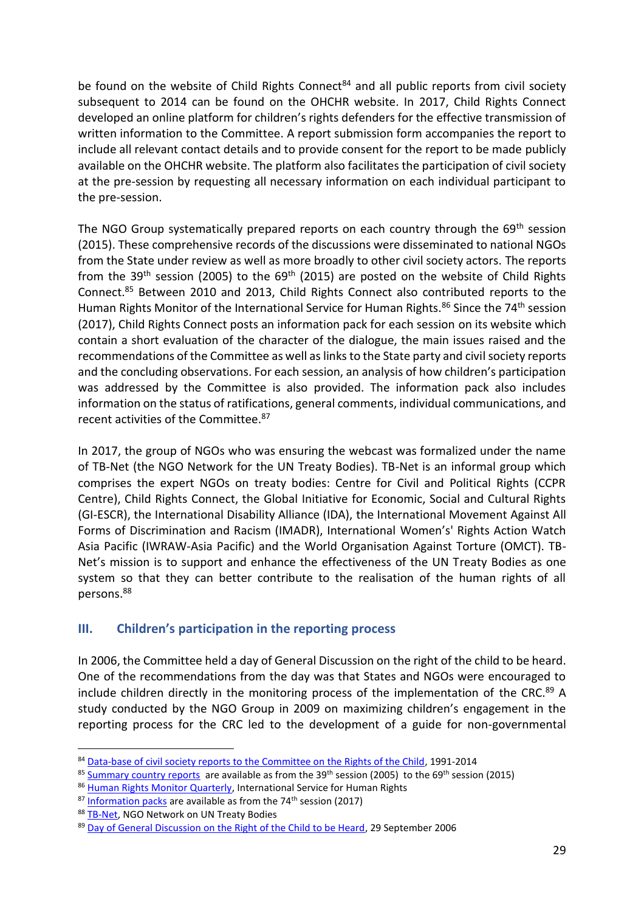be found on the website of Child Rights Connect[84] and all public reports from civil society subsequent to 2014 can be found on the OHCHR website. In 2017, Child Rights Connect developed an online platform for children's rights defenders for the effective transmission of written information to the Committee. A report submission form accompanies the report to include all relevant contact details and to provide consent for the report to be made publicly available on the OHCHR website. The platform also facilitates the participation of civil society at the pre-session by requesting all necessary information on each individual participant to the pre-session.

The NGO Group systematically prepared reports on each country through the 69th session (2015). These comprehensive records of the discussions were disseminated to national NGOs from the State under review as well as more broadly to other civil society actors. The reports from the 39th session (2005) to the 69th (2015) are posted on the website of Child Rights Connect.[85] Between 2010 and 2013, Child Rights Connect also contributed reports to the Human Rights Monitor of the International Service for Human Rights.[86] Since the 74th session (2017), Child Rights Connect posts an information pack for each session on its website which contain a short evaluation of the character of the dialogue, the main issues raised and the recommendations of the Committee as well as links to the State party and civil society reports and the concluding observations. For each session, an analysis of how children's participation was addressed by the Committee is also provided. The information pack also includes information on the status of ratifications, general comments, individual communications, and recent activities of the Committee.[87]

In 2017, the group of NGOs who was ensuring the webcast was formalized under the name of TB-Net (the NGO Network for the UN Treaty Bodies). TB-Net is an informal group which comprises the expert NGOs on treaty bodies: Centre for Civil and Political Rights (CCPR Centre), Child Rights Connect, the Global Initiative for Economic, Social and Cultural Rights (GI-ESCR), the International Disability Alliance (IDA), the International Movement Against All Forms of Discrimination and Racism (IMADR), International Women's' Rights Action Watch Asia Pacific (IWRAW-Asia Pacific) and the World Organisation Against Torture (OMCT). TB-Net's mission is to support and enhance the effectiveness of the UN Treaty Bodies as one system so that they can better contribute to the realisation of the human rights of all persons.[88]

## III. Children's participation in the reporting process

In 2006, the Committee held a day of General Discussion on the right of the child to be heard. One of the recommendations from the day was that States and NGOs were encouraged to include children directly in the monitoring process of the implementation of the CRC.[89] A study conducted by the NGO Group in 2009 on maximizing children's engagement in the reporting process for the CRC led to the development of a guide for non-governmental

---

[84] Data-base of civil society reports to the Committee on the Rights of the Child, 1991-2014

[85] Summary country reports are available as from the 39th session (2005) to the 69th session (2015)

[86] Human Rights Monitor Quarterly, International Service for Human Rights

[87] Information packs are available as from the 74th session (2017)

[88] TB-Net, NGO Network on UN Treaty Bodies

[89] Day of General Discussion on the Right of the Child to be Heard, 29 September 2006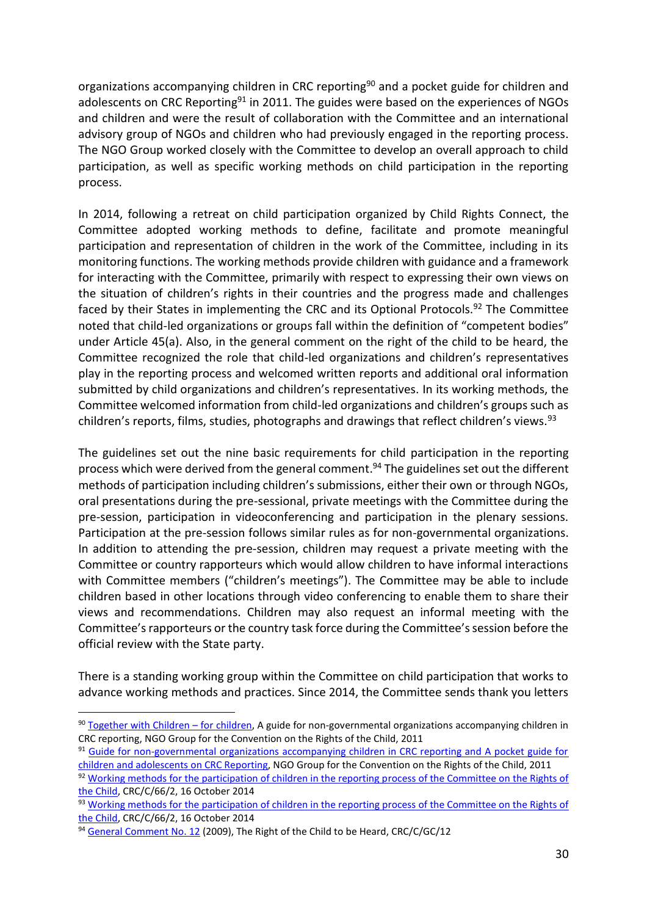organizations accompanying children in CRC reporting[90] and a pocket guide for children and adolescents on CRC Reporting[91] in 2011. The guides were based on the experiences of NGOs and children and were the result of collaboration with the Committee and an international advisory group of NGOs and children who had previously engaged in the reporting process. The NGO Group worked closely with the Committee to develop an overall approach to child participation, as well as specific working methods on child participation in the reporting process.

In 2014, following a retreat on child participation organized by Child Rights Connect, the Committee adopted working methods to define, facilitate and promote meaningful participation and representation of children in the work of the Committee, including in its monitoring functions. The working methods provide children with guidance and a framework for interacting with the Committee, primarily with respect to expressing their own views on the situation of children's rights in their countries and the progress made and challenges faced by their States in implementing the CRC and its Optional Protocols.[92] The Committee noted that child-led organizations or groups fall within the definition of "competent bodies" under Article 45(a). Also, in the general comment on the right of the child to be heard, the Committee recognized the role that child-led organizations and children's representatives play in the reporting process and welcomed written reports and additional oral information submitted by child organizations and children's representatives. In its working methods, the Committee welcomed information from child-led organizations and children's groups such as children's reports, films, studies, photographs and drawings that reflect children's views.[93]

The guidelines set out the nine basic requirements for child participation in the reporting process which were derived from the general comment.[94] The guidelines set out the different methods of participation including children's submissions, either their own or through NGOs, oral presentations during the pre-sessional, private meetings with the Committee during the pre-session, participation in videoconferencing and participation in the plenary sessions. Participation at the pre-session follows similar rules as for non-governmental organizations. In addition to attending the pre-session, children may request a private meeting with the Committee or country rapporteurs which would allow children to have informal interactions with Committee members ("children's meetings"). The Committee may be able to include children based in other locations through video conferencing to enable them to share their views and recommendations. Children may also request an informal meeting with the Committee's rapporteurs or the country task force during the Committee's session before the official review with the State party.

There is a standing working group within the Committee on child participation that works to advance working methods and practices. Since 2014, the Committee sends thank you letters

---

[90] Together with Children – for children, A guide for non-governmental organizations accompanying children in CRC reporting, NGO Group for the Convention on the Rights of the Child, 2011

[91] Guide for non-governmental organizations accompanying children in CRC reporting and A pocket guide for children and adolescents on CRC Reporting, NGO Group for the Convention on the Rights of the Child, 2011

[92] Working methods for the participation of children in the reporting process of the Committee on the Rights of the Child, CRC/C/66/2, 16 October 2014

[93] Working methods for the participation of children in the reporting process of the Committee on the Rights of the Child, CRC/C/66/2, 16 October 2014

[94] General Comment No. 12 (2009), The Right of the Child to be Heard, CRC/C/GC/12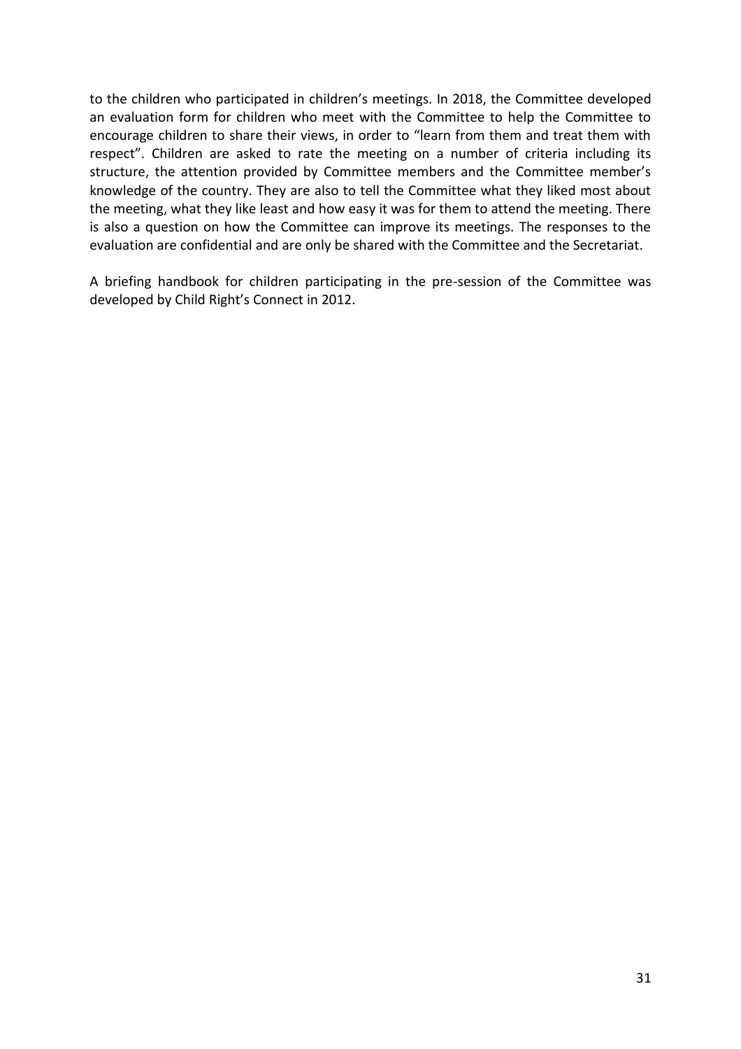to the children who participated in children's meetings. In 2018, the Committee developed an evaluation form for children who meet with the Committee to help the Committee to encourage children to share their views, in order to "learn from them and treat them with respect". Children are asked to rate the meeting on a number of criteria including its structure, the attention provided by Committee members and the Committee member's knowledge of the country. They are also to tell the Committee what they liked most about the meeting, what they like least and how easy it was for them to attend the meeting. There is also a question on how the Committee can improve its meetings. The responses to the evaluation are confidential and are only be shared with the Committee and the Secretariat.

A briefing handbook for children participating in the pre-session of the Committee was developed by Child Right's Connect in 2012.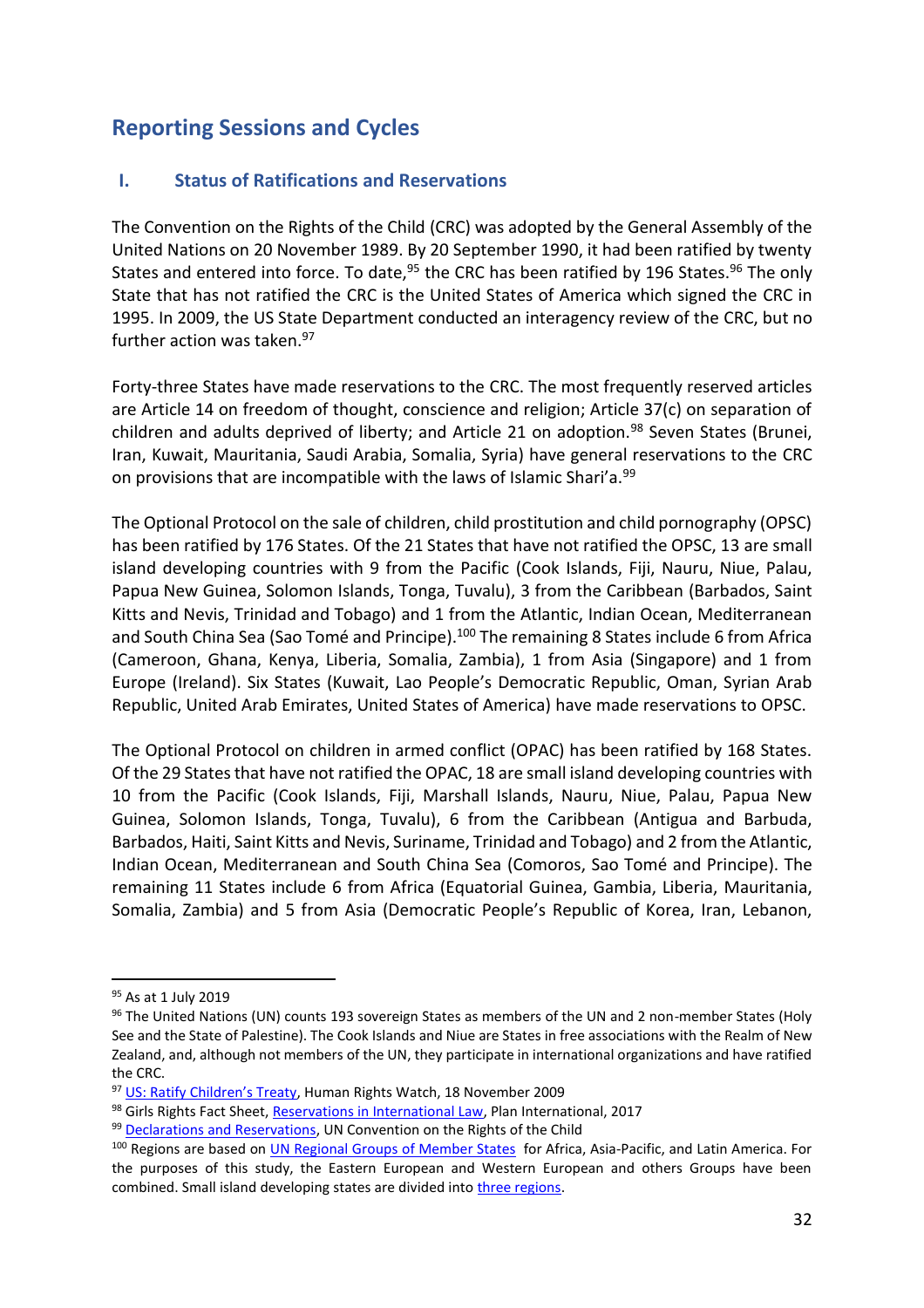## Reporting Sessions and Cycles

### I. Status of Ratifications and Reservations

The Convention on the Rights of the Child (CRC) was adopted by the General Assembly of the United Nations on 20 November 1989. By 20 September 1990, it had been ratified by twenty States and entered into force. To date,[95] the CRC has been ratified by 196 States.[96] The only State that has not ratified the CRC is the United States of America which signed the CRC in 1995. In 2009, the US State Department conducted an interagency review of the CRC, but no further action was taken.[97]

Forty-three States have made reservations to the CRC. The most frequently reserved articles are Article 14 on freedom of thought, conscience and religion; Article 37(c) on separation of children and adults deprived of liberty; and Article 21 on adoption.[98] Seven States (Brunei, Iran, Kuwait, Mauritania, Saudi Arabia, Somalia, Syria) have general reservations to the CRC on provisions that are incompatible with the laws of Islamic Shari'a.[99]

The Optional Protocol on the sale of children, child prostitution and child pornography (OPSC) has been ratified by 176 States. Of the 21 States that have not ratified the OPSC, 13 are small island developing countries with 9 from the Pacific (Cook Islands, Fiji, Nauru, Niue, Palau, Papua New Guinea, Solomon Islands, Tonga, Tuvalu), 3 from the Caribbean (Barbados, Saint Kitts and Nevis, Trinidad and Tobago) and 1 from the Atlantic, Indian Ocean, Mediterranean and South China Sea (Sao Tomé and Principe).[100] The remaining 8 States include 6 from Africa (Cameroon, Ghana, Kenya, Liberia, Somalia, Zambia), 1 from Asia (Singapore) and 1 from Europe (Ireland). Six States (Kuwait, Lao People's Democratic Republic, Oman, Syrian Arab Republic, United Arab Emirates, United States of America) have made reservations to OPSC.

The Optional Protocol on children in armed conflict (OPAC) has been ratified by 168 States. Of the 29 States that have not ratified the OPAC, 18 are small island developing countries with 10 from the Pacific (Cook Islands, Fiji, Marshall Islands, Nauru, Niue, Palau, Papua New Guinea, Solomon Islands, Tonga, Tuvalu), 6 from the Caribbean (Antigua and Barbuda, Barbados, Haiti, Saint Kitts and Nevis, Suriname, Trinidad and Tobago) and 2 from the Atlantic, Indian Ocean, Mediterranean and South China Sea (Comoros, Sao Tomé and Principe). The remaining 11 States include 6 from Africa (Equatorial Guinea, Gambia, Liberia, Mauritania, Somalia, Zambia) and 5 from Asia (Democratic People's Republic of Korea, Iran, Lebanon,

---

[95] As at 1 July 2019

[96] The United Nations (UN) counts 193 sovereign States as members of the UN and 2 non-member States (Holy See and the State of Palestine). The Cook Islands and Niue are States in free associations with the Realm of New Zealand, and, although not members of the UN, they participate in international organizations and have ratified the CRC.

[97] US: Ratify Children's Treaty, Human Rights Watch, 18 November 2009

[98] Girls Rights Fact Sheet, Reservations in International Law, Plan International, 2017

[99] Declarations and Reservations, UN Convention on the Rights of the Child

[100] Regions are based on UN Regional Groups of Member States for Africa, Asia-Pacific, and Latin America. For the purposes of this study, the Eastern European and Western European and others Groups have been combined. Small island developing states are divided into three regions.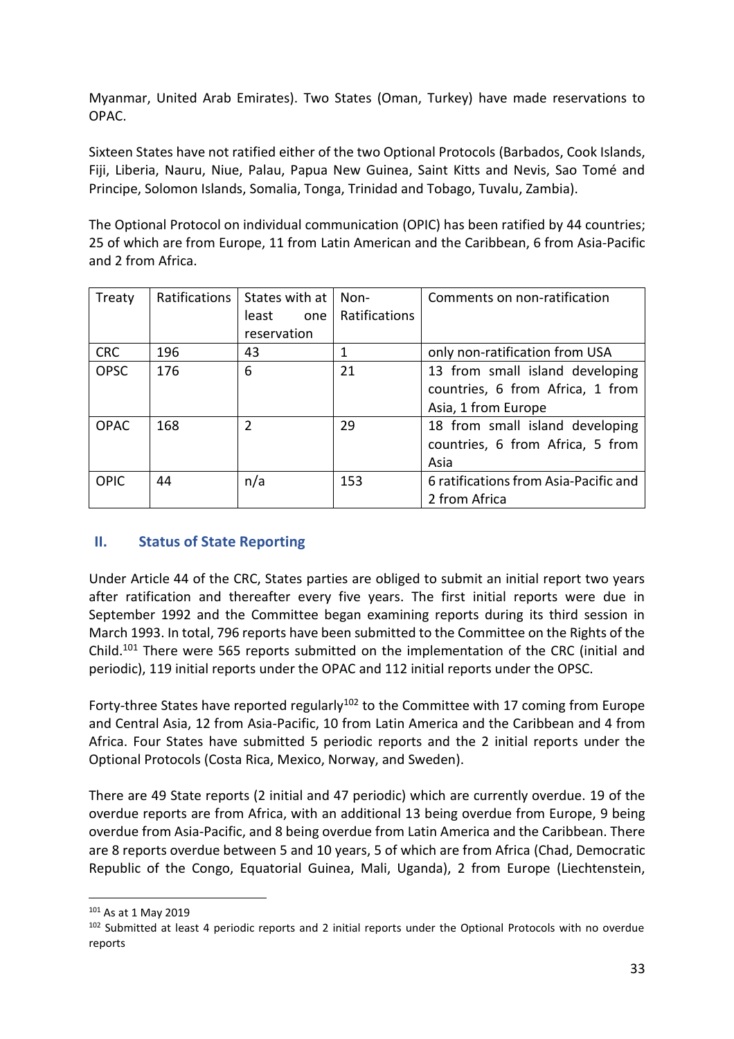Myanmar, United Arab Emirates). Two States (Oman, Turkey) have made reservations to OPAC.

Sixteen States have not ratified either of the two Optional Protocols (Barbados, Cook Islands, Fiji, Liberia, Nauru, Niue, Palau, Papua New Guinea, Saint Kitts and Nevis, Sao Tomé and Principe, Solomon Islands, Somalia, Tonga, Trinidad and Tobago, Tuvalu, Zambia).

The Optional Protocol on individual communication (OPIC) has been ratified by 44 countries; 25 of which are from Europe, 11 from Latin American and the Caribbean, 6 from Asia-Pacific and 2 from Africa.

| Treaty | Ratifications | States with at least one reservation | Non-Ratifications | Comments on non-ratification |
|---|---|---|---|---|
| CRC | 196 | 43 | 1 | only non-ratification from USA |
| OPSC | 176 | 6 | 21 | 13 from small island developing countries, 6 from Africa, 1 from Asia, 1 from Europe |
| OPAC | 168 | 2 | 29 | 18 from small island developing countries, 6 from Africa, 5 from Asia |
| OPIC | 44 | n/a | 153 | 6 ratifications from Asia-Pacific and 2 from Africa |

## II. Status of State Reporting

Under Article 44 of the CRC, States parties are obliged to submit an initial report two years after ratification and thereafter every five years. The first initial reports were due in September 1992 and the Committee began examining reports during its third session in March 1993. In total, 796 reports have been submitted to the Committee on the Rights of the Child.[101] There were 565 reports submitted on the implementation of the CRC (initial and periodic), 119 initial reports under the OPAC and 112 initial reports under the OPSC.

Forty-three States have reported regularly[102] to the Committee with 17 coming from Europe and Central Asia, 12 from Asia-Pacific, 10 from Latin America and the Caribbean and 4 from Africa. Four States have submitted 5 periodic reports and the 2 initial reports under the Optional Protocols (Costa Rica, Mexico, Norway, and Sweden).

There are 49 State reports (2 initial and 47 periodic) which are currently overdue. 19 of the overdue reports are from Africa, with an additional 13 being overdue from Europe, 9 being overdue from Asia-Pacific, and 8 being overdue from Latin America and the Caribbean. There are 8 reports overdue between 5 and 10 years, 5 of which are from Africa (Chad, Democratic Republic of the Congo, Equatorial Guinea, Mali, Uganda), 2 from Europe (Liechtenstein,

[101] As at 1 May 2019

[102] Submitted at least 4 periodic reports and 2 initial reports under the Optional Protocols with no overdue reports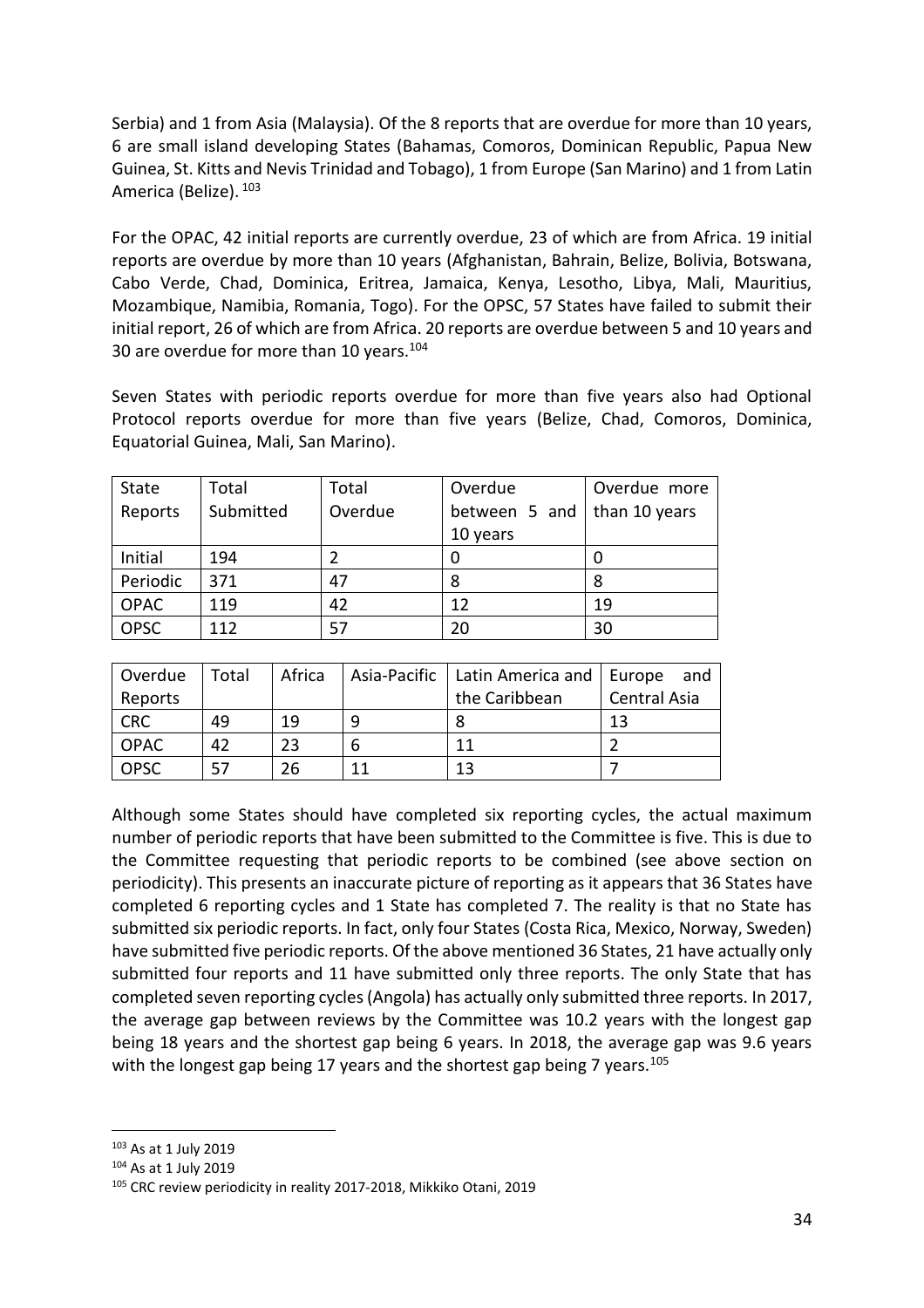Serbia) and 1 from Asia (Malaysia). Of the 8 reports that are overdue for more than 10 years, 6 are small island developing States (Bahamas, Comoros, Dominican Republic, Papua New Guinea, St. Kitts and Nevis Trinidad and Tobago), 1 from Europe (San Marino) and 1 from Latin America (Belize). [103]

For the OPAC, 42 initial reports are currently overdue, 23 of which are from Africa. 19 initial reports are overdue by more than 10 years (Afghanistan, Bahrain, Belize, Bolivia, Botswana, Cabo Verde, Chad, Dominica, Eritrea, Jamaica, Kenya, Lesotho, Libya, Mali, Mauritius, Mozambique, Namibia, Romania, Togo). For the OPSC, 57 States have failed to submit their initial report, 26 of which are from Africa. 20 reports are overdue between 5 and 10 years and 30 are overdue for more than 10 years.[104]

Seven States with periodic reports overdue for more than five years also had Optional Protocol reports overdue for more than five years (Belize, Chad, Comoros, Dominica, Equatorial Guinea, Mali, San Marino).

| State Reports | Total Submitted | Total Overdue | Overdue between 5 and 10 years | Overdue more than 10 years |
|---|---|---|---|---|
| Initial | 194 | 2 | 0 | 0 |
| Periodic | 371 | 47 | 8 | 8 |
| OPAC | 119 | 42 | 12 | 19 |
| OPSC | 112 | 57 | 20 | 30 |

| Overdue Reports | Total | Africa | Asia-Pacific | Latin America and the Caribbean | Europe and Central Asia |
|---|---|---|---|---|---|
| CRC | 49 | 19 | 9 | 8 | 13 |
| OPAC | 42 | 23 | 6 | 11 | 2 |
| OPSC | 57 | 26 | 11 | 13 | 7 |

Although some States should have completed six reporting cycles, the actual maximum number of periodic reports that have been submitted to the Committee is five. This is due to the Committee requesting that periodic reports to be combined (see above section on periodicity). This presents an inaccurate picture of reporting as it appears that 36 States have completed 6 reporting cycles and 1 State has completed 7. The reality is that no State has submitted six periodic reports. In fact, only four States (Costa Rica, Mexico, Norway, Sweden) have submitted five periodic reports. Of the above mentioned 36 States, 21 have actually only submitted four reports and 11 have submitted only three reports. The only State that has completed seven reporting cycles (Angola) has actually only submitted three reports. In 2017, the average gap between reviews by the Committee was 10.2 years with the longest gap being 18 years and the shortest gap being 6 years. In 2018, the average gap was 9.6 years with the longest gap being 17 years and the shortest gap being 7 years.[105]

---

[103] As at 1 July 2019

[104] As at 1 July 2019

[105] CRC review periodicity in reality 2017-2018, Mikkiko Otani, 2019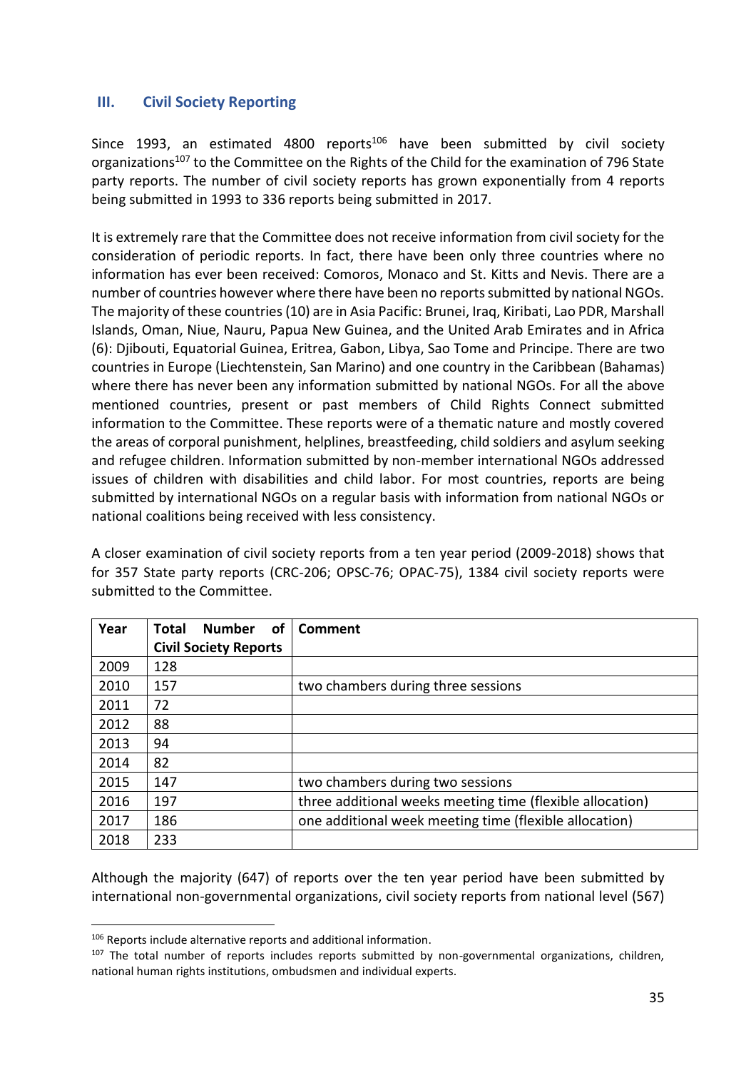## III. Civil Society Reporting

Since 1993, an estimated 4800 reports[106] have been submitted by civil society organizations[107] to the Committee on the Rights of the Child for the examination of 796 State party reports. The number of civil society reports has grown exponentially from 4 reports being submitted in 1993 to 336 reports being submitted in 2017.

It is extremely rare that the Committee does not receive information from civil society for the consideration of periodic reports. In fact, there have been only three countries where no information has ever been received: Comoros, Monaco and St. Kitts and Nevis. There are a number of countries however where there have been no reports submitted by national NGOs. The majority of these countries (10) are in Asia Pacific: Brunei, Iraq, Kiribati, Lao PDR, Marshall Islands, Oman, Niue, Nauru, Papua New Guinea, and the United Arab Emirates and in Africa (6): Djibouti, Equatorial Guinea, Eritrea, Gabon, Libya, Sao Tome and Principe. There are two countries in Europe (Liechtenstein, San Marino) and one country in the Caribbean (Bahamas) where there has never been any information submitted by national NGOs. For all the above mentioned countries, present or past members of Child Rights Connect submitted information to the Committee. These reports were of a thematic nature and mostly covered the areas of corporal punishment, helplines, breastfeeding, child soldiers and asylum seeking and refugee children. Information submitted by non-member international NGOs addressed issues of children with disabilities and child labor. For most countries, reports are being submitted by international NGOs on a regular basis with information from national NGOs or national coalitions being received with less consistency.

A closer examination of civil society reports from a ten year period (2009-2018) shows that for 357 State party reports (CRC-206; OPSC-76; OPAC-75), 1384 civil society reports were submitted to the Committee.

| Year | Total Number of Civil Society Reports | Comment |
|---|---|---|
| 2009 | 128 | |
| 2010 | 157 | two chambers during three sessions |
| 2011 | 72 | |
| 2012 | 88 | |
| 2013 | 94 | |
| 2014 | 82 | |
| 2015 | 147 | two chambers during two sessions |
| 2016 | 197 | three additional weeks meeting time (flexible allocation) |
| 2017 | 186 | one additional week meeting time (flexible allocation) |
| 2018 | 233 | |

Although the majority (647) of reports over the ten year period have been submitted by international non-governmental organizations, civil society reports from national level (567)

[106] Reports include alternative reports and additional information.

[107] The total number of reports includes reports submitted by non-governmental organizations, children, national human rights institutions, ombudsmen and individual experts.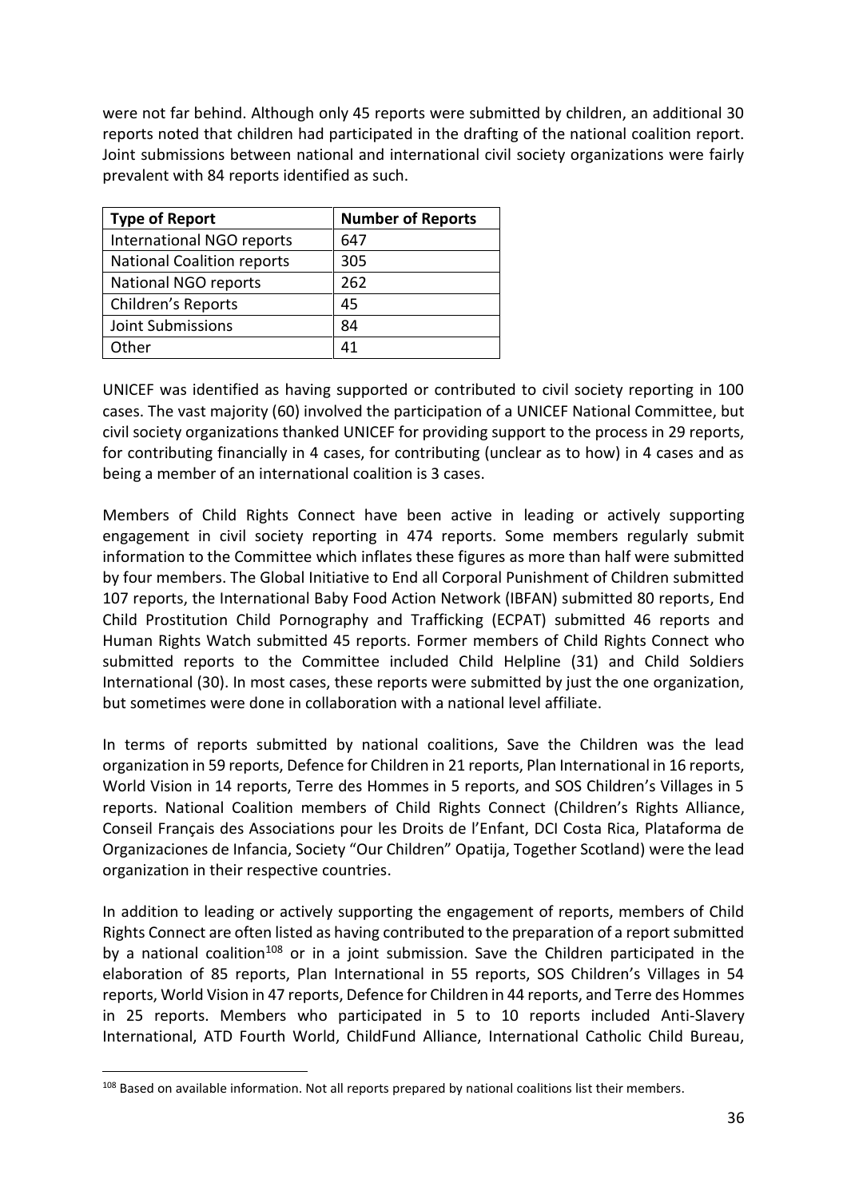were not far behind. Although only 45 reports were submitted by children, an additional 30 reports noted that children had participated in the drafting of the national coalition report. Joint submissions between national and international civil society organizations were fairly prevalent with 84 reports identified as such.

| Type of Report | Number of Reports |
|---|---|
| International NGO reports | 647 |
| National Coalition reports | 305 |
| National NGO reports | 262 |
| Children's Reports | 45 |
| Joint Submissions | 84 |
| Other | 41 |

UNICEF was identified as having supported or contributed to civil society reporting in 100 cases. The vast majority (60) involved the participation of a UNICEF National Committee, but civil society organizations thanked UNICEF for providing support to the process in 29 reports, for contributing financially in 4 cases, for contributing (unclear as to how) in 4 cases and as being a member of an international coalition is 3 cases.

Members of Child Rights Connect have been active in leading or actively supporting engagement in civil society reporting in 474 reports. Some members regularly submit information to the Committee which inflates these figures as more than half were submitted by four members. The Global Initiative to End all Corporal Punishment of Children submitted 107 reports, the International Baby Food Action Network (IBFAN) submitted 80 reports, End Child Prostitution Child Pornography and Trafficking (ECPAT) submitted 46 reports and Human Rights Watch submitted 45 reports. Former members of Child Rights Connect who submitted reports to the Committee included Child Helpline (31) and Child Soldiers International (30). In most cases, these reports were submitted by just the one organization, but sometimes were done in collaboration with a national level affiliate.

In terms of reports submitted by national coalitions, Save the Children was the lead organization in 59 reports, Defence for Children in 21 reports, Plan International in 16 reports, World Vision in 14 reports, Terre des Hommes in 5 reports, and SOS Children's Villages in 5 reports. National Coalition members of Child Rights Connect (Children's Rights Alliance, Conseil Français des Associations pour les Droits de l'Enfant, DCI Costa Rica, Plataforma de Organizaciones de Infancia, Society "Our Children" Opatija, Together Scotland) were the lead organization in their respective countries.

In addition to leading or actively supporting the engagement of reports, members of Child Rights Connect are often listed as having contributed to the preparation of a report submitted by a national coalition[108] or in a joint submission. Save the Children participated in the elaboration of 85 reports, Plan International in 55 reports, SOS Children's Villages in 54 reports, World Vision in 47 reports, Defence for Children in 44 reports, and Terre des Hommes in 25 reports. Members who participated in 5 to 10 reports included Anti-Slavery International, ATD Fourth World, ChildFund Alliance, International Catholic Child Bureau,

[108] Based on available information. Not all reports prepared by national coalitions list their members.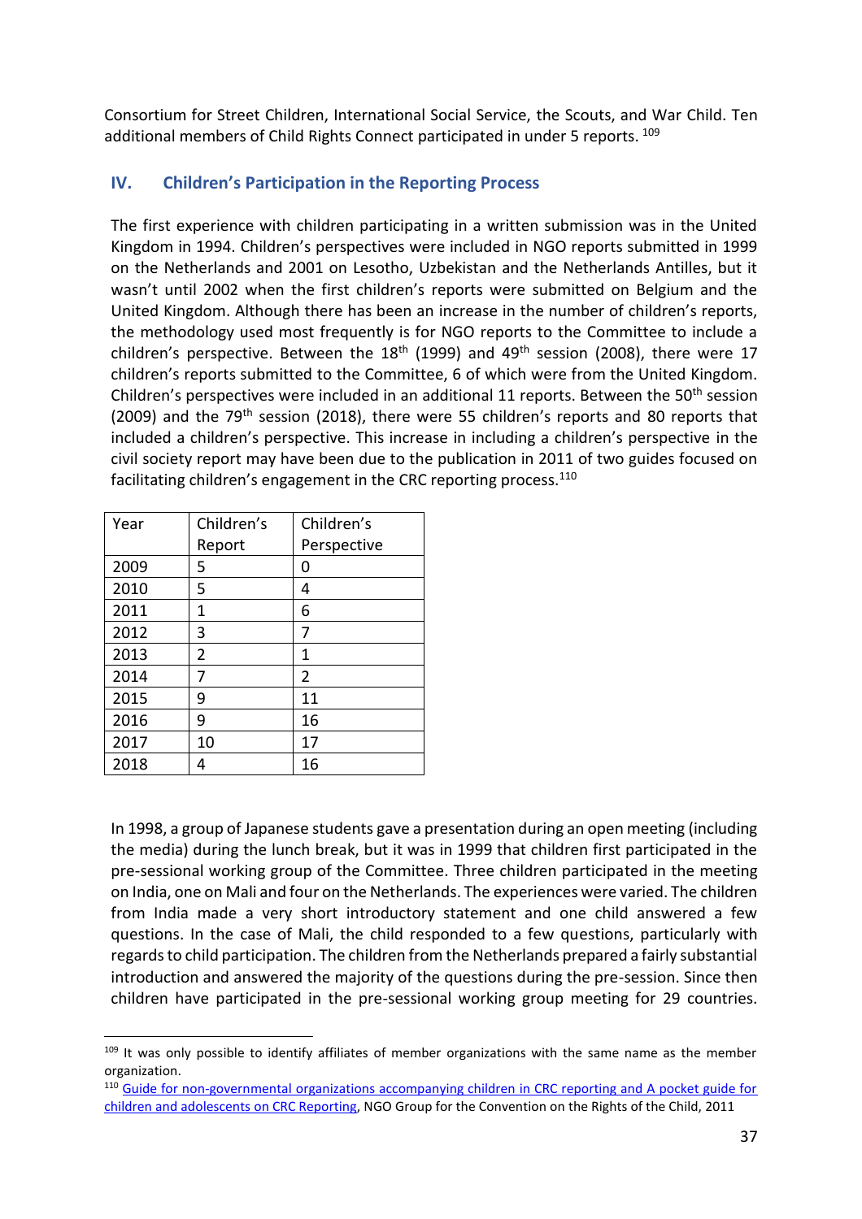Consortium for Street Children, International Social Service, the Scouts, and War Child. Ten additional members of Child Rights Connect participated in under 5 reports. [109]

## IV. Children's Participation in the Reporting Process

The first experience with children participating in a written submission was in the United Kingdom in 1994. Children's perspectives were included in NGO reports submitted in 1999 on the Netherlands and 2001 on Lesotho, Uzbekistan and the Netherlands Antilles, but it wasn't until 2002 when the first children's reports were submitted on Belgium and the United Kingdom. Although there has been an increase in the number of children's reports, the methodology used most frequently is for NGO reports to the Committee to include a children's perspective. Between the 18th (1999) and 49th session (2008), there were 17 children's reports submitted to the Committee, 6 of which were from the United Kingdom. Children's perspectives were included in an additional 11 reports. Between the 50th session (2009) and the 79th session (2018), there were 55 children's reports and 80 reports that included a children's perspective. This increase in including a children's perspective in the civil society report may have been due to the publication in 2011 of two guides focused on facilitating children's engagement in the CRC reporting process.[110]

| Year | Children's Report | Children's Perspective |
|---|---|---|
| 2009 | 5 | 0 |
| 2010 | 5 | 4 |
| 2011 | 1 | 6 |
| 2012 | 3 | 7 |
| 2013 | 2 | 1 |
| 2014 | 7 | 2 |
| 2015 | 9 | 11 |
| 2016 | 9 | 16 |
| 2017 | 10 | 17 |
| 2018 | 4 | 16 |

In 1998, a group of Japanese students gave a presentation during an open meeting (including the media) during the lunch break, but it was in 1999 that children first participated in the pre-sessional working group of the Committee. Three children participated in the meeting on India, one on Mali and four on the Netherlands. The experiences were varied. The children from India made a very short introductory statement and one child answered a few questions. In the case of Mali, the child responded to a few questions, particularly with regards to child participation. The children from the Netherlands prepared a fairly substantial introduction and answered the majority of the questions during the pre-session. Since then children have participated in the pre-sessional working group meeting for 29 countries.

---

[109] It was only possible to identify affiliates of member organizations with the same name as the member organization.

[110] Guide for non-governmental organizations accompanying children in CRC reporting and A pocket guide for children and adolescents on CRC Reporting, NGO Group for the Convention on the Rights of the Child, 2011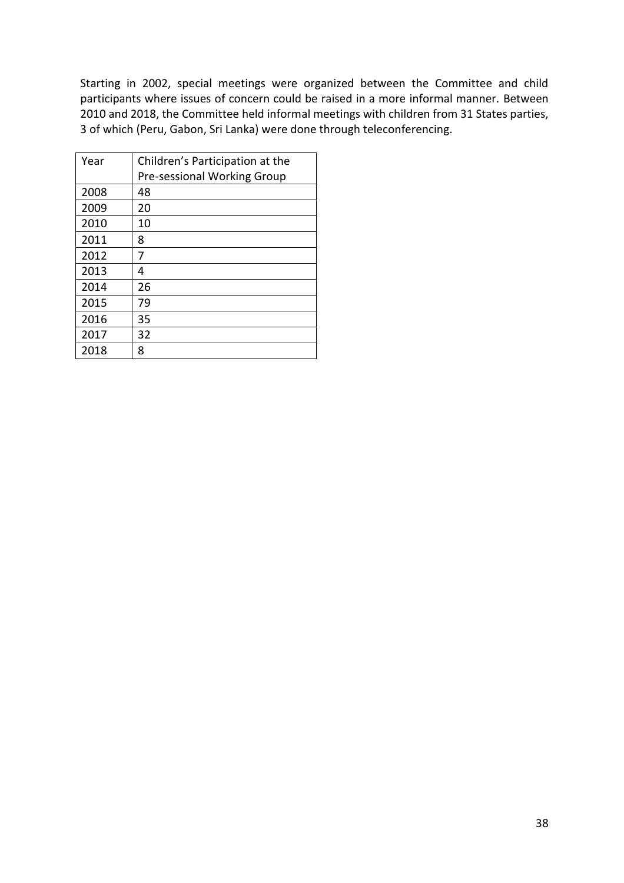Starting in 2002, special meetings were organized between the Committee and child participants where issues of concern could be raised in a more informal manner. Between 2010 and 2018, the Committee held informal meetings with children from 31 States parties, 3 of which (Peru, Gabon, Sri Lanka) were done through teleconferencing.

| Year | Children's Participation at the Pre-sessional Working Group |
|---|---|
| 2008 | 48 |
| 2009 | 20 |
| 2010 | 10 |
| 2011 | 8 |
| 2012 | 7 |
| 2013 | 4 |
| 2014 | 26 |
| 2015 | 79 |
| 2016 | 35 |
| 2017 | 32 |
| 2018 | 8 |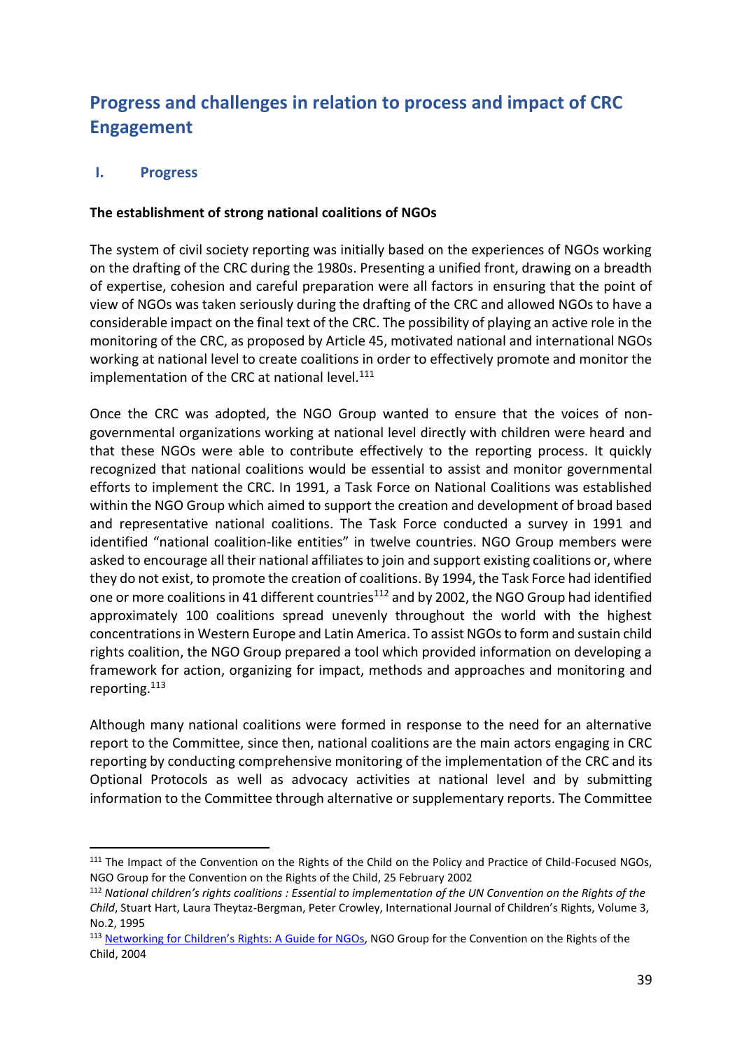# Progress and challenges in relation to process and impact of CRC Engagement

## I. Progress

**The establishment of strong national coalitions of NGOs**

The system of civil society reporting was initially based on the experiences of NGOs working on the drafting of the CRC during the 1980s. Presenting a unified front, drawing on a breadth of expertise, cohesion and careful preparation were all factors in ensuring that the point of view of NGOs was taken seriously during the drafting of the CRC and allowed NGOs to have a considerable impact on the final text of the CRC. The possibility of playing an active role in the monitoring of the CRC, as proposed by Article 45, motivated national and international NGOs working at national level to create coalitions in order to effectively promote and monitor the implementation of the CRC at national level.[111]

Once the CRC was adopted, the NGO Group wanted to ensure that the voices of non-governmental organizations working at national level directly with children were heard and that these NGOs were able to contribute effectively to the reporting process. It quickly recognized that national coalitions would be essential to assist and monitor governmental efforts to implement the CRC. In 1991, a Task Force on National Coalitions was established within the NGO Group which aimed to support the creation and development of broad based and representative national coalitions. The Task Force conducted a survey in 1991 and identified "national coalition-like entities" in twelve countries. NGO Group members were asked to encourage all their national affiliates to join and support existing coalitions or, where they do not exist, to promote the creation of coalitions. By 1994, the Task Force had identified one or more coalitions in 41 different countries[112] and by 2002, the NGO Group had identified approximately 100 coalitions spread unevenly throughout the world with the highest concentrations in Western Europe and Latin America. To assist NGOs to form and sustain child rights coalition, the NGO Group prepared a tool which provided information on developing a framework for action, organizing for impact, methods and approaches and monitoring and reporting.[113]

Although many national coalitions were formed in response to the need for an alternative report to the Committee, since then, national coalitions are the main actors engaging in CRC reporting by conducting comprehensive monitoring of the implementation of the CRC and its Optional Protocols as well as advocacy activities at national level and by submitting information to the Committee through alternative or supplementary reports. The Committee

---

[111] The Impact of the Convention on the Rights of the Child on the Policy and Practice of Child-Focused NGOs, NGO Group for the Convention on the Rights of the Child, 25 February 2002

[112] *National children's rights coalitions : Essential to implementation of the UN Convention on the Rights of the Child*, Stuart Hart, Laura Theytaz-Bergman, Peter Crowley, International Journal of Children's Rights, Volume 3, No.2, 1995

[113] Networking for Children's Rights: A Guide for NGOs, NGO Group for the Convention on the Rights of the Child, 2004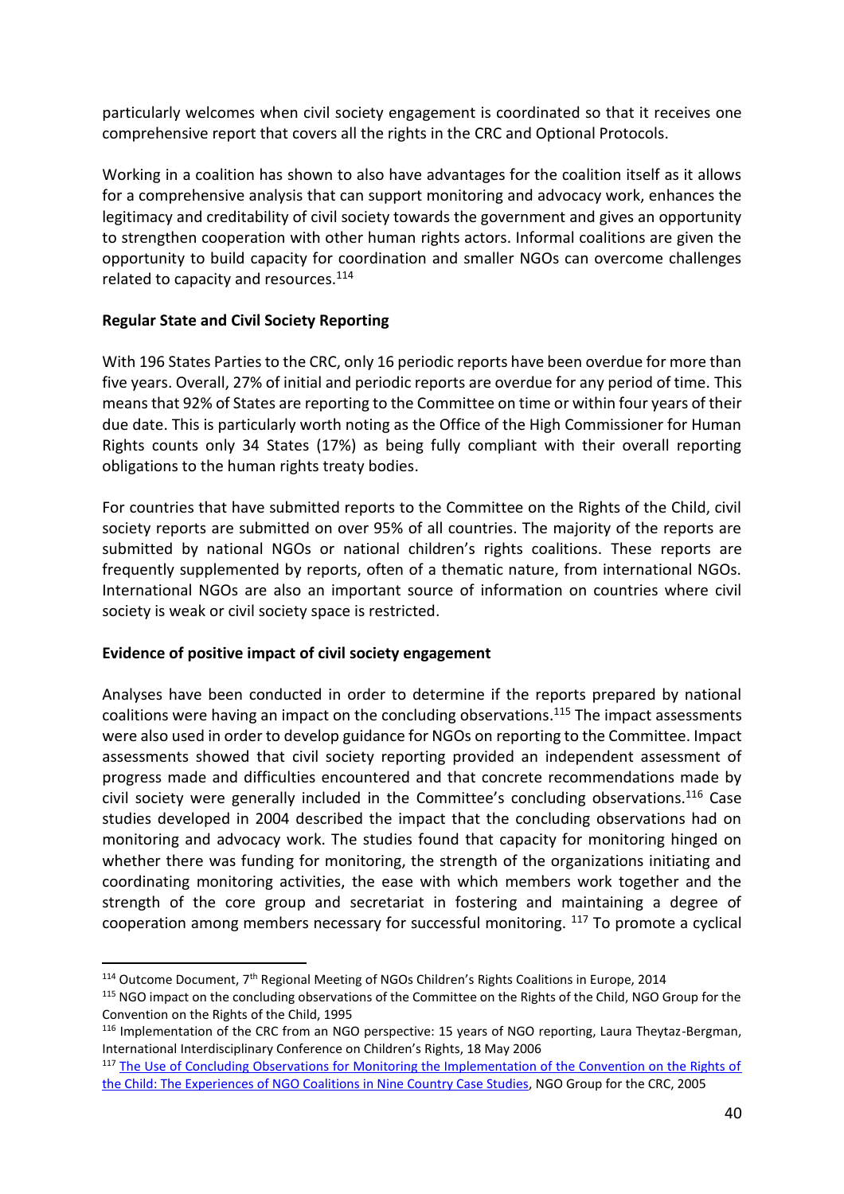particularly welcomes when civil society engagement is coordinated so that it receives one comprehensive report that covers all the rights in the CRC and Optional Protocols.

Working in a coalition has shown to also have advantages for the coalition itself as it allows for a comprehensive analysis that can support monitoring and advocacy work, enhances the legitimacy and creditability of civil society towards the government and gives an opportunity to strengthen cooperation with other human rights actors. Informal coalitions are given the opportunity to build capacity for coordination and smaller NGOs can overcome challenges related to capacity and resources.[114]

**Regular State and Civil Society Reporting**

With 196 States Parties to the CRC, only 16 periodic reports have been overdue for more than five years. Overall, 27% of initial and periodic reports are overdue for any period of time. This means that 92% of States are reporting to the Committee on time or within four years of their due date. This is particularly worth noting as the Office of the High Commissioner for Human Rights counts only 34 States (17%) as being fully compliant with their overall reporting obligations to the human rights treaty bodies.

For countries that have submitted reports to the Committee on the Rights of the Child, civil society reports are submitted on over 95% of all countries. The majority of the reports are submitted by national NGOs or national children's rights coalitions. These reports are frequently supplemented by reports, often of a thematic nature, from international NGOs. International NGOs are also an important source of information on countries where civil society is weak or civil society space is restricted.

**Evidence of positive impact of civil society engagement**

Analyses have been conducted in order to determine if the reports prepared by national coalitions were having an impact on the concluding observations.[115] The impact assessments were also used in order to develop guidance for NGOs on reporting to the Committee. Impact assessments showed that civil society reporting provided an independent assessment of progress made and difficulties encountered and that concrete recommendations made by civil society were generally included in the Committee's concluding observations.[116] Case studies developed in 2004 described the impact that the concluding observations had on monitoring and advocacy work. The studies found that capacity for monitoring hinged on whether there was funding for monitoring, the strength of the organizations initiating and coordinating monitoring activities, the ease with which members work together and the strength of the core group and secretariat in fostering and maintaining a degree of cooperation among members necessary for successful monitoring. [117] To promote a cyclical

---

[114] Outcome Document, 7th Regional Meeting of NGOs Children's Rights Coalitions in Europe, 2014

[115] NGO impact on the concluding observations of the Committee on the Rights of the Child, NGO Group for the Convention on the Rights of the Child, 1995

[116] Implementation of the CRC from an NGO perspective: 15 years of NGO reporting, Laura Theytaz-Bergman, International Interdisciplinary Conference on Children's Rights, 18 May 2006

[117] The Use of Concluding Observations for Monitoring the Implementation of the Convention on the Rights of the Child: The Experiences of NGO Coalitions in Nine Country Case Studies, NGO Group for the CRC, 2005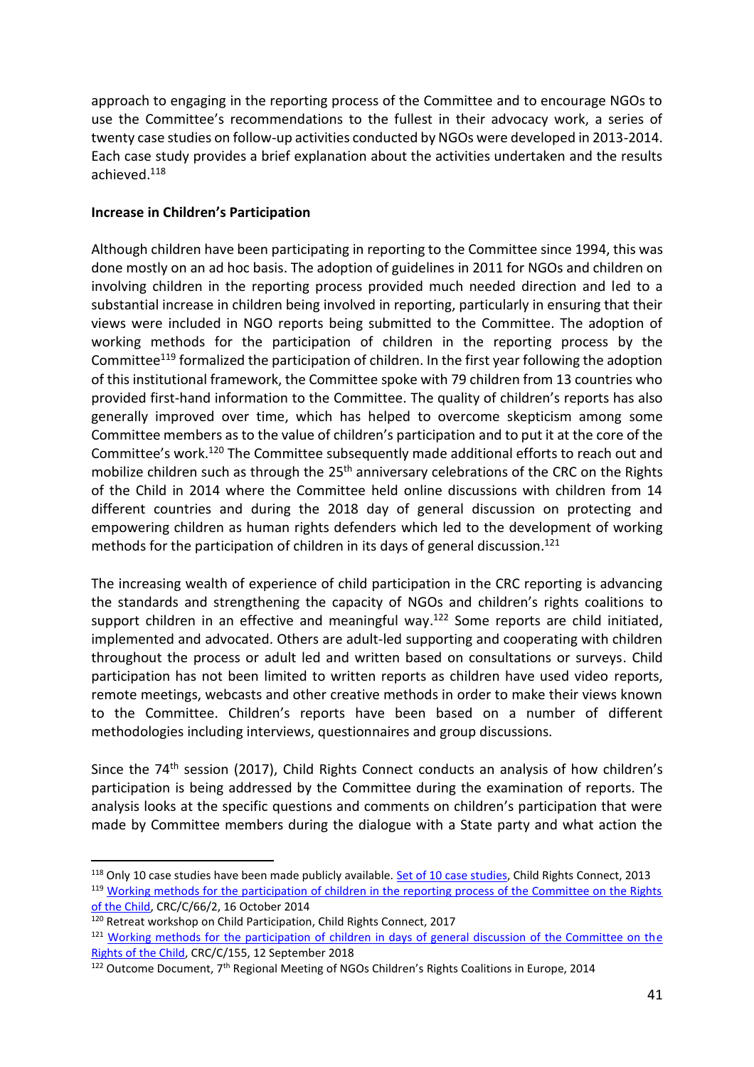approach to engaging in the reporting process of the Committee and to encourage NGOs to use the Committee's recommendations to the fullest in their advocacy work, a series of twenty case studies on follow-up activities conducted by NGOs were developed in 2013-2014. Each case study provides a brief explanation about the activities undertaken and the results achieved.[118]

**Increase in Children's Participation**

Although children have been participating in reporting to the Committee since 1994, this was done mostly on an ad hoc basis. The adoption of guidelines in 2011 for NGOs and children on involving children in the reporting process provided much needed direction and led to a substantial increase in children being involved in reporting, particularly in ensuring that their views were included in NGO reports being submitted to the Committee. The adoption of working methods for the participation of children in the reporting process by the Committee[119] formalized the participation of children. In the first year following the adoption of this institutional framework, the Committee spoke with 79 children from 13 countries who provided first-hand information to the Committee. The quality of children's reports has also generally improved over time, which has helped to overcome skepticism among some Committee members as to the value of children's participation and to put it at the core of the Committee's work.[120] The Committee subsequently made additional efforts to reach out and mobilize children such as through the 25th anniversary celebrations of the CRC on the Rights of the Child in 2014 where the Committee held online discussions with children from 14 different countries and during the 2018 day of general discussion on protecting and empowering children as human rights defenders which led to the development of working methods for the participation of children in its days of general discussion.[121]

The increasing wealth of experience of child participation in the CRC reporting is advancing the standards and strengthening the capacity of NGOs and children's rights coalitions to support children in an effective and meaningful way.[122] Some reports are child initiated, implemented and advocated. Others are adult-led supporting and cooperating with children throughout the process or adult led and written based on consultations or surveys. Child participation has not been limited to written reports as children have used video reports, remote meetings, webcasts and other creative methods in order to make their views known to the Committee. Children's reports have been based on a number of different methodologies including interviews, questionnaires and group discussions.

Since the 74th session (2017), Child Rights Connect conducts an analysis of how children's participation is being addressed by the Committee during the examination of reports. The analysis looks at the specific questions and comments on children's participation that were made by Committee members during the dialogue with a State party and what action the

---

[118] Only 10 case studies have been made publicly available. Set of 10 case studies, Child Rights Connect, 2013

[119] Working methods for the participation of children in the reporting process of the Committee on the Rights of the Child, CRC/C/66/2, 16 October 2014

[120] Retreat workshop on Child Participation, Child Rights Connect, 2017

[121] Working methods for the participation of children in days of general discussion of the Committee on the Rights of the Child, CRC/C/155, 12 September 2018

[122] Outcome Document, 7th Regional Meeting of NGOs Children's Rights Coalitions in Europe, 2014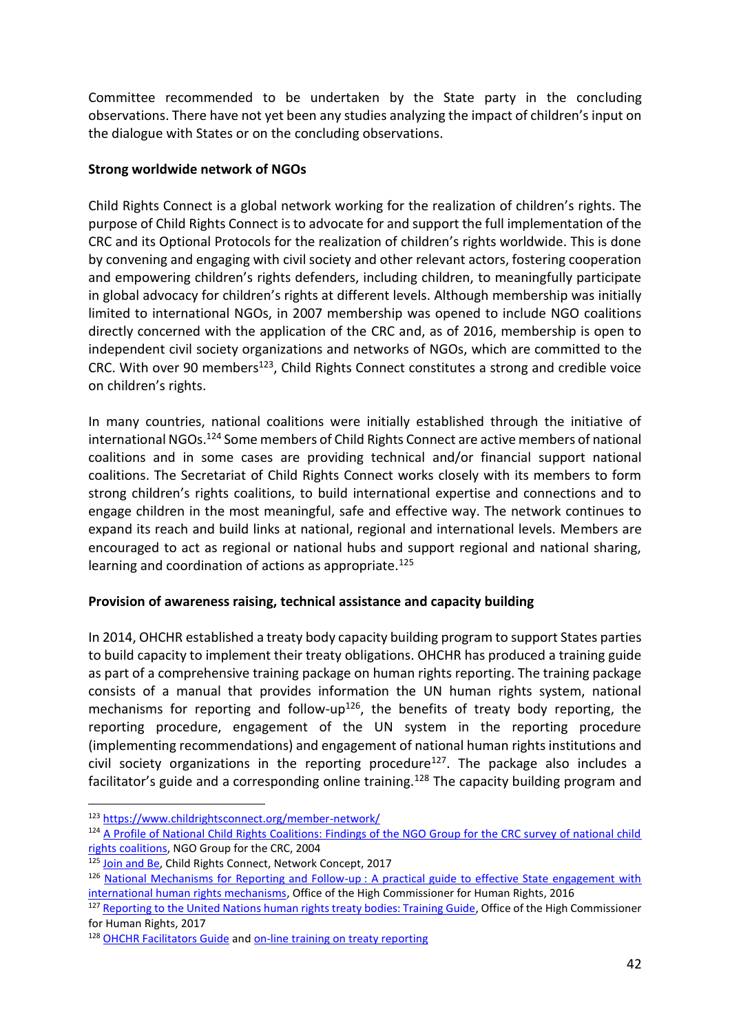Committee recommended to be undertaken by the State party in the concluding observations. There have not yet been any studies analyzing the impact of children's input on the dialogue with States or on the concluding observations.

**Strong worldwide network of NGOs**

Child Rights Connect is a global network working for the realization of children's rights. The purpose of Child Rights Connect is to advocate for and support the full implementation of the CRC and its Optional Protocols for the realization of children's rights worldwide. This is done by convening and engaging with civil society and other relevant actors, fostering cooperation and empowering children's rights defenders, including children, to meaningfully participate in global advocacy for children's rights at different levels. Although membership was initially limited to international NGOs, in 2007 membership was opened to include NGO coalitions directly concerned with the application of the CRC and, as of 2016, membership is open to independent civil society organizations and networks of NGOs, which are committed to the CRC. With over 90 members[123], Child Rights Connect constitutes a strong and credible voice on children's rights.

In many countries, national coalitions were initially established through the initiative of international NGOs.[124] Some members of Child Rights Connect are active members of national coalitions and in some cases are providing technical and/or financial support national coalitions. The Secretariat of Child Rights Connect works closely with its members to form strong children's rights coalitions, to build international expertise and connections and to engage children in the most meaningful, safe and effective way. The network continues to expand its reach and build links at national, regional and international levels. Members are encouraged to act as regional or national hubs and support regional and national sharing, learning and coordination of actions as appropriate.[125]

**Provision of awareness raising, technical assistance and capacity building**

In 2014, OHCHR established a treaty body capacity building program to support States parties to build capacity to implement their treaty obligations. OHCHR has produced a training guide as part of a comprehensive training package on human rights reporting. The training package consists of a manual that provides information the UN human rights system, national mechanisms for reporting and follow-up[126], the benefits of treaty body reporting, the reporting procedure, engagement of the UN system in the reporting procedure (implementing recommendations) and engagement of national human rights institutions and civil society organizations in the reporting procedure[127]. The package also includes a facilitator's guide and a corresponding online training.[128] The capacity building program and

---

[123] https://www.childrightsconnect.org/member-network/

[124] A Profile of National Child Rights Coalitions: Findings of the NGO Group for the CRC survey of national child rights coalitions, NGO Group for the CRC, 2004

[125] Join and Be, Child Rights Connect, Network Concept, 2017

[126] National Mechanisms for Reporting and Follow-up : A practical guide to effective State engagement with international human rights mechanisms, Office of the High Commissioner for Human Rights, 2016

[127] Reporting to the United Nations human rights treaty bodies: Training Guide, Office of the High Commissioner for Human Rights, 2017

[128] OHCHR Facilitators Guide and on-line training on treaty reporting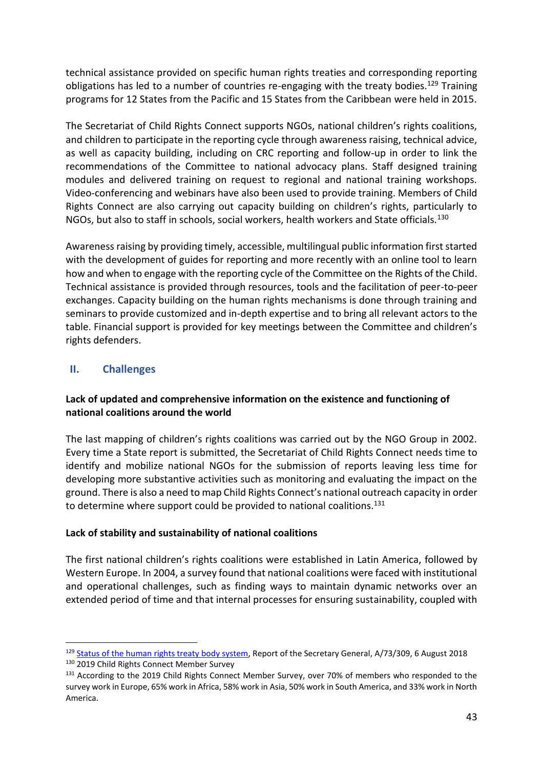technical assistance provided on specific human rights treaties and corresponding reporting obligations has led to a number of countries re-engaging with the treaty bodies.[129] Training programs for 12 States from the Pacific and 15 States from the Caribbean were held in 2015.

The Secretariat of Child Rights Connect supports NGOs, national children's rights coalitions, and children to participate in the reporting cycle through awareness raising, technical advice, as well as capacity building, including on CRC reporting and follow-up in order to link the recommendations of the Committee to national advocacy plans. Staff designed training modules and delivered training on request to regional and national training workshops. Video-conferencing and webinars have also been used to provide training. Members of Child Rights Connect are also carrying out capacity building on children's rights, particularly to NGOs, but also to staff in schools, social workers, health workers and State officials.[130]

Awareness raising by providing timely, accessible, multilingual public information first started with the development of guides for reporting and more recently with an online tool to learn how and when to engage with the reporting cycle of the Committee on the Rights of the Child. Technical assistance is provided through resources, tools and the facilitation of peer-to-peer exchanges. Capacity building on the human rights mechanisms is done through training and seminars to provide customized and in-depth expertise and to bring all relevant actors to the table. Financial support is provided for key meetings between the Committee and children's rights defenders.

## II. Challenges

**Lack of updated and comprehensive information on the existence and functioning of national coalitions around the world**

The last mapping of children's rights coalitions was carried out by the NGO Group in 2002. Every time a State report is submitted, the Secretariat of Child Rights Connect needs time to identify and mobilize national NGOs for the submission of reports leaving less time for developing more substantive activities such as monitoring and evaluating the impact on the ground. There is also a need to map Child Rights Connect's national outreach capacity in order to determine where support could be provided to national coalitions.[131]

**Lack of stability and sustainability of national coalitions**

The first national children's rights coalitions were established in Latin America, followed by Western Europe. In 2004, a survey found that national coalitions were faced with institutional and operational challenges, such as finding ways to maintain dynamic networks over an extended period of time and that internal processes for ensuring sustainability, coupled with

---

[129] Status of the human rights treaty body system, Report of the Secretary General, A/73/309, 6 August 2018

[130] 2019 Child Rights Connect Member Survey

[131] According to the 2019 Child Rights Connect Member Survey, over 70% of members who responded to the survey work in Europe, 65% work in Africa, 58% work in Asia, 50% work in South America, and 33% work in North America.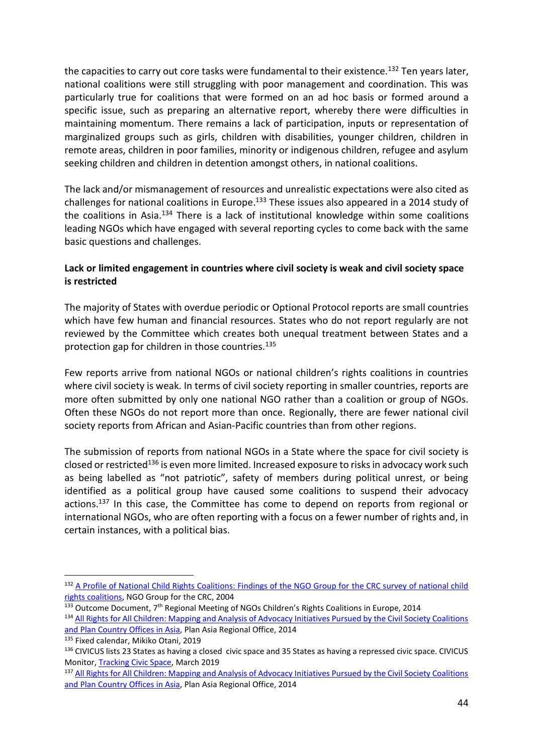the capacities to carry out core tasks were fundamental to their existence.[132] Ten years later, national coalitions were still struggling with poor management and coordination. This was particularly true for coalitions that were formed on an ad hoc basis or formed around a specific issue, such as preparing an alternative report, whereby there were difficulties in maintaining momentum. There remains a lack of participation, inputs or representation of marginalized groups such as girls, children with disabilities, younger children, children in remote areas, children in poor families, minority or indigenous children, refugee and asylum seeking children and children in detention amongst others, in national coalitions.

The lack and/or mismanagement of resources and unrealistic expectations were also cited as challenges for national coalitions in Europe.[133] These issues also appeared in a 2014 study of the coalitions in Asia.[134] There is a lack of institutional knowledge within some coalitions leading NGOs which have engaged with several reporting cycles to come back with the same basic questions and challenges.

**Lack or limited engagement in countries where civil society is weak and civil society space is restricted**

The majority of States with overdue periodic or Optional Protocol reports are small countries which have few human and financial resources. States who do not report regularly are not reviewed by the Committee which creates both unequal treatment between States and a protection gap for children in those countries.[135]

Few reports arrive from national NGOs or national children's rights coalitions in countries where civil society is weak. In terms of civil society reporting in smaller countries, reports are more often submitted by only one national NGO rather than a coalition or group of NGOs. Often these NGOs do not report more than once. Regionally, there are fewer national civil society reports from African and Asian-Pacific countries than from other regions.

The submission of reports from national NGOs in a State where the space for civil society is closed or restricted[136] is even more limited. Increased exposure to risks in advocacy work such as being labelled as "not patriotic", safety of members during political unrest, or being identified as a political group have caused some coalitions to suspend their advocacy actions.[137] In this case, the Committee has come to depend on reports from regional or international NGOs, who are often reporting with a focus on a fewer number of rights and, in certain instances, with a political bias.

---

[132] A Profile of National Child Rights Coalitions: Findings of the NGO Group for the CRC survey of national child rights coalitions, NGO Group for the CRC, 2004

[133] Outcome Document, 7th Regional Meeting of NGOs Children's Rights Coalitions in Europe, 2014

[134] All Rights for All Children: Mapping and Analysis of Advocacy Initiatives Pursued by the Civil Society Coalitions and Plan Country Offices in Asia, Plan Asia Regional Office, 2014

[135] Fixed calendar, Mikiko Otani, 2019

[136] CIVICUS lists 23 States as having a closed civic space and 35 States as having a repressed civic space. CIVICUS Monitor, Tracking Civic Space, March 2019

[137] All Rights for All Children: Mapping and Analysis of Advocacy Initiatives Pursued by the Civil Society Coalitions and Plan Country Offices in Asia, Plan Asia Regional Office, 2014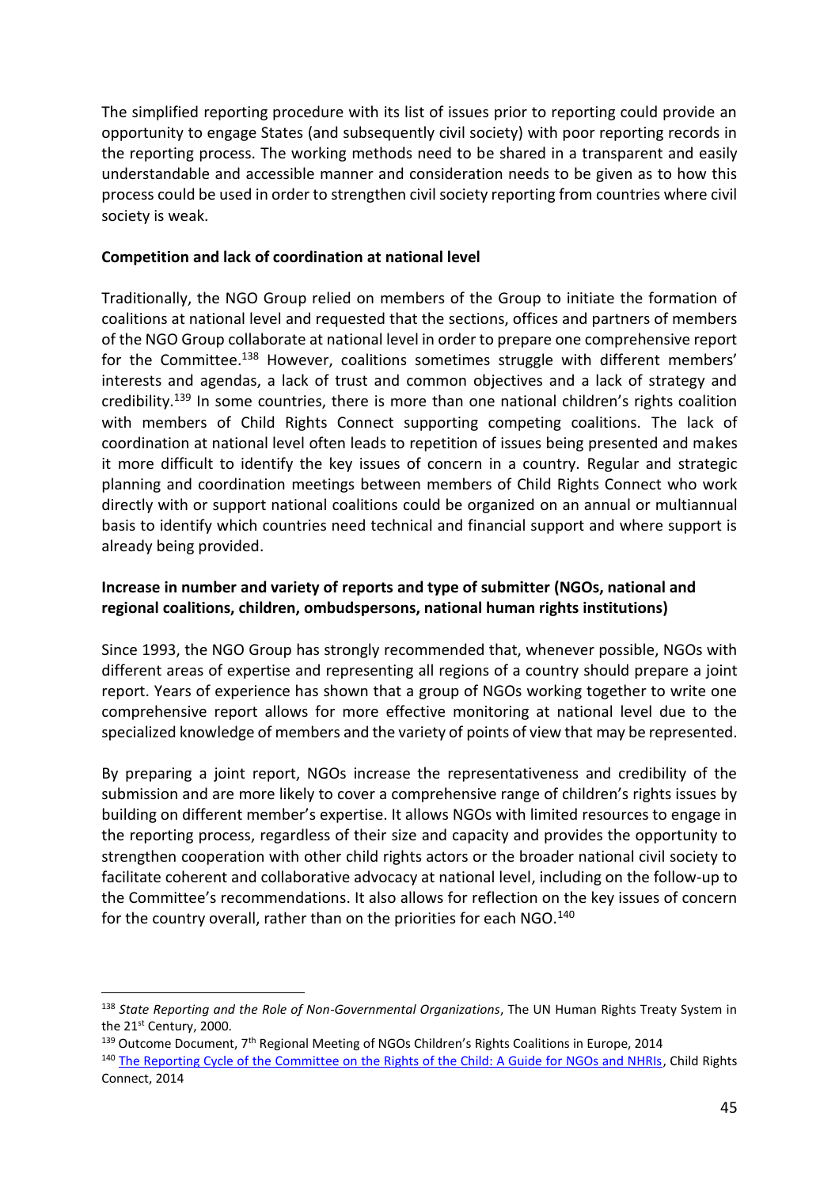The simplified reporting procedure with its list of issues prior to reporting could provide an opportunity to engage States (and subsequently civil society) with poor reporting records in the reporting process. The working methods need to be shared in a transparent and easily understandable and accessible manner and consideration needs to be given as to how this process could be used in order to strengthen civil society reporting from countries where civil society is weak.

**Competition and lack of coordination at national level**

Traditionally, the NGO Group relied on members of the Group to initiate the formation of coalitions at national level and requested that the sections, offices and partners of members of the NGO Group collaborate at national level in order to prepare one comprehensive report for the Committee.[138] However, coalitions sometimes struggle with different members' interests and agendas, a lack of trust and common objectives and a lack of strategy and credibility.[139] In some countries, there is more than one national children's rights coalition with members of Child Rights Connect supporting competing coalitions. The lack of coordination at national level often leads to repetition of issues being presented and makes it more difficult to identify the key issues of concern in a country. Regular and strategic planning and coordination meetings between members of Child Rights Connect who work directly with or support national coalitions could be organized on an annual or multiannual basis to identify which countries need technical and financial support and where support is already being provided.

**Increase in number and variety of reports and type of submitter (NGOs, national and regional coalitions, children, ombudspersons, national human rights institutions)**

Since 1993, the NGO Group has strongly recommended that, whenever possible, NGOs with different areas of expertise and representing all regions of a country should prepare a joint report. Years of experience has shown that a group of NGOs working together to write one comprehensive report allows for more effective monitoring at national level due to the specialized knowledge of members and the variety of points of view that may be represented.

By preparing a joint report, NGOs increase the representativeness and credibility of the submission and are more likely to cover a comprehensive range of children's rights issues by building on different member's expertise. It allows NGOs with limited resources to engage in the reporting process, regardless of their size and capacity and provides the opportunity to strengthen cooperation with other child rights actors or the broader national civil society to facilitate coherent and collaborative advocacy at national level, including on the follow-up to the Committee's recommendations. It also allows for reflection on the key issues of concern for the country overall, rather than on the priorities for each NGO.[140]

---

[138] *State Reporting and the Role of Non-Governmental Organizations*, The UN Human Rights Treaty System in the 21st Century, 2000.

[139] Outcome Document, 7th Regional Meeting of NGOs Children's Rights Coalitions in Europe, 2014

[140] The Reporting Cycle of the Committee on the Rights of the Child: A Guide for NGOs and NHRIs, Child Rights Connect, 2014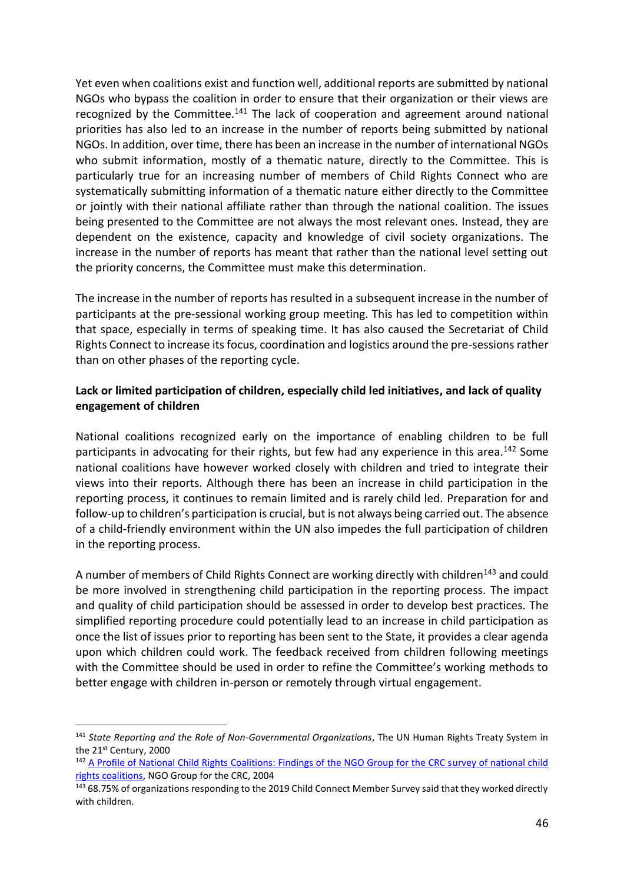Yet even when coalitions exist and function well, additional reports are submitted by national NGOs who bypass the coalition in order to ensure that their organization or their views are recognized by the Committee.[141] The lack of cooperation and agreement around national priorities has also led to an increase in the number of reports being submitted by national NGOs. In addition, over time, there has been an increase in the number of international NGOs who submit information, mostly of a thematic nature, directly to the Committee. This is particularly true for an increasing number of members of Child Rights Connect who are systematically submitting information of a thematic nature either directly to the Committee or jointly with their national affiliate rather than through the national coalition. The issues being presented to the Committee are not always the most relevant ones. Instead, they are dependent on the existence, capacity and knowledge of civil society organizations. The increase in the number of reports has meant that rather than the national level setting out the priority concerns, the Committee must make this determination.

The increase in the number of reports has resulted in a subsequent increase in the number of participants at the pre-sessional working group meeting. This has led to competition within that space, especially in terms of speaking time. It has also caused the Secretariat of Child Rights Connect to increase its focus, coordination and logistics around the pre-sessions rather than on other phases of the reporting cycle.

**Lack or limited participation of children, especially child led initiatives, and lack of quality engagement of children**

National coalitions recognized early on the importance of enabling children to be full participants in advocating for their rights, but few had any experience in this area.[142] Some national coalitions have however worked closely with children and tried to integrate their views into their reports. Although there has been an increase in child participation in the reporting process, it continues to remain limited and is rarely child led. Preparation for and follow-up to children's participation is crucial, but is not always being carried out. The absence of a child-friendly environment within the UN also impedes the full participation of children in the reporting process.

A number of members of Child Rights Connect are working directly with children[143] and could be more involved in strengthening child participation in the reporting process. The impact and quality of child participation should be assessed in order to develop best practices. The simplified reporting procedure could potentially lead to an increase in child participation as once the list of issues prior to reporting has been sent to the State, it provides a clear agenda upon which children could work. The feedback received from children following meetings with the Committee should be used in order to refine the Committee's working methods to better engage with children in-person or remotely through virtual engagement.

---

[141] *State Reporting and the Role of Non-Governmental Organizations*, The UN Human Rights Treaty System in the 21st Century, 2000

[142] A Profile of National Child Rights Coalitions: Findings of the NGO Group for the CRC survey of national child rights coalitions, NGO Group for the CRC, 2004

[143] 68.75% of organizations responding to the 2019 Child Connect Member Survey said that they worked directly with children.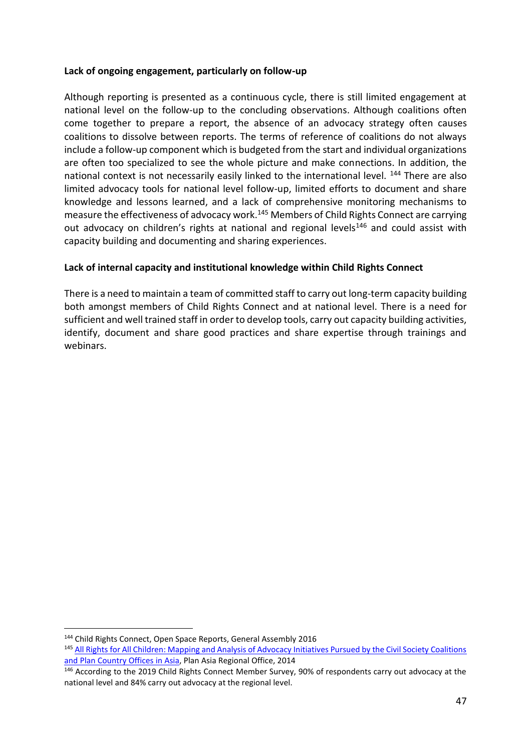**Lack of ongoing engagement, particularly on follow-up**

Although reporting is presented as a continuous cycle, there is still limited engagement at national level on the follow-up to the concluding observations. Although coalitions often come together to prepare a report, the absence of an advocacy strategy often causes coalitions to dissolve between reports. The terms of reference of coalitions do not always include a follow-up component which is budgeted from the start and individual organizations are often too specialized to see the whole picture and make connections. In addition, the national context is not necessarily easily linked to the international level. [144] There are also limited advocacy tools for national level follow-up, limited efforts to document and share knowledge and lessons learned, and a lack of comprehensive monitoring mechanisms to measure the effectiveness of advocacy work.[145] Members of Child Rights Connect are carrying out advocacy on children's rights at national and regional levels[146] and could assist with capacity building and documenting and sharing experiences.

**Lack of internal capacity and institutional knowledge within Child Rights Connect**

There is a need to maintain a team of committed staff to carry out long-term capacity building both amongst members of Child Rights Connect and at national level. There is a need for sufficient and well trained staff in order to develop tools, carry out capacity building activities, identify, document and share good practices and share expertise through trainings and webinars.

---

[144] Child Rights Connect, Open Space Reports, General Assembly 2016

[145] All Rights for All Children: Mapping and Analysis of Advocacy Initiatives Pursued by the Civil Society Coalitions and Plan Country Offices in Asia, Plan Asia Regional Office, 2014

[146] According to the 2019 Child Rights Connect Member Survey, 90% of respondents carry out advocacy at the national level and 84% carry out advocacy at the regional level.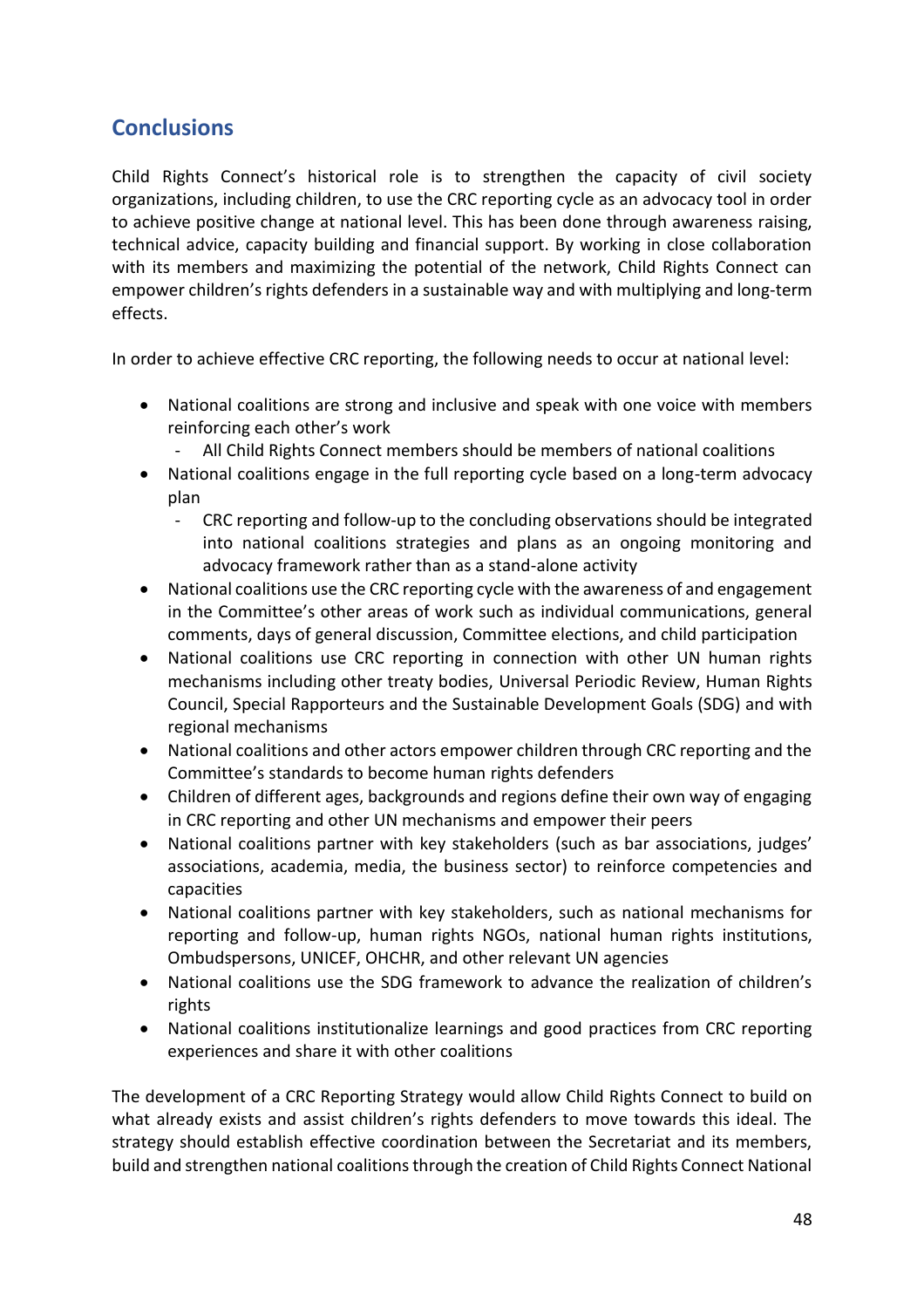## Conclusions

Child Rights Connect's historical role is to strengthen the capacity of civil society organizations, including children, to use the CRC reporting cycle as an advocacy tool in order to achieve positive change at national level. This has been done through awareness raising, technical advice, capacity building and financial support. By working in close collaboration with its members and maximizing the potential of the network, Child Rights Connect can empower children's rights defenders in a sustainable way and with multiplying and long-term effects.

In order to achieve effective CRC reporting, the following needs to occur at national level:

- National coalitions are strong and inclusive and speak with one voice with members reinforcing each other's work
  - All Child Rights Connect members should be members of national coalitions
- National coalitions engage in the full reporting cycle based on a long-term advocacy plan
  - CRC reporting and follow-up to the concluding observations should be integrated into national coalitions strategies and plans as an ongoing monitoring and advocacy framework rather than as a stand-alone activity
- National coalitions use the CRC reporting cycle with the awareness of and engagement in the Committee's other areas of work such as individual communications, general comments, days of general discussion, Committee elections, and child participation
- National coalitions use CRC reporting in connection with other UN human rights mechanisms including other treaty bodies, Universal Periodic Review, Human Rights Council, Special Rapporteurs and the Sustainable Development Goals (SDG) and with regional mechanisms
- National coalitions and other actors empower children through CRC reporting and the Committee's standards to become human rights defenders
- Children of different ages, backgrounds and regions define their own way of engaging in CRC reporting and other UN mechanisms and empower their peers
- National coalitions partner with key stakeholders (such as bar associations, judges' associations, academia, media, the business sector) to reinforce competencies and capacities
- National coalitions partner with key stakeholders, such as national mechanisms for reporting and follow-up, human rights NGOs, national human rights institutions, Ombudspersons, UNICEF, OHCHR, and other relevant UN agencies
- National coalitions use the SDG framework to advance the realization of children's rights
- National coalitions institutionalize learnings and good practices from CRC reporting experiences and share it with other coalitions

The development of a CRC Reporting Strategy would allow Child Rights Connect to build on what already exists and assist children's rights defenders to move towards this ideal. The strategy should establish effective coordination between the Secretariat and its members, build and strengthen national coalitions through the creation of Child Rights Connect National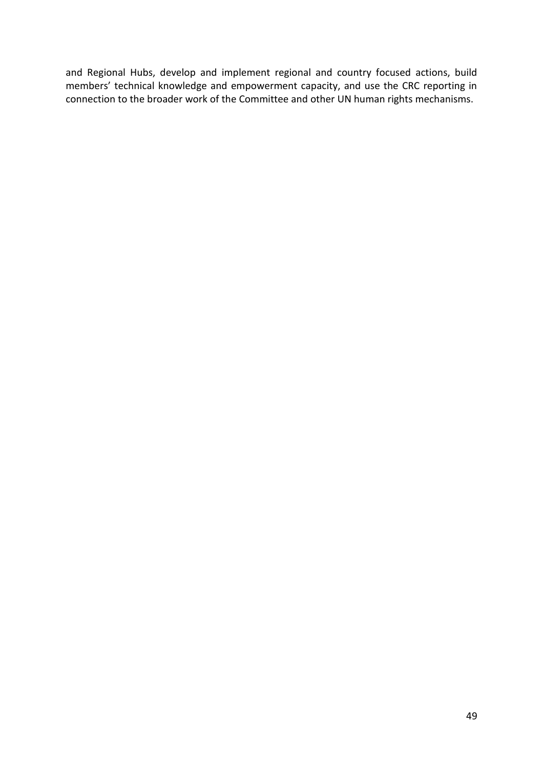and Regional Hubs, develop and implement regional and country focused actions, build members' technical knowledge and empowerment capacity, and use the CRC reporting in connection to the broader work of the Committee and other UN human rights mechanisms.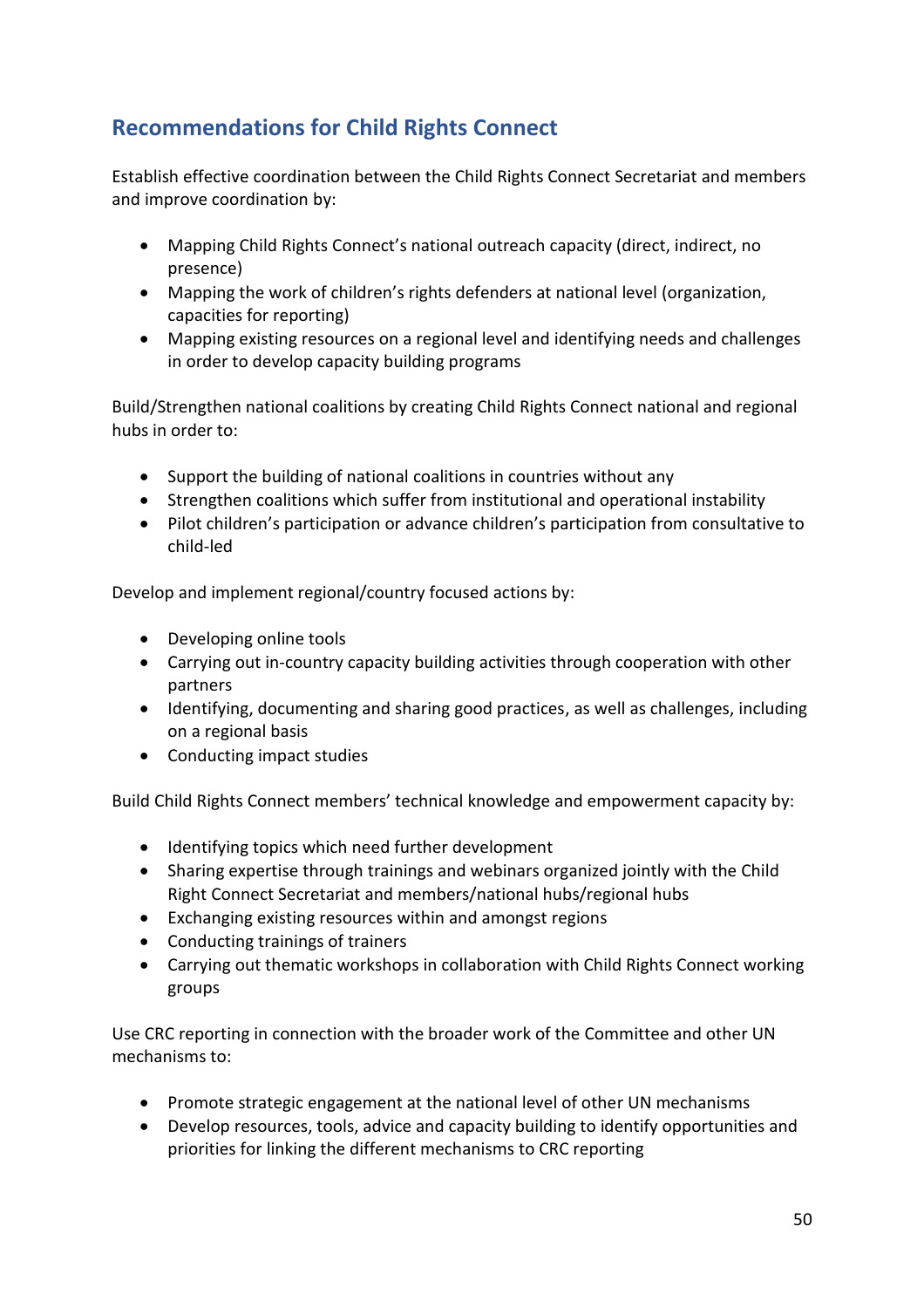## Recommendations for Child Rights Connect

Establish effective coordination between the Child Rights Connect Secretariat and members and improve coordination by:

- Mapping Child Rights Connect's national outreach capacity (direct, indirect, no presence)
- Mapping the work of children's rights defenders at national level (organization, capacities for reporting)
- Mapping existing resources on a regional level and identifying needs and challenges in order to develop capacity building programs

Build/Strengthen national coalitions by creating Child Rights Connect national and regional hubs in order to:

- Support the building of national coalitions in countries without any
- Strengthen coalitions which suffer from institutional and operational instability
- Pilot children's participation or advance children's participation from consultative to child-led

Develop and implement regional/country focused actions by:

- Developing online tools
- Carrying out in-country capacity building activities through cooperation with other partners
- Identifying, documenting and sharing good practices, as well as challenges, including on a regional basis
- Conducting impact studies

Build Child Rights Connect members' technical knowledge and empowerment capacity by:

- Identifying topics which need further development
- Sharing expertise through trainings and webinars organized jointly with the Child Right Connect Secretariat and members/national hubs/regional hubs
- Exchanging existing resources within and amongst regions
- Conducting trainings of trainers
- Carrying out thematic workshops in collaboration with Child Rights Connect working groups

Use CRC reporting in connection with the broader work of the Committee and other UN mechanisms to:

- Promote strategic engagement at the national level of other UN mechanisms
- Develop resources, tools, advice and capacity building to identify opportunities and priorities for linking the different mechanisms to CRC reporting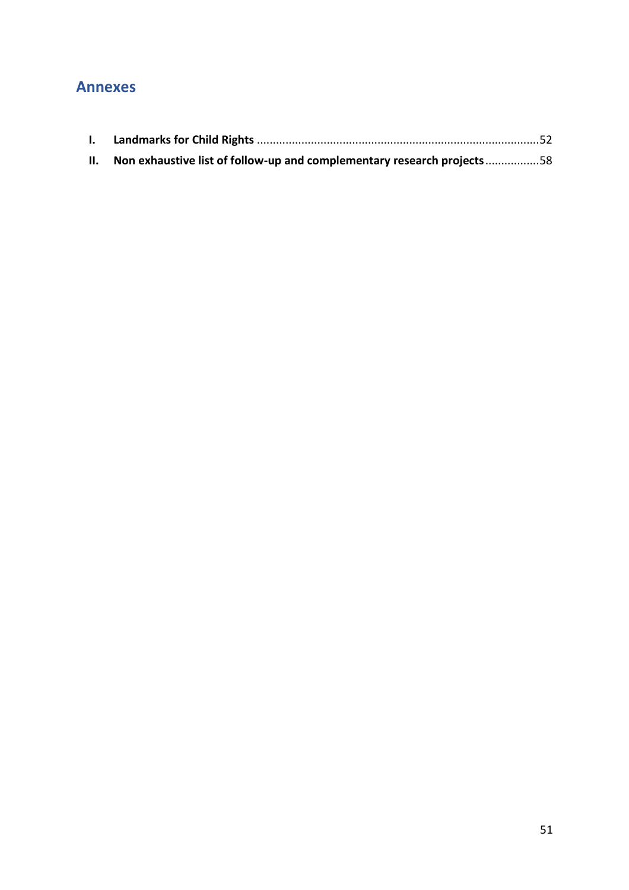# Annexes

I. **Landmarks for Child Rights** ........................................................................................52

II. **Non exhaustive list of follow-up and complementary research projects**.................58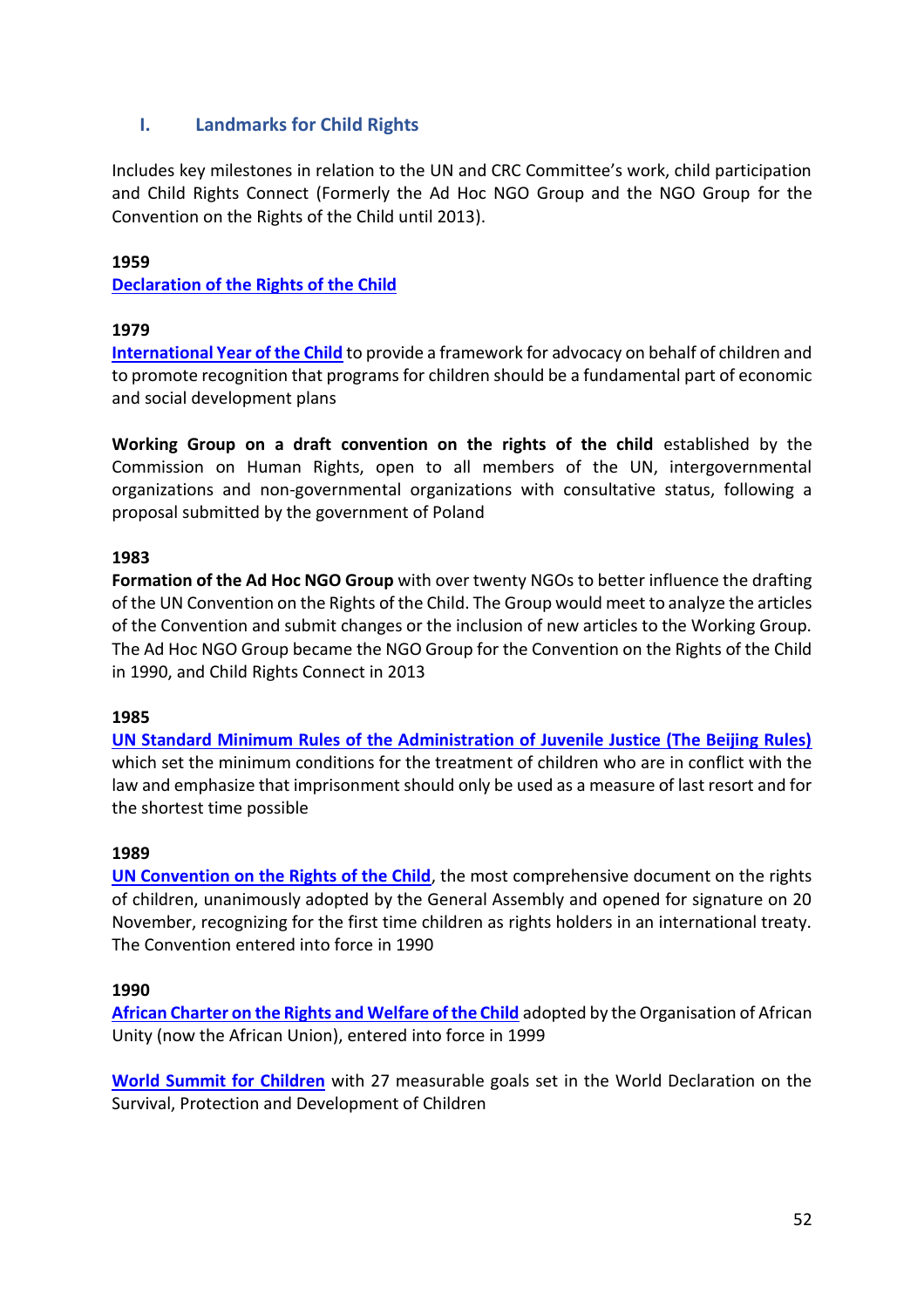## I. Landmarks for Child Rights

Includes key milestones in relation to the UN and CRC Committee's work, child participation and Child Rights Connect (Formerly the Ad Hoc NGO Group and the NGO Group for the Convention on the Rights of the Child until 2013).

**1959**

**Declaration of the Rights of the Child**

**1979**

**International Year of the Child** to provide a framework for advocacy on behalf of children and to promote recognition that programs for children should be a fundamental part of economic and social development plans

**Working Group on a draft convention on the rights of the child** established by the Commission on Human Rights, open to all members of the UN, intergovernmental organizations and non-governmental organizations with consultative status, following a proposal submitted by the government of Poland

**1983**

**Formation of the Ad Hoc NGO Group** with over twenty NGOs to better influence the drafting of the UN Convention on the Rights of the Child. The Group would meet to analyze the articles of the Convention and submit changes or the inclusion of new articles to the Working Group. The Ad Hoc NGO Group became the NGO Group for the Convention on the Rights of the Child in 1990, and Child Rights Connect in 2013

**1985**

**UN Standard Minimum Rules of the Administration of Juvenile Justice (The Beijing Rules)** which set the minimum conditions for the treatment of children who are in conflict with the law and emphasize that imprisonment should only be used as a measure of last resort and for the shortest time possible

**1989**

**UN Convention on the Rights of the Child**, the most comprehensive document on the rights of children, unanimously adopted by the General Assembly and opened for signature on 20 November, recognizing for the first time children as rights holders in an international treaty. The Convention entered into force in 1990

**1990**

**African Charter on the Rights and Welfare of the Child** adopted by the Organisation of African Unity (now the African Union), entered into force in 1999

**World Summit for Children** with 27 measurable goals set in the World Declaration on the Survival, Protection and Development of Children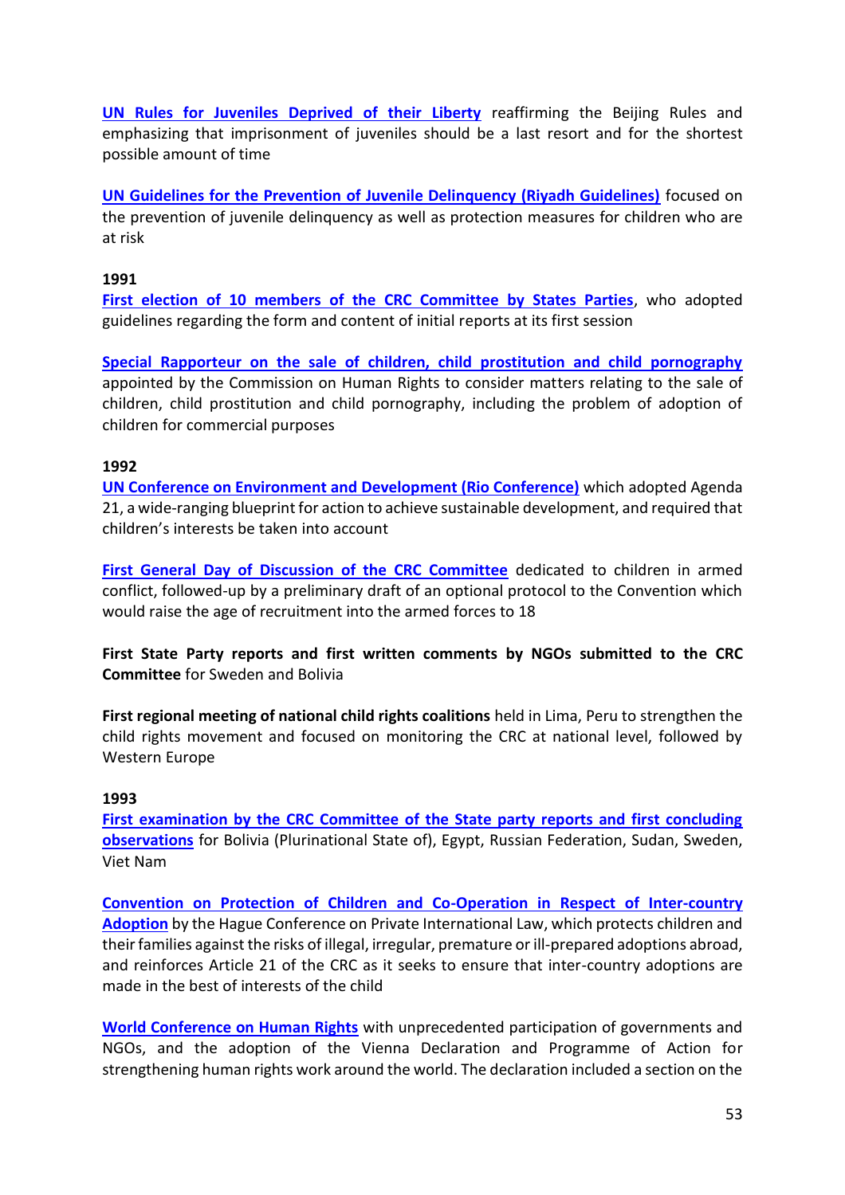**UN Rules for Juveniles Deprived of their Liberty** reaffirming the Beijing Rules and emphasizing that imprisonment of juveniles should be a last resort and for the shortest possible amount of time

**UN Guidelines for the Prevention of Juvenile Delinquency (Riyadh Guidelines)** focused on the prevention of juvenile delinquency as well as protection measures for children who are at risk

**1991**

**First election of 10 members of the CRC Committee by States Parties**, who adopted guidelines regarding the form and content of initial reports at its first session

**Special Rapporteur on the sale of children, child prostitution and child pornography** appointed by the Commission on Human Rights to consider matters relating to the sale of children, child prostitution and child pornography, including the problem of adoption of children for commercial purposes

**1992**

**UN Conference on Environment and Development (Rio Conference)** which adopted Agenda 21, a wide-ranging blueprint for action to achieve sustainable development, and required that children's interests be taken into account

**First General Day of Discussion of the CRC Committee** dedicated to children in armed conflict, followed-up by a preliminary draft of an optional protocol to the Convention which would raise the age of recruitment into the armed forces to 18

**First State Party reports and first written comments by NGOs submitted to the CRC Committee** for Sweden and Bolivia

**First regional meeting of national child rights coalitions** held in Lima, Peru to strengthen the child rights movement and focused on monitoring the CRC at national level, followed by Western Europe

**1993**

**First examination by the CRC Committee of the State party reports and first concluding observations** for Bolivia (Plurinational State of), Egypt, Russian Federation, Sudan, Sweden, Viet Nam

**Convention on Protection of Children and Co-Operation in Respect of Inter-country Adoption** by the Hague Conference on Private International Law, which protects children and their families against the risks of illegal, irregular, premature or ill-prepared adoptions abroad, and reinforces Article 21 of the CRC as it seeks to ensure that inter-country adoptions are made in the best of interests of the child

**World Conference on Human Rights** with unprecedented participation of governments and NGOs, and the adoption of the Vienna Declaration and Programme of Action for strengthening human rights work around the world. The declaration included a section on the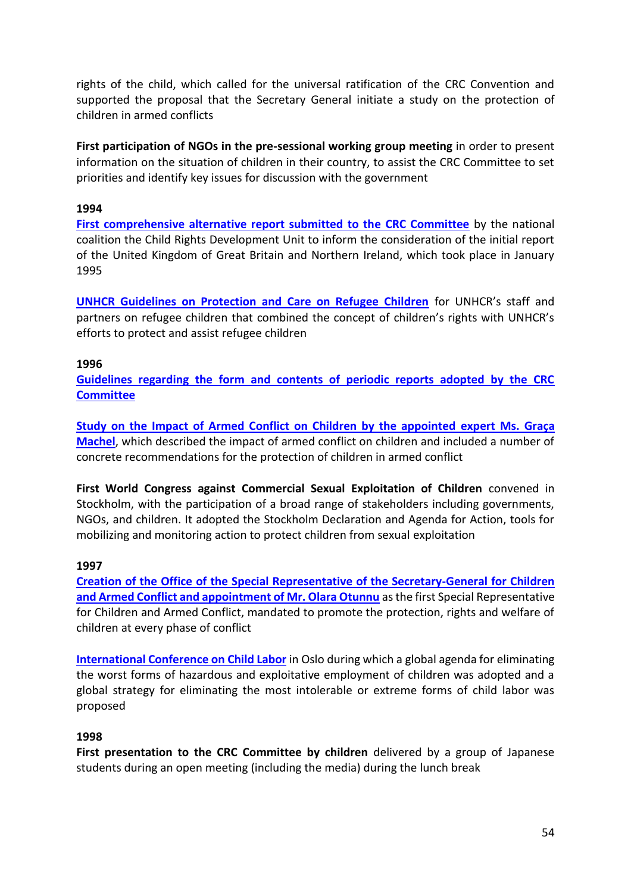rights of the child, which called for the universal ratification of the CRC Convention and supported the proposal that the Secretary General initiate a study on the protection of children in armed conflicts

**First participation of NGOs in the pre-sessional working group meeting** in order to present information on the situation of children in their country, to assist the CRC Committee to set priorities and identify key issues for discussion with the government

**1994**

**First comprehensive alternative report submitted to the CRC Committee** by the national coalition the Child Rights Development Unit to inform the consideration of the initial report of the United Kingdom of Great Britain and Northern Ireland, which took place in January 1995

**UNHCR Guidelines on Protection and Care on Refugee Children** for UNHCR's staff and partners on refugee children that combined the concept of children's rights with UNHCR's efforts to protect and assist refugee children

**1996**

**Guidelines regarding the form and contents of periodic reports adopted by the CRC Committee**

**Study on the Impact of Armed Conflict on Children by the appointed expert Ms. Graça Machel**, which described the impact of armed conflict on children and included a number of concrete recommendations for the protection of children in armed conflict

**First World Congress against Commercial Sexual Exploitation of Children** convened in Stockholm, with the participation of a broad range of stakeholders including governments, NGOs, and children. It adopted the Stockholm Declaration and Agenda for Action, tools for mobilizing and monitoring action to protect children from sexual exploitation

**1997**

**Creation of the Office of the Special Representative of the Secretary-General for Children and Armed Conflict and appointment of Mr. Olara Otunnu** as the first Special Representative for Children and Armed Conflict, mandated to promote the protection, rights and welfare of children at every phase of conflict

**International Conference on Child Labor** in Oslo during which a global agenda for eliminating the worst forms of hazardous and exploitative employment of children was adopted and a global strategy for eliminating the most intolerable or extreme forms of child labor was proposed

**1998**

**First presentation to the CRC Committee by children** delivered by a group of Japanese students during an open meeting (including the media) during the lunch break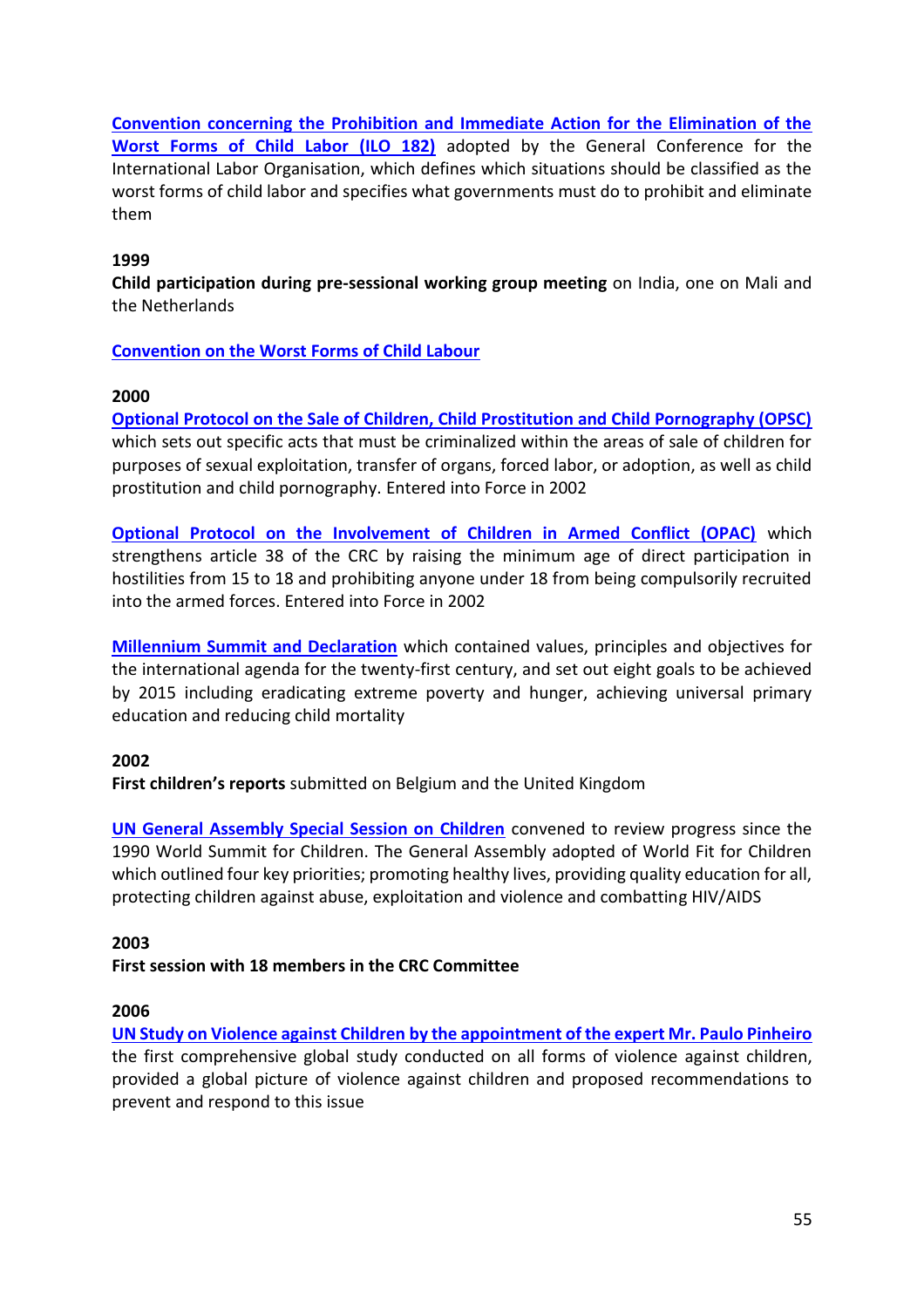**Convention concerning the Prohibition and Immediate Action for the Elimination of the Worst Forms of Child Labor (ILO 182)** adopted by the General Conference for the International Labor Organisation, which defines which situations should be classified as the worst forms of child labor and specifies what governments must do to prohibit and eliminate them

**1999**

**Child participation during pre-sessional working group meeting** on India, one on Mali and the Netherlands

**Convention on the Worst Forms of Child Labour**

**2000**

**Optional Protocol on the Sale of Children, Child Prostitution and Child Pornography (OPSC)** which sets out specific acts that must be criminalized within the areas of sale of children for purposes of sexual exploitation, transfer of organs, forced labor, or adoption, as well as child prostitution and child pornography. Entered into Force in 2002

**Optional Protocol on the Involvement of Children in Armed Conflict (OPAC)** which strengthens article 38 of the CRC by raising the minimum age of direct participation in hostilities from 15 to 18 and prohibiting anyone under 18 from being compulsorily recruited into the armed forces. Entered into Force in 2002

**Millennium Summit and Declaration** which contained values, principles and objectives for the international agenda for the twenty-first century, and set out eight goals to be achieved by 2015 including eradicating extreme poverty and hunger, achieving universal primary education and reducing child mortality

**2002**

**First children's reports** submitted on Belgium and the United Kingdom

**UN General Assembly Special Session on Children** convened to review progress since the 1990 World Summit for Children. The General Assembly adopted of World Fit for Children which outlined four key priorities; promoting healthy lives, providing quality education for all, protecting children against abuse, exploitation and violence and combatting HIV/AIDS

**2003**

**First session with 18 members in the CRC Committee**

**2006**

**UN Study on Violence against Children by the appointment of the expert Mr. Paulo Pinheiro** the first comprehensive global study conducted on all forms of violence against children, provided a global picture of violence against children and proposed recommendations to prevent and respond to this issue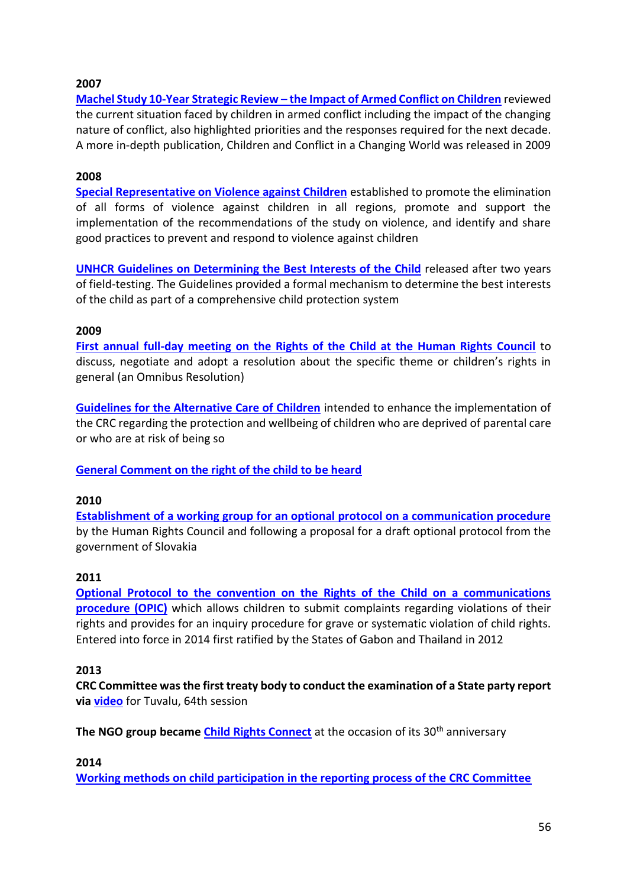**2007**

**Machel Study 10-Year Strategic Review – the Impact of Armed Conflict on Children** reviewed the current situation faced by children in armed conflict including the impact of the changing nature of conflict, also highlighted priorities and the responses required for the next decade. A more in-depth publication, Children and Conflict in a Changing World was released in 2009

**2008**

**Special Representative on Violence against Children** established to promote the elimination of all forms of violence against children in all regions, promote and support the implementation of the recommendations of the study on violence, and identify and share good practices to prevent and respond to violence against children

**UNHCR Guidelines on Determining the Best Interests of the Child** released after two years of field-testing. The Guidelines provided a formal mechanism to determine the best interests of the child as part of a comprehensive child protection system

**2009**

**First annual full-day meeting on the Rights of the Child at the Human Rights Council** to discuss, negotiate and adopt a resolution about the specific theme or children's rights in general (an Omnibus Resolution)

**Guidelines for the Alternative Care of Children** intended to enhance the implementation of the CRC regarding the protection and wellbeing of children who are deprived of parental care or who are at risk of being so

**General Comment on the right of the child to be heard**

**2010**

**Establishment of a working group for an optional protocol on a communication procedure** by the Human Rights Council and following a proposal for a draft optional protocol from the government of Slovakia

**2011**

**Optional Protocol to the convention on the Rights of the Child on a communications procedure (OPIC)** which allows children to submit complaints regarding violations of their rights and provides for an inquiry procedure for grave or systematic violation of child rights. Entered into force in 2014 first ratified by the States of Gabon and Thailand in 2012

**2013**

**CRC Committee was the first treaty body to conduct the examination of a State party report via video** for Tuvalu, 64th session

**The NGO group became Child Rights Connect** at the occasion of its 30th anniversary

**2014**

**Working methods on child participation in the reporting process of the CRC Committee**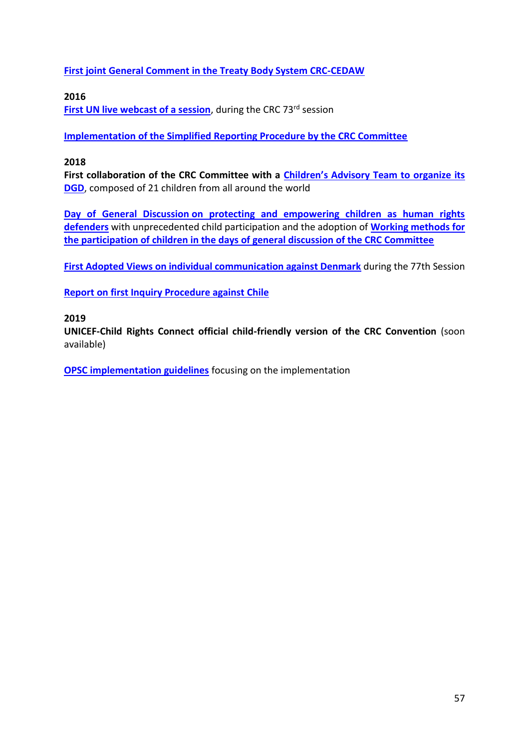**First joint General Comment in the Treaty Body System CRC-CEDAW**

**2016**

**First UN live webcast of a session**, during the CRC 73rd session

**Implementation of the Simplified Reporting Procedure by the CRC Committee**

**2018**

**First collaboration of the CRC Committee with a Children's Advisory Team to organize its DGD**, composed of 21 children from all around the world

**Day of General Discussion on protecting and empowering children as human rights defenders** with unprecedented child participation and the adoption of **Working methods for the participation of children in the days of general discussion of the CRC Committee**

**First Adopted Views on individual communication against Denmark** during the 77th Session

**Report on first Inquiry Procedure against Chile**

**2019**

**UNICEF-Child Rights Connect official child-friendly version of the CRC Convention** (soon available)

**OPSC implementation guidelines** focusing on the implementation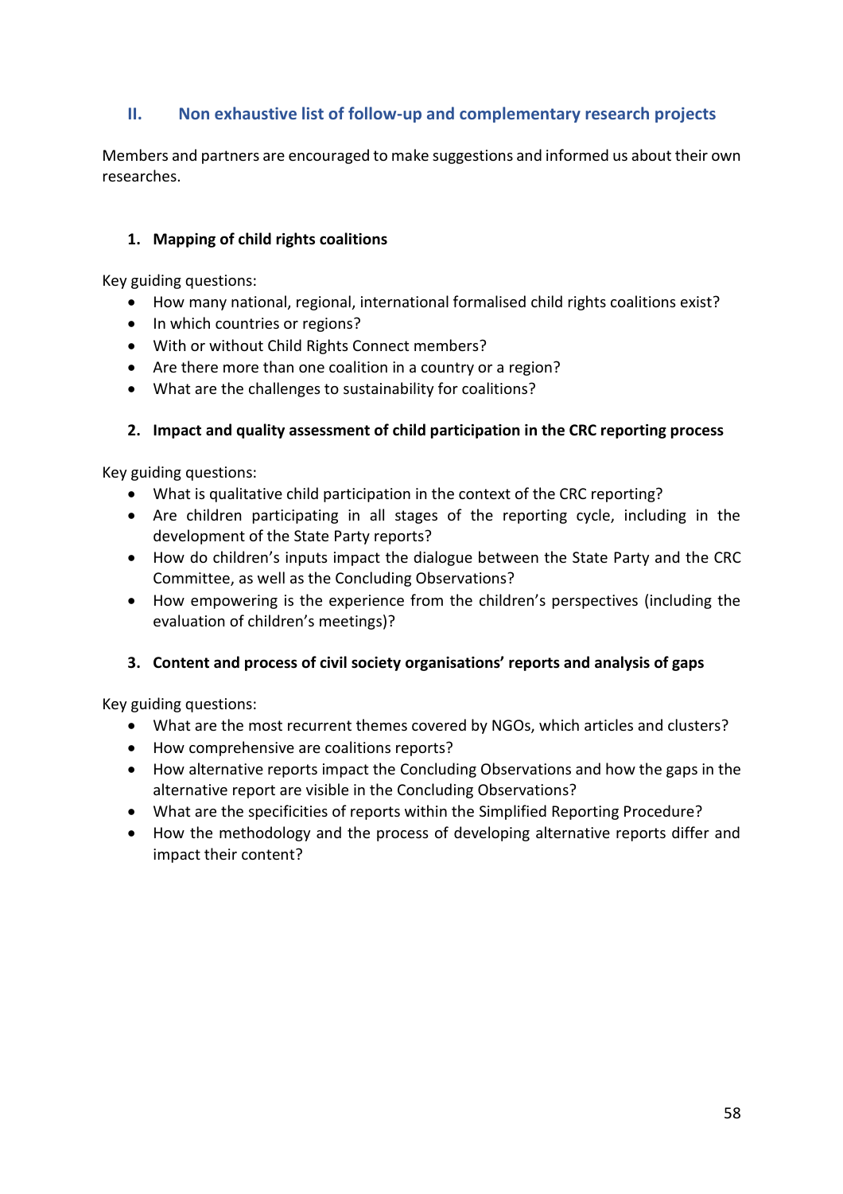## II. Non exhaustive list of follow-up and complementary research projects

Members and partners are encouraged to make suggestions and informed us about their own researches.

### 1. Mapping of child rights coalitions

Key guiding questions:

- How many national, regional, international formalised child rights coalitions exist?
- In which countries or regions?
- With or without Child Rights Connect members?
- Are there more than one coalition in a country or a region?
- What are the challenges to sustainability for coalitions?

### 2. Impact and quality assessment of child participation in the CRC reporting process

Key guiding questions:

- What is qualitative child participation in the context of the CRC reporting?
- Are children participating in all stages of the reporting cycle, including in the development of the State Party reports?
- How do children's inputs impact the dialogue between the State Party and the CRC Committee, as well as the Concluding Observations?
- How empowering is the experience from the children's perspectives (including the evaluation of children's meetings)?

### 3. Content and process of civil society organisations' reports and analysis of gaps

Key guiding questions:

- What are the most recurrent themes covered by NGOs, which articles and clusters?
- How comprehensive are coalitions reports?
- How alternative reports impact the Concluding Observations and how the gaps in the alternative report are visible in the Concluding Observations?
- What are the specificities of reports within the Simplified Reporting Procedure?
- How the methodology and the process of developing alternative reports differ and impact their content?